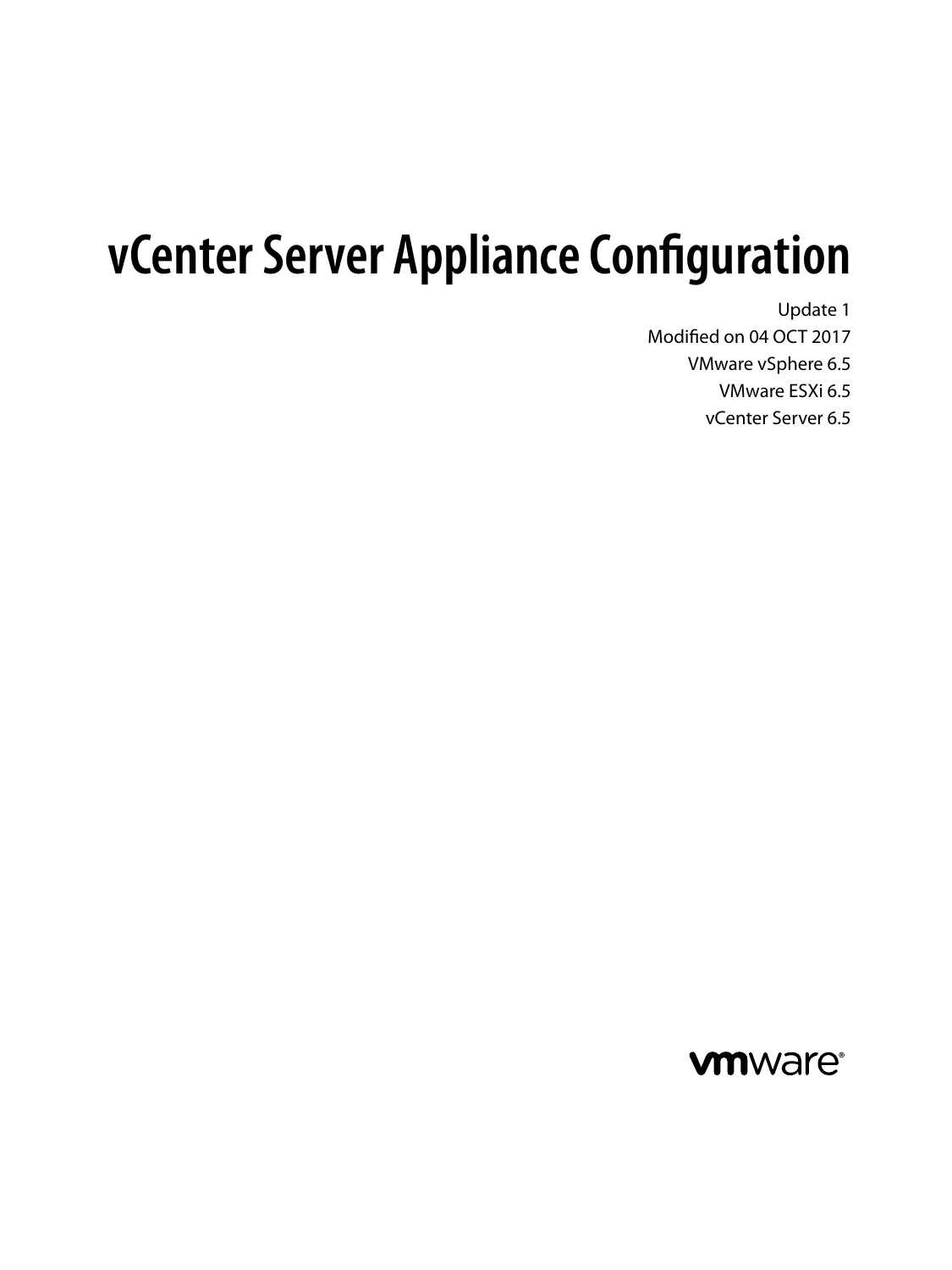# vCenter Server Appliance Configuration

Update 1

Modified on 04 OCT 2017

VMware vSphere 6.5

VMware ESXi 6.5

vCenter Server 6.5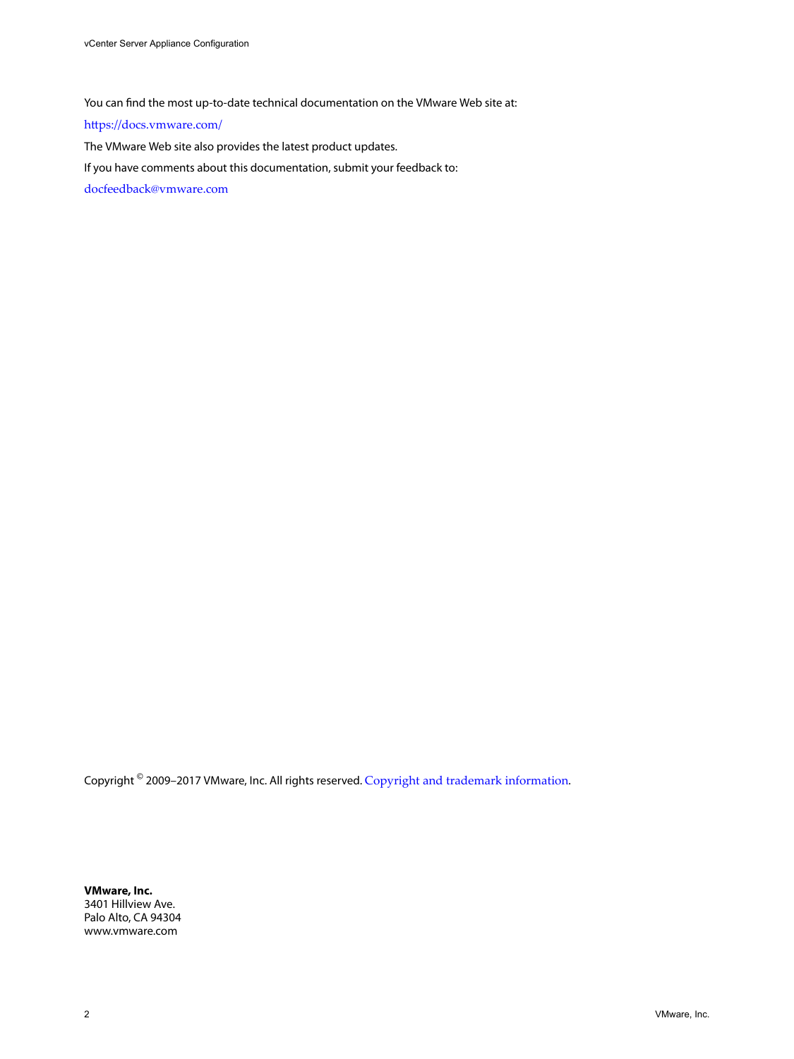You can find the most up-to-date technical documentation on the VMware Web site at:

https://docs.vmware.com/

The VMware Web site also provides the latest product updates.

If you have comments about this documentation, submit your feedback to:

docfeedback@vmware.com

Copyright © 2009–2017 VMware, Inc. All rights reserved. Copyright and trademark information.

**VMware, Inc.**
3401 Hillview Ave.
Palo Alto, CA 94304
www.vmware.com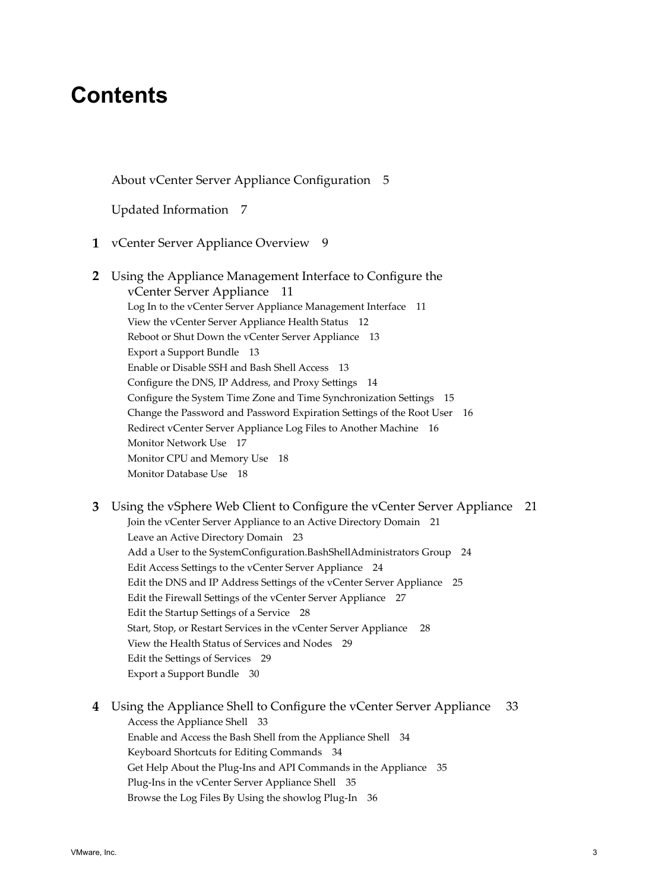# Contents

About vCenter Server Appliance Configuration 5

Updated Information 7

**1** vCenter Server Appliance Overview 9

**2** Using the Appliance Management Interface to Configure the vCenter Server Appliance 11

- Log In to the vCenter Server Appliance Management Interface 11
- View the vCenter Server Appliance Health Status 12
- Reboot or Shut Down the vCenter Server Appliance 13
- Export a Support Bundle 13
- Enable or Disable SSH and Bash Shell Access 13
- Configure the DNS, IP Address, and Proxy Settings 14
- Configure the System Time Zone and Time Synchronization Settings 15
- Change the Password and Password Expiration Settings of the Root User 16
- Redirect vCenter Server Appliance Log Files to Another Machine 16
- Monitor Network Use 17
- Monitor CPU and Memory Use 18
- Monitor Database Use 18

**3** Using the vSphere Web Client to Configure the vCenter Server Appliance 21

- Join the vCenter Server Appliance to an Active Directory Domain 21
- Leave an Active Directory Domain 23
- Add a User to the SystemConfiguration.BashShellAdministrators Group 24
- Edit Access Settings to the vCenter Server Appliance 24
- Edit the DNS and IP Address Settings of the vCenter Server Appliance 25
- Edit the Firewall Settings of the vCenter Server Appliance 27
- Edit the Startup Settings of a Service 28
- Start, Stop, or Restart Services in the vCenter Server Appliance 28
- View the Health Status of Services and Nodes 29
- Edit the Settings of Services 29
- Export a Support Bundle 30

**4** Using the Appliance Shell to Configure the vCenter Server Appliance 33

- Access the Appliance Shell 33
- Enable and Access the Bash Shell from the Appliance Shell 34
- Keyboard Shortcuts for Editing Commands 34
- Get Help About the Plug-Ins and API Commands in the Appliance 35
- Plug-Ins in the vCenter Server Appliance Shell 35
- Browse the Log Files By Using the showlog Plug-In 36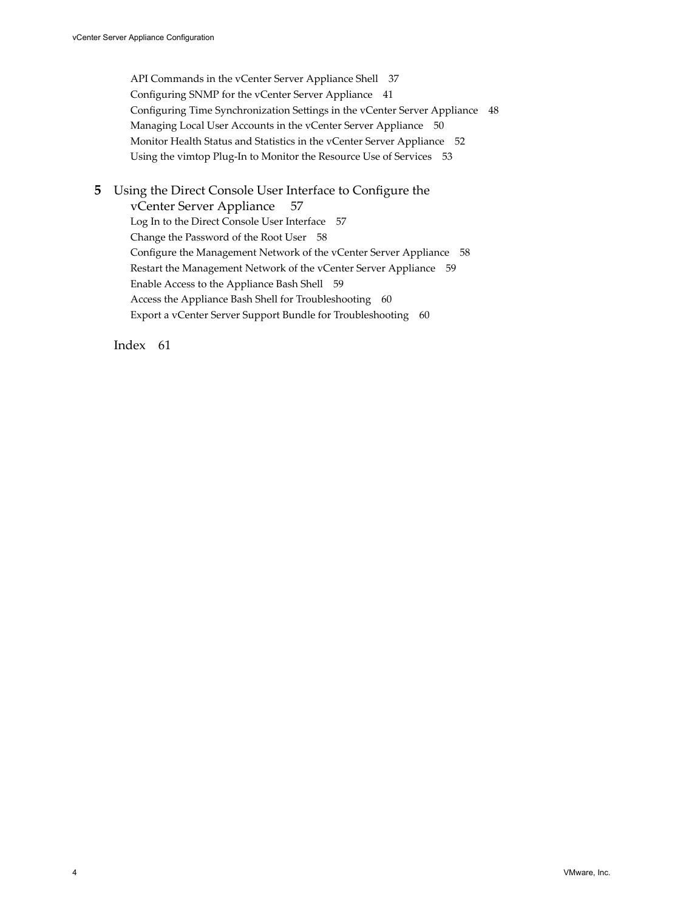API Commands in the vCenter Server Appliance Shell 37
Configuring SNMP for the vCenter Server Appliance 41
Configuring Time Synchronization Settings in the vCenter Server Appliance 48
Managing Local User Accounts in the vCenter Server Appliance 50
Monitor Health Status and Statistics in the vCenter Server Appliance 52
Using the vimtop Plug-In to Monitor the Resource Use of Services 53

**5** Using the Direct Console User Interface to Configure the vCenter Server Appliance 57

Log In to the Direct Console User Interface 57
Change the Password of the Root User 58
Configure the Management Network of the vCenter Server Appliance 58
Restart the Management Network of the vCenter Server Appliance 59
Enable Access to the Appliance Bash Shell 59
Access the Appliance Bash Shell for Troubleshooting 60
Export a vCenter Server Support Bundle for Troubleshooting 60

Index 61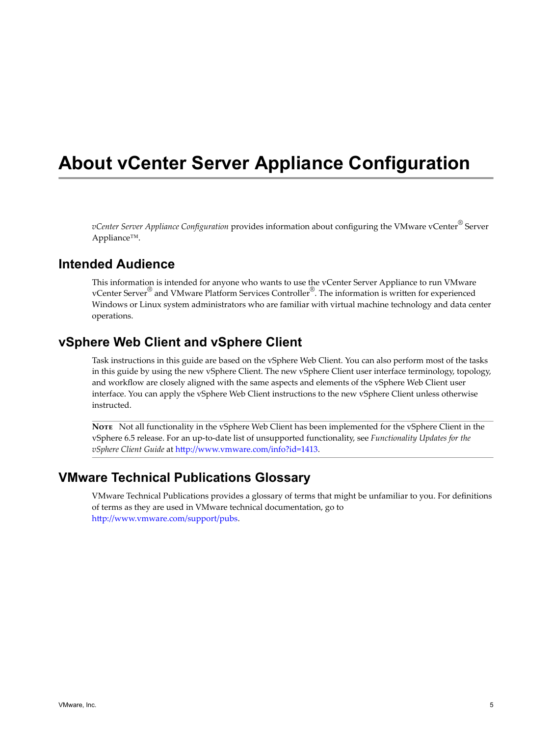# About vCenter Server Appliance Configuration

*vCenter Server Appliance Configuration* provides information about configuring the VMware vCenter® Server Appliance™.

## Intended Audience

This information is intended for anyone who wants to use the vCenter Server Appliance to run VMware vCenter Server® and VMware Platform Services Controller®. The information is written for experienced Windows or Linux system administrators who are familiar with virtual machine technology and data center operations.

## vSphere Web Client and vSphere Client

Task instructions in this guide are based on the vSphere Web Client. You can also perform most of the tasks in this guide by using the new vSphere Client. The new vSphere Client user interface terminology, topology, and workflow are closely aligned with the same aspects and elements of the vSphere Web Client user interface. You can apply the vSphere Web Client instructions to the new vSphere Client unless otherwise instructed.

---

**Note** Not all functionality in the vSphere Web Client has been implemented for the vSphere Client in the vSphere 6.5 release. For an up-to-date list of unsupported functionality, see *Functionality Updates for the vSphere Client Guide* at http://www.vmware.com/info?id=1413.

---

## VMware Technical Publications Glossary

VMware Technical Publications provides a glossary of terms that might be unfamiliar to you. For definitions of terms as they are used in VMware technical documentation, go to http://www.vmware.com/support/pubs.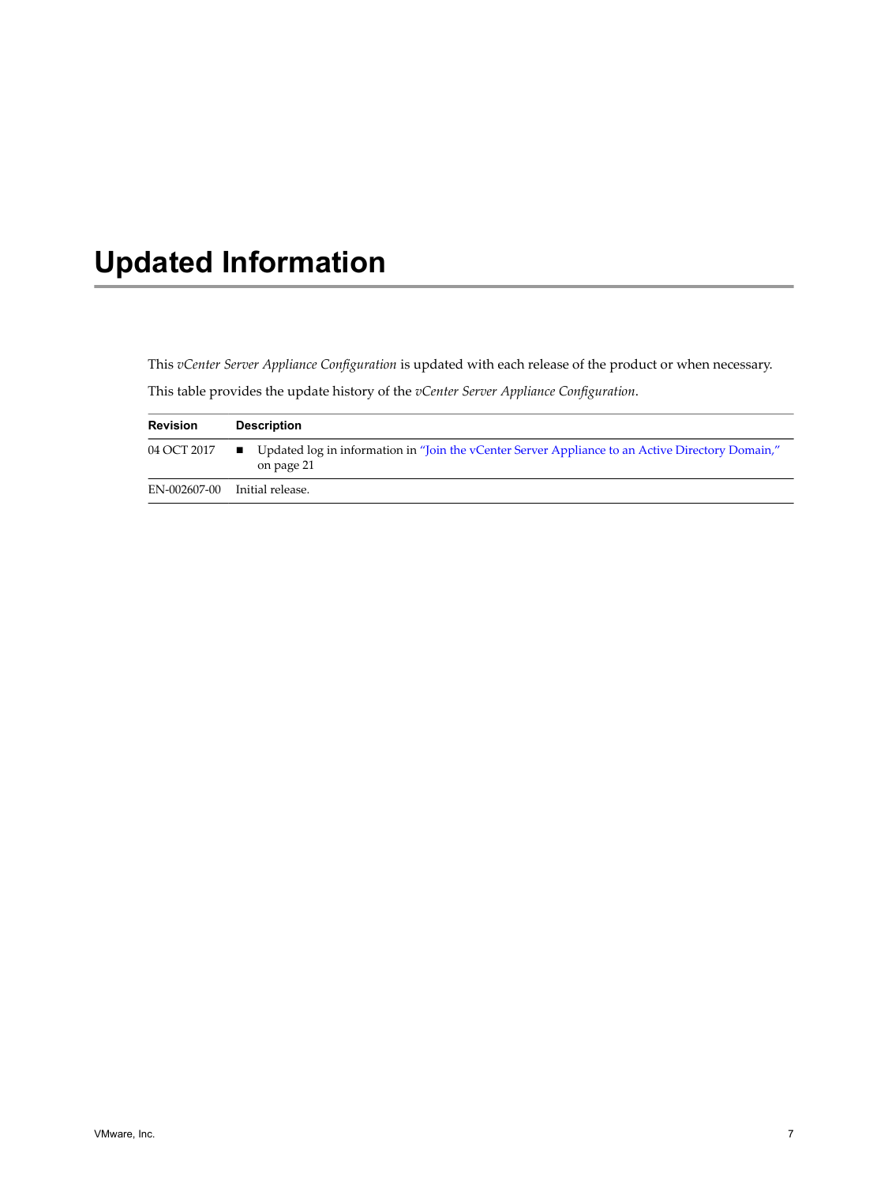# Updated Information

This *vCenter Server Appliance Configuration* is updated with each release of the product or when necessary.

This table provides the update history of the *vCenter Server Appliance Configuration*.

| Revision | Description |
| --- | --- |
| 04 OCT 2017 | ■ Updated log in information in "Join the vCenter Server Appliance to an Active Directory Domain," on page 21 |
| EN-002607-00 | Initial release. |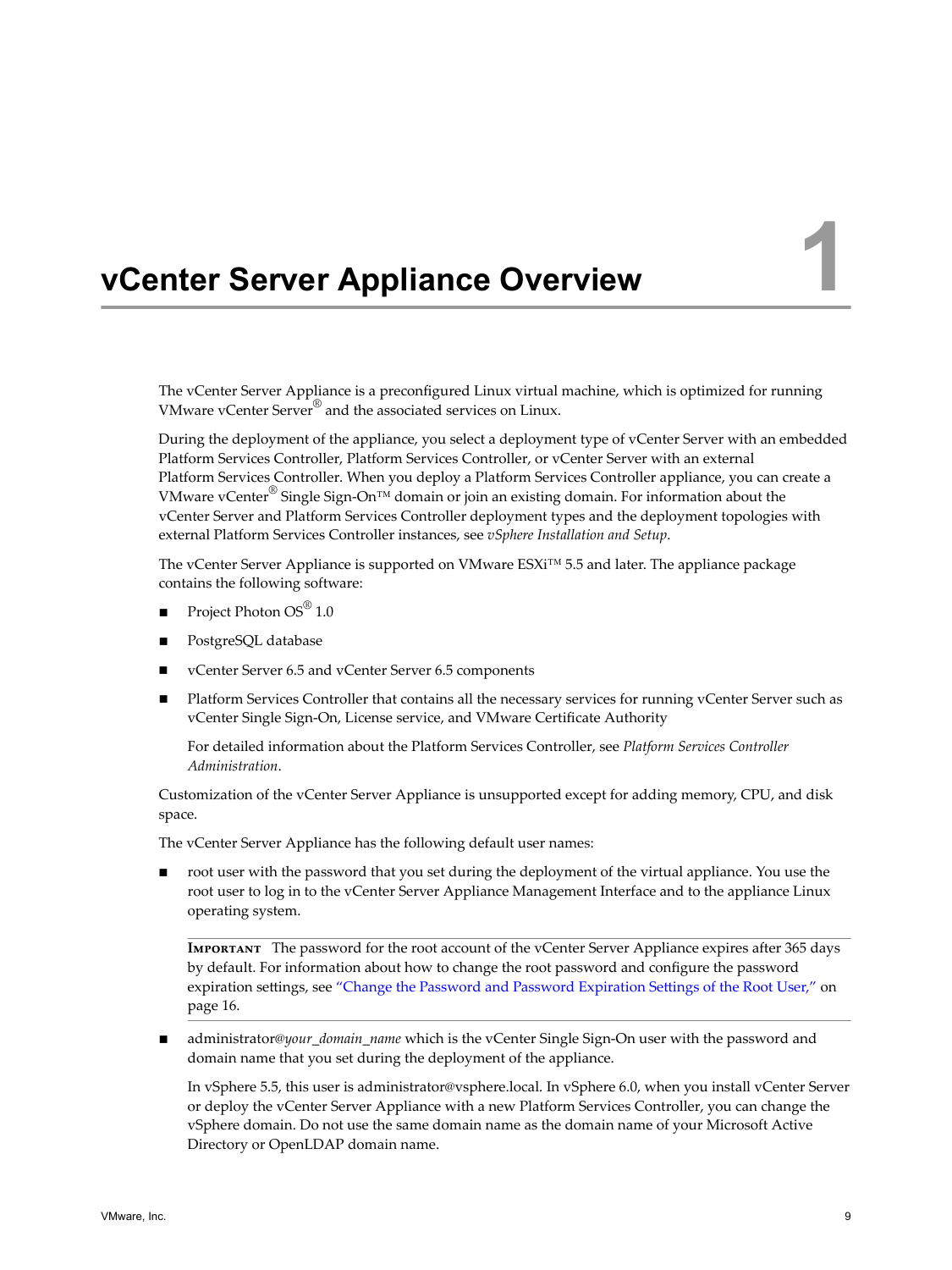# 1 vCenter Server Appliance Overview

The vCenter Server Appliance is a preconfigured Linux virtual machine, which is optimized for running VMware vCenter Server® and the associated services on Linux.

During the deployment of the appliance, you select a deployment type of vCenter Server with an embedded Platform Services Controller, Platform Services Controller, or vCenter Server with an external Platform Services Controller. When you deploy a Platform Services Controller appliance, you can create a VMware vCenter® Single Sign-On™ domain or join an existing domain. For information about the vCenter Server and Platform Services Controller deployment types and the deployment topologies with external Platform Services Controller instances, see *vSphere Installation and Setup*.

The vCenter Server Appliance is supported on VMware ESXi™ 5.5 and later. The appliance package contains the following software:

- Project Photon OS® 1.0
- PostgreSQL database
- vCenter Server 6.5 and vCenter Server 6.5 components
- Platform Services Controller that contains all the necessary services for running vCenter Server such as vCenter Single Sign-On, License service, and VMware Certificate Authority

  For detailed information about the Platform Services Controller, see *Platform Services Controller Administration*.

Customization of the vCenter Server Appliance is unsupported except for adding memory, CPU, and disk space.

The vCenter Server Appliance has the following default user names:

- root user with the password that you set during the deployment of the virtual appliance. You use the root user to log in to the vCenter Server Appliance Management Interface and to the appliance Linux operating system.

  **IMPORTANT** The password for the root account of the vCenter Server Appliance expires after 365 days by default. For information about how to change the root password and configure the password expiration settings, see "Change the Password and Password Expiration Settings of the Root User," on page 16.

- administrator@*your_domain_name* which is the vCenter Single Sign-On user with the password and domain name that you set during the deployment of the appliance.

  In vSphere 5.5, this user is administrator@vsphere.local. In vSphere 6.0, when you install vCenter Server or deploy the vCenter Server Appliance with a new Platform Services Controller, you can change the vSphere domain. Do not use the same domain name as the domain name of your Microsoft Active Directory or OpenLDAP domain name.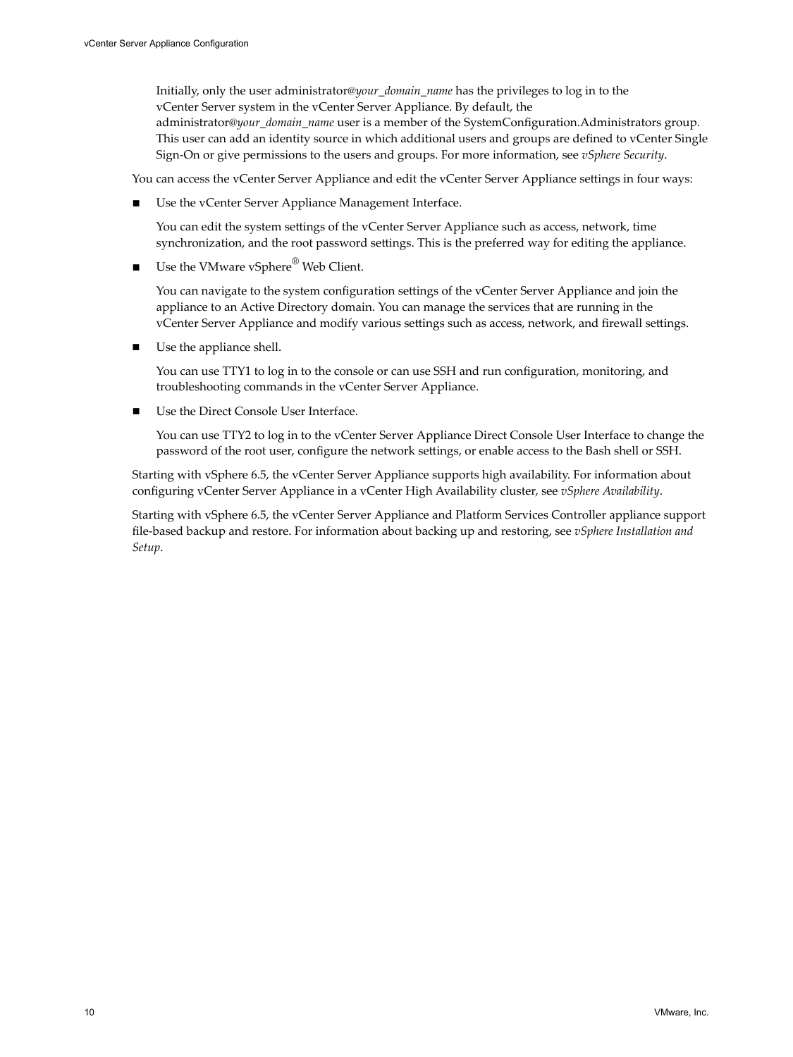Initially, only the user administrator@*your_domain_name* has the privileges to log in to the vCenter Server system in the vCenter Server Appliance. By default, the administrator@*your_domain_name* user is a member of the SystemConfiguration.Administrators group. This user can add an identity source in which additional users and groups are defined to vCenter Single Sign-On or give permissions to the users and groups. For more information, see *vSphere Security*.

You can access the vCenter Server Appliance and edit the vCenter Server Appliance settings in four ways:

- Use the vCenter Server Appliance Management Interface.

  You can edit the system settings of the vCenter Server Appliance such as access, network, time synchronization, and the root password settings. This is the preferred way for editing the appliance.

- Use the VMware vSphere® Web Client.

  You can navigate to the system configuration settings of the vCenter Server Appliance and join the appliance to an Active Directory domain. You can manage the services that are running in the vCenter Server Appliance and modify various settings such as access, network, and firewall settings.

- Use the appliance shell.

  You can use TTY1 to log in to the console or can use SSH and run configuration, monitoring, and troubleshooting commands in the vCenter Server Appliance.

- Use the Direct Console User Interface.

  You can use TTY2 to log in to the vCenter Server Appliance Direct Console User Interface to change the password of the root user, configure the network settings, or enable access to the Bash shell or SSH.

Starting with vSphere 6.5, the vCenter Server Appliance supports high availability. For information about configuring vCenter Server Appliance in a vCenter High Availability cluster, see *vSphere Availability*.

Starting with vSphere 6.5, the vCenter Server Appliance and Platform Services Controller appliance support file-based backup and restore. For information about backing up and restoring, see *vSphere Installation and Setup*.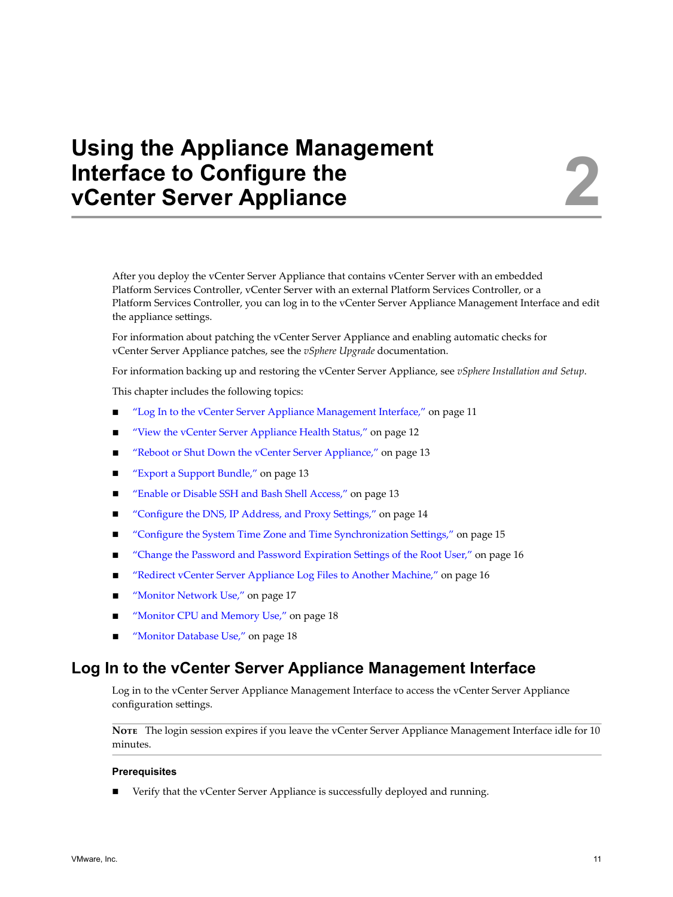# Using the Appliance Management Interface to Configure the vCenter Server Appliance 2

After you deploy the vCenter Server Appliance that contains vCenter Server with an embedded Platform Services Controller, vCenter Server with an external Platform Services Controller, or a Platform Services Controller, you can log in to the vCenter Server Appliance Management Interface and edit the appliance settings.

For information about patching the vCenter Server Appliance and enabling automatic checks for vCenter Server Appliance patches, see the *vSphere Upgrade* documentation.

For information backing up and restoring the vCenter Server Appliance, see *vSphere Installation and Setup*.

This chapter includes the following topics:

- "Log In to the vCenter Server Appliance Management Interface," on page 11
- "View the vCenter Server Appliance Health Status," on page 12
- "Reboot or Shut Down the vCenter Server Appliance," on page 13
- "Export a Support Bundle," on page 13
- "Enable or Disable SSH and Bash Shell Access," on page 13
- "Configure the DNS, IP Address, and Proxy Settings," on page 14
- "Configure the System Time Zone and Time Synchronization Settings," on page 15
- "Change the Password and Password Expiration Settings of the Root User," on page 16
- "Redirect vCenter Server Appliance Log Files to Another Machine," on page 16
- "Monitor Network Use," on page 17
- "Monitor CPU and Memory Use," on page 18
- "Monitor Database Use," on page 18

## Log In to the vCenter Server Appliance Management Interface

Log in to the vCenter Server Appliance Management Interface to access the vCenter Server Appliance configuration settings.

**Note** The login session expires if you leave the vCenter Server Appliance Management Interface idle for 10 minutes.

### Prerequisites

- Verify that the vCenter Server Appliance is successfully deployed and running.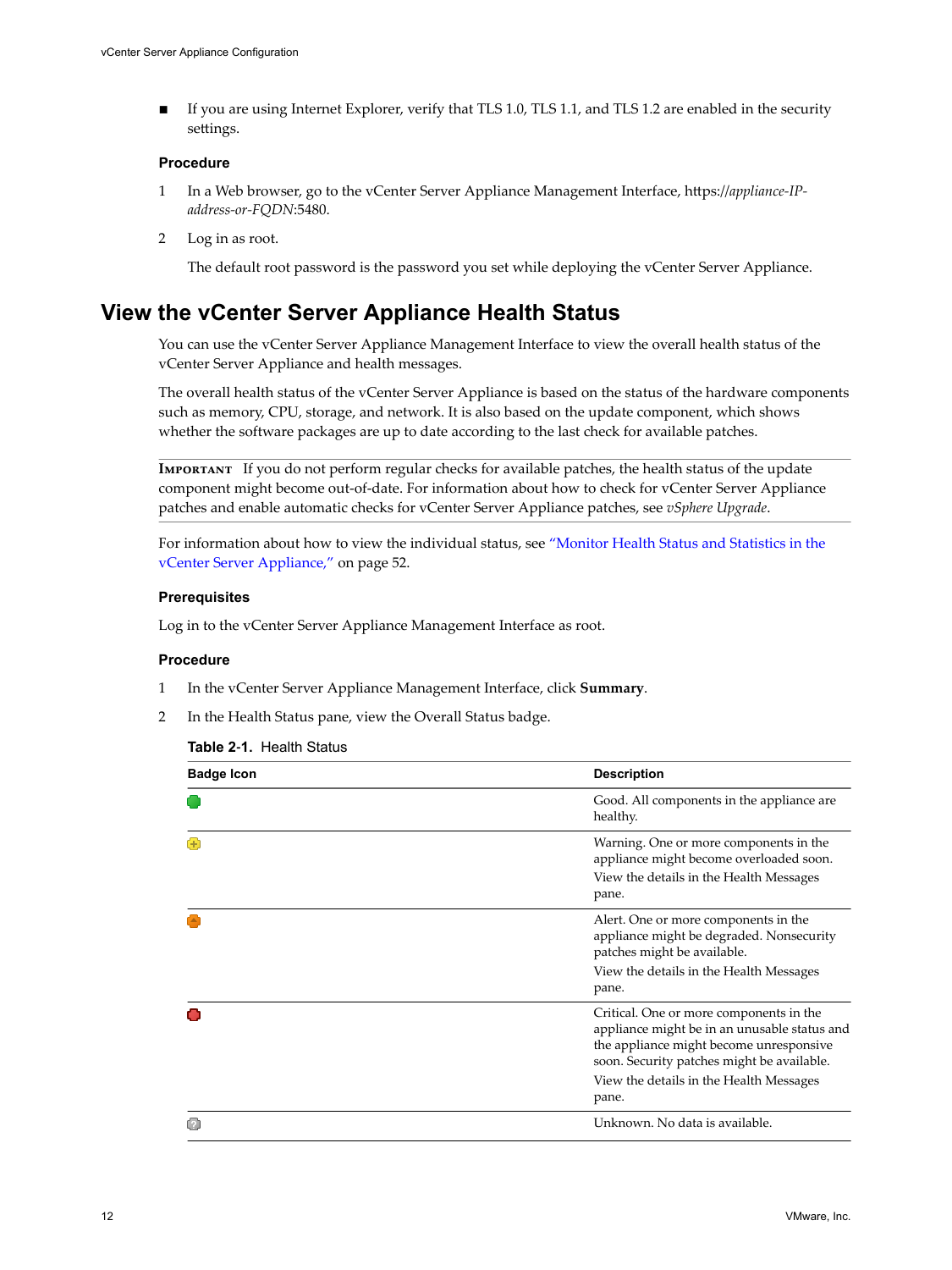- If you are using Internet Explorer, verify that TLS 1.0, TLS 1.1, and TLS 1.2 are enabled in the security settings.

### Procedure

1. In a Web browser, go to the vCenter Server Appliance Management Interface, https://*appliance-IP-address-or-FQDN*:5480.
2. Log in as root.

   The default root password is the password you set while deploying the vCenter Server Appliance.

## View the vCenter Server Appliance Health Status

You can use the vCenter Server Appliance Management Interface to view the overall health status of the vCenter Server Appliance and health messages.

The overall health status of the vCenter Server Appliance is based on the status of the hardware components such as memory, CPU, storage, and network. It is also based on the update component, which shows whether the software packages are up to date according to the last check for available patches.

**IMPORTANT** If you do not perform regular checks for available patches, the health status of the update component might become out-of-date. For information about how to check for vCenter Server Appliance patches and enable automatic checks for vCenter Server Appliance patches, see *vSphere Upgrade*.

For information about how to view the individual status, see "Monitor Health Status and Statistics in the vCenter Server Appliance," on page 52.

### Prerequisites

Log in to the vCenter Server Appliance Management Interface as root.

### Procedure

1. In the vCenter Server Appliance Management Interface, click **Summary**.
2. In the Health Status pane, view the Overall Status badge.

**Table 2-1.** Health Status

| Badge Icon | Description |
| --- | --- |
| (green) | Good. All components in the appliance are healthy. |
| (yellow) | Warning. One or more components in the appliance might become overloaded soon. View the details in the Health Messages pane. |
| (orange) | Alert. One or more components in the appliance might be degraded. Nonsecurity patches might be available. View the details in the Health Messages pane. |
| (red) | Critical. One or more components in the appliance might be in an unusable status and the appliance might become unresponsive soon. Security patches might be available. View the details in the Health Messages pane. |
| (gray) | Unknown. No data is available. |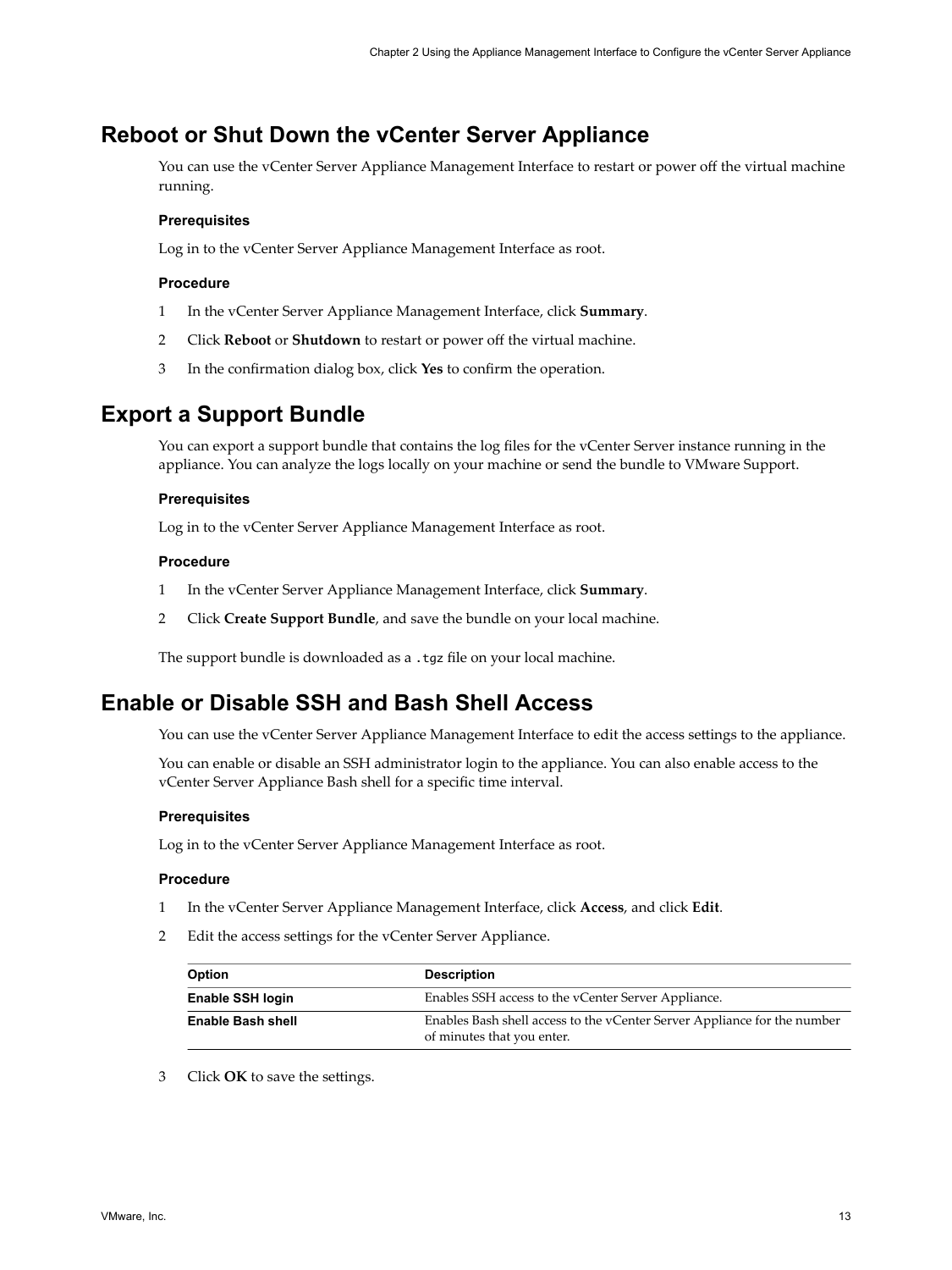## Reboot or Shut Down the vCenter Server Appliance

You can use the vCenter Server Appliance Management Interface to restart or power off the virtual machine running.

### Prerequisites

Log in to the vCenter Server Appliance Management Interface as root.

### Procedure

1 In the vCenter Server Appliance Management Interface, click **Summary**.

2 Click **Reboot** or **Shutdown** to restart or power off the virtual machine.

3 In the confirmation dialog box, click **Yes** to confirm the operation.

## Export a Support Bundle

You can export a support bundle that contains the log files for the vCenter Server instance running in the appliance. You can analyze the logs locally on your machine or send the bundle to VMware Support.

### Prerequisites

Log in to the vCenter Server Appliance Management Interface as root.

### Procedure

1 In the vCenter Server Appliance Management Interface, click **Summary**.

2 Click **Create Support Bundle**, and save the bundle on your local machine.

The support bundle is downloaded as a `.tgz` file on your local machine.

## Enable or Disable SSH and Bash Shell Access

You can use the vCenter Server Appliance Management Interface to edit the access settings to the appliance.

You can enable or disable an SSH administrator login to the appliance. You can also enable access to the vCenter Server Appliance Bash shell for a specific time interval.

### Prerequisites

Log in to the vCenter Server Appliance Management Interface as root.

### Procedure

1 In the vCenter Server Appliance Management Interface, click **Access**, and click **Edit**.

2 Edit the access settings for the vCenter Server Appliance.

| Option | Description |
| --- | --- |
| **Enable SSH login** | Enables SSH access to the vCenter Server Appliance. |
| **Enable Bash shell** | Enables Bash shell access to the vCenter Server Appliance for the number of minutes that you enter. |

3 Click **OK** to save the settings.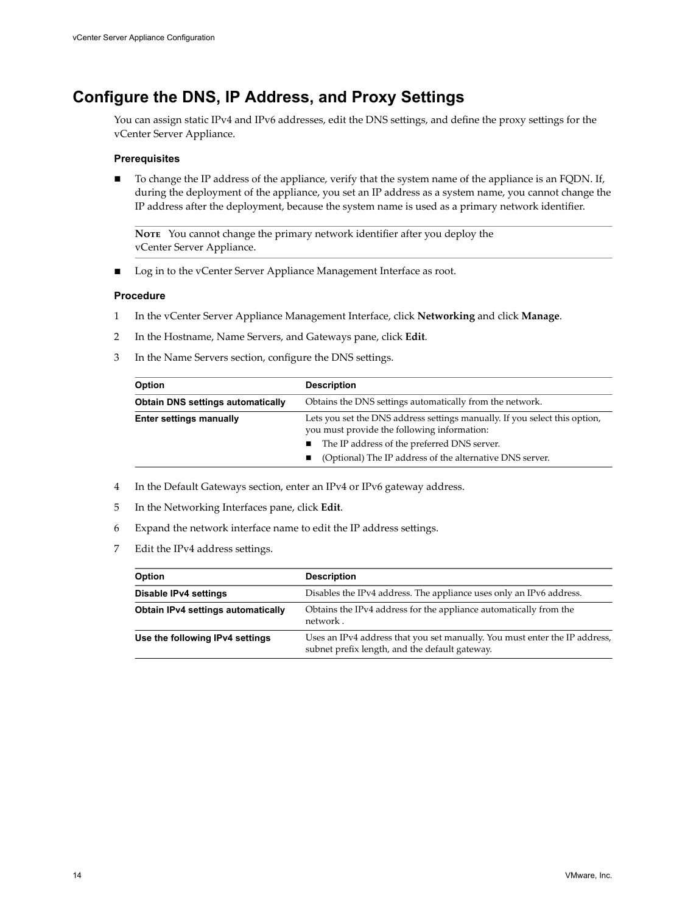# Configure the DNS, IP Address, and Proxy Settings

You can assign static IPv4 and IPv6 addresses, edit the DNS settings, and define the proxy settings for the vCenter Server Appliance.

### Prerequisites

- To change the IP address of the appliance, verify that the system name of the appliance is an FQDN. If, during the deployment of the appliance, you set an IP address as a system name, you cannot change the IP address after the deployment, because the system name is used as a primary network identifier.

  **NOTE** You cannot change the primary network identifier after you deploy the vCenter Server Appliance.

- Log in to the vCenter Server Appliance Management Interface as root.

### Procedure

1. In the vCenter Server Appliance Management Interface, click **Networking** and click **Manage**.
2. In the Hostname, Name Servers, and Gateways pane, click **Edit**.
3. In the Name Servers section, configure the DNS settings.

| Option | Description |
| --- | --- |
| **Obtain DNS settings automatically** | Obtains the DNS settings automatically from the network. |
| **Enter settings manually** | Lets you set the DNS address settings manually. If you select this option, you must provide the following information:<br>■ The IP address of the preferred DNS server.<br>■ (Optional) The IP address of the alternative DNS server. |

4. In the Default Gateways section, enter an IPv4 or IPv6 gateway address.
5. In the Networking Interfaces pane, click **Edit**.
6. Expand the network interface name to edit the IP address settings.
7. Edit the IPv4 address settings.

| Option | Description |
| --- | --- |
| **Disable IPv4 settings** | Disables the IPv4 address. The appliance uses only an IPv6 address. |
| **Obtain IPv4 settings automatically** | Obtains the IPv4 address for the appliance automatically from the network . |
| **Use the following IPv4 settings** | Uses an IPv4 address that you set manually. You must enter the IP address, subnet prefix length, and the default gateway. |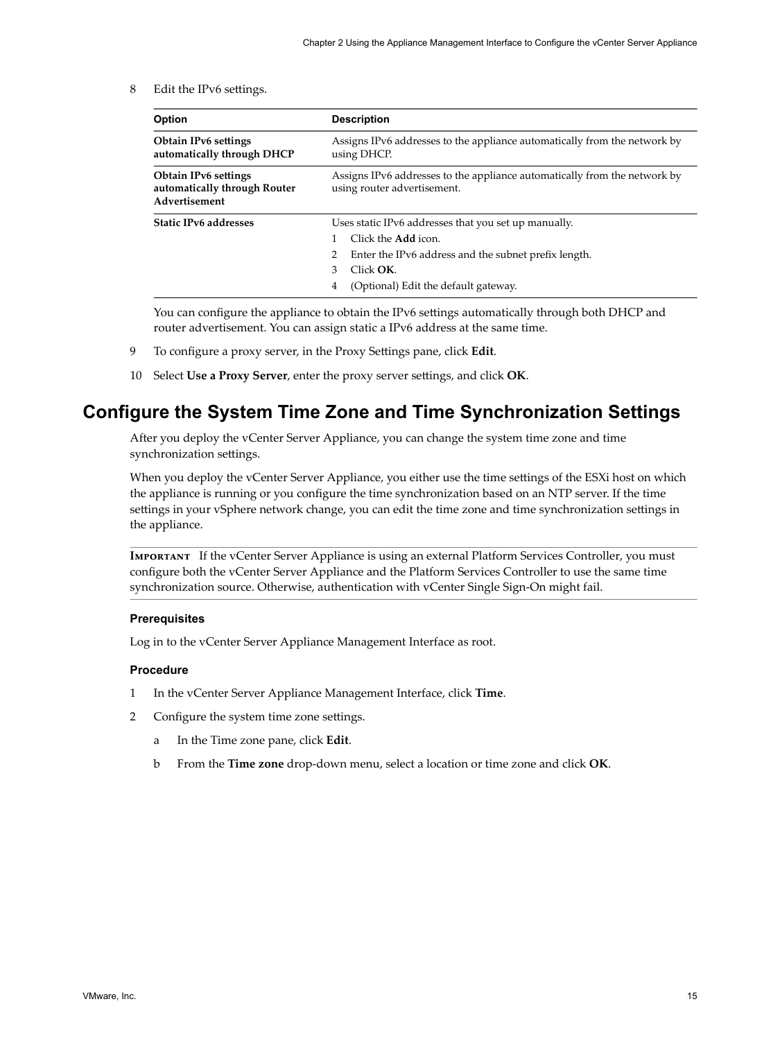8 Edit the IPv6 settings.

| Option | Description |
| --- | --- |
| **Obtain IPv6 settings automatically through DHCP** | Assigns IPv6 addresses to the appliance automatically from the network by using DHCP. |
| **Obtain IPv6 settings automatically through Router Advertisement** | Assigns IPv6 addresses to the appliance automatically from the network by using router advertisement. |
| **Static IPv6 addresses** | Uses static IPv6 addresses that you set up manually.<br>1 Click the **Add** icon.<br>2 Enter the IPv6 address and the subnet prefix length.<br>3 Click **OK**.<br>4 (Optional) Edit the default gateway. |

You can configure the appliance to obtain the IPv6 settings automatically through both DHCP and router advertisement. You can assign static a IPv6 address at the same time.

9 To configure a proxy server, in the Proxy Settings pane, click **Edit**.

10 Select **Use a Proxy Server**, enter the proxy server settings, and click **OK**.

## Configure the System Time Zone and Time Synchronization Settings

After you deploy the vCenter Server Appliance, you can change the system time zone and time synchronization settings.

When you deploy the vCenter Server Appliance, you either use the time settings of the ESXi host on which the appliance is running or you configure the time synchronization based on an NTP server. If the time settings in your vSphere network change, you can edit the time zone and time synchronization settings in the appliance.

**IMPORTANT** If the vCenter Server Appliance is using an external Platform Services Controller, you must configure both the vCenter Server Appliance and the Platform Services Controller to use the same time synchronization source. Otherwise, authentication with vCenter Single Sign-On might fail.

### Prerequisites

Log in to the vCenter Server Appliance Management Interface as root.

### Procedure

1 In the vCenter Server Appliance Management Interface, click **Time**.

2 Configure the system time zone settings.

   a In the Time zone pane, click **Edit**.

   b From the **Time zone** drop-down menu, select a location or time zone and click **OK**.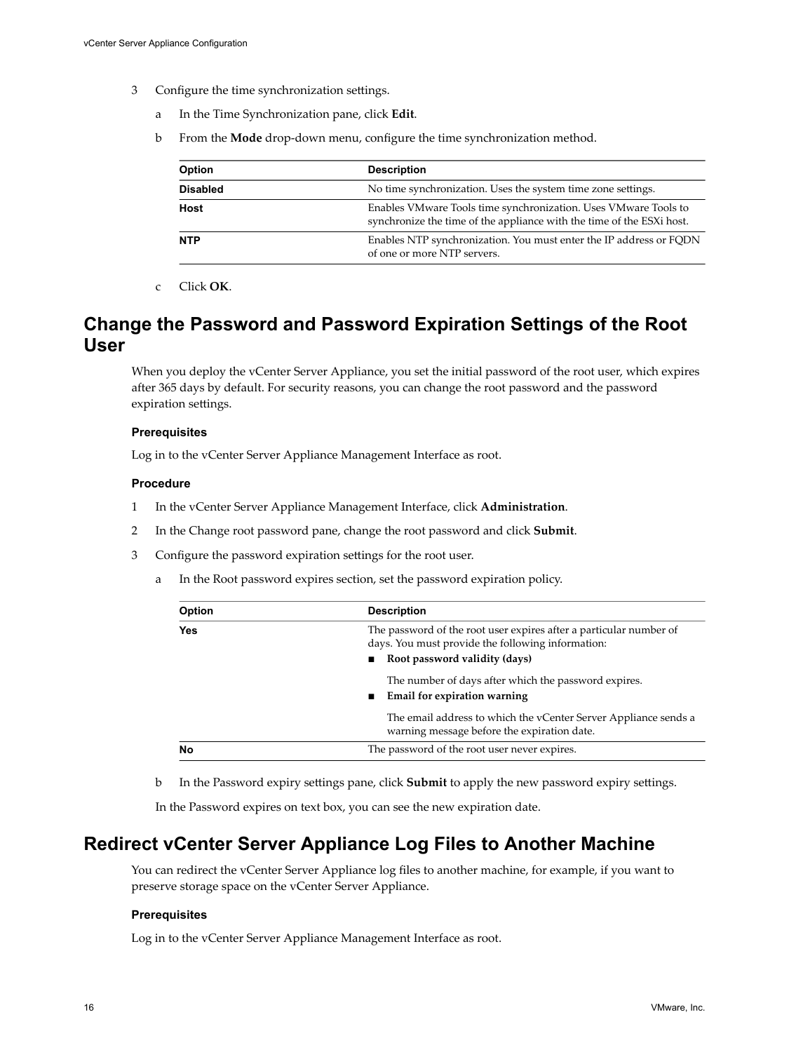3. Configure the time synchronization settings.

   a. In the Time Synchronization pane, click **Edit**.

   b. From the **Mode** drop-down menu, configure the time synchronization method.

| Option | Description |
| --- | --- |
| **Disabled** | No time synchronization. Uses the system time zone settings. |
| **Host** | Enables VMware Tools time synchronization. Uses VMware Tools to synchronize the time of the appliance with the time of the ESXi host. |
| **NTP** | Enables NTP synchronization. You must enter the IP address or FQDN of one or more NTP servers. |

   c. Click **OK**.

## Change the Password and Password Expiration Settings of the Root User

When you deploy the vCenter Server Appliance, you set the initial password of the root user, which expires after 365 days by default. For security reasons, you can change the root password and the password expiration settings.

### Prerequisites

Log in to the vCenter Server Appliance Management Interface as root.

### Procedure

1. In the vCenter Server Appliance Management Interface, click **Administration**.

2. In the Change root password pane, change the root password and click **Submit**.

3. Configure the password expiration settings for the root user.

   a. In the Root password expires section, set the password expiration policy.

| Option | Description |
| --- | --- |
| **Yes** | The password of the root user expires after a particular number of days. You must provide the following information: ■ **Root password validity (days)** The number of days after which the password expires. ■ **Email for expiration warning** The email address to which the vCenter Server Appliance sends a warning message before the expiration date. |
| **No** | The password of the root user never expires. |

   b. In the Password expiry settings pane, click **Submit** to apply the new password expiry settings.

   In the Password expires on text box, you can see the new expiration date.

## Redirect vCenter Server Appliance Log Files to Another Machine

You can redirect the vCenter Server Appliance log files to another machine, for example, if you want to preserve storage space on the vCenter Server Appliance.

### Prerequisites

Log in to the vCenter Server Appliance Management Interface as root.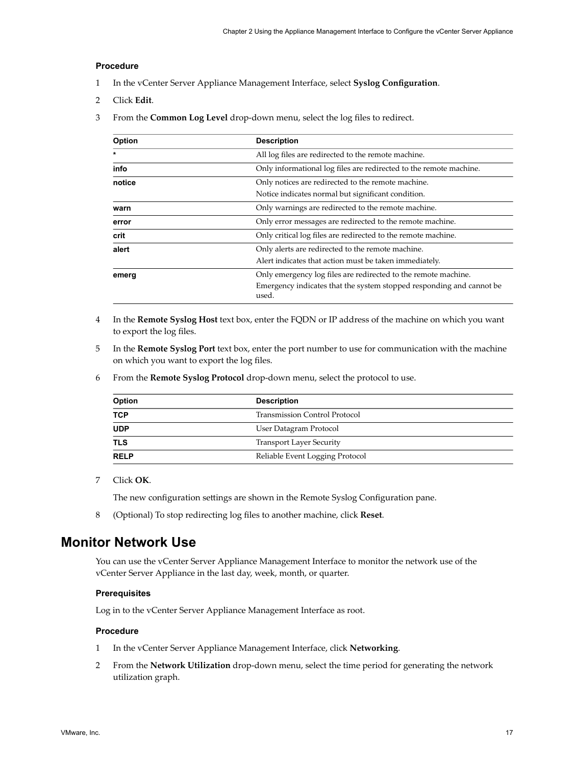### Procedure

1. In the vCenter Server Appliance Management Interface, select **Syslog Configuration**.
2. Click **Edit**.
3. From the **Common Log Level** drop-down menu, select the log files to redirect.

| Option | Description |
|---|---|
| * | All log files are redirected to the remote machine. |
| **info** | Only informational log files are redirected to the remote machine. |
| **notice** | Only notices are redirected to the remote machine.<br>Notice indicates normal but significant condition. |
| **warn** | Only warnings are redirected to the remote machine. |
| **error** | Only error messages are redirected to the remote machine. |
| **crit** | Only critical log files are redirected to the remote machine. |
| **alert** | Only alerts are redirected to the remote machine.<br>Alert indicates that action must be taken immediately. |
| **emerg** | Only emergency log files are redirected to the remote machine.<br>Emergency indicates that the system stopped responding and cannot be used. |

4. In the **Remote Syslog Host** text box, enter the FQDN or IP address of the machine on which you want to export the log files.
5. In the **Remote Syslog Port** text box, enter the port number to use for communication with the machine on which you want to export the log files.
6. From the **Remote Syslog Protocol** drop-down menu, select the protocol to use.

| Option | Description |
|---|---|
| **TCP** | Transmission Control Protocol |
| **UDP** | User Datagram Protocol |
| **TLS** | Transport Layer Security |
| **RELP** | Reliable Event Logging Protocol |

7. Click **OK**.

   The new configuration settings are shown in the Remote Syslog Configuration pane.

8. (Optional) To stop redirecting log files to another machine, click **Reset**.

## Monitor Network Use

You can use the vCenter Server Appliance Management Interface to monitor the network use of the vCenter Server Appliance in the last day, week, month, or quarter.

### Prerequisites

Log in to the vCenter Server Appliance Management Interface as root.

### Procedure

1. In the vCenter Server Appliance Management Interface, click **Networking**.
2. From the **Network Utilization** drop-down menu, select the time period for generating the network utilization graph.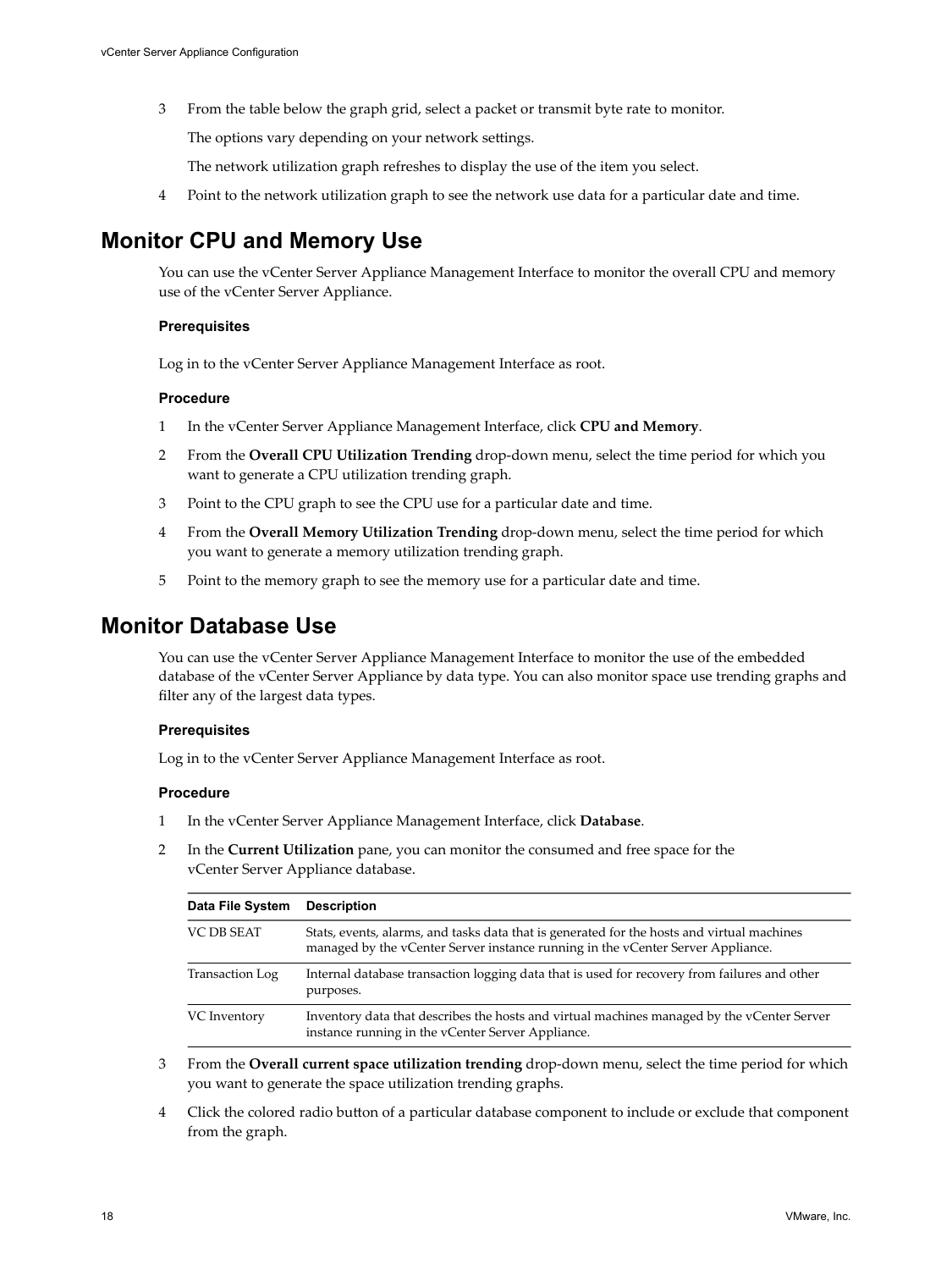3. From the table below the graph grid, select a packet or transmit byte rate to monitor.

   The options vary depending on your network settings.

   The network utilization graph refreshes to display the use of the item you select.

4. Point to the network utilization graph to see the network use data for a particular date and time.

## Monitor CPU and Memory Use

You can use the vCenter Server Appliance Management Interface to monitor the overall CPU and memory use of the vCenter Server Appliance.

### Prerequisites

Log in to the vCenter Server Appliance Management Interface as root.

### Procedure

1. In the vCenter Server Appliance Management Interface, click **CPU and Memory**.
2. From the **Overall CPU Utilization Trending** drop-down menu, select the time period for which you want to generate a CPU utilization trending graph.
3. Point to the CPU graph to see the CPU use for a particular date and time.
4. From the **Overall Memory Utilization Trending** drop-down menu, select the time period for which you want to generate a memory utilization trending graph.
5. Point to the memory graph to see the memory use for a particular date and time.

## Monitor Database Use

You can use the vCenter Server Appliance Management Interface to monitor the use of the embedded database of the vCenter Server Appliance by data type. You can also monitor space use trending graphs and filter any of the largest data types.

### Prerequisites

Log in to the vCenter Server Appliance Management Interface as root.

### Procedure

1. In the vCenter Server Appliance Management Interface, click **Database**.
2. In the **Current Utilization** pane, you can monitor the consumed and free space for the vCenter Server Appliance database.

| Data File System | Description |
|---|---|
| VC DB SEAT | Stats, events, alarms, and tasks data that is generated for the hosts and virtual machines managed by the vCenter Server instance running in the vCenter Server Appliance. |
| Transaction Log | Internal database transaction logging data that is used for recovery from failures and other purposes. |
| VC Inventory | Inventory data that describes the hosts and virtual machines managed by the vCenter Server instance running in the vCenter Server Appliance. |

3. From the **Overall current space utilization trending** drop-down menu, select the time period for which you want to generate the space utilization trending graphs.
4. Click the colored radio button of a particular database component to include or exclude that component from the graph.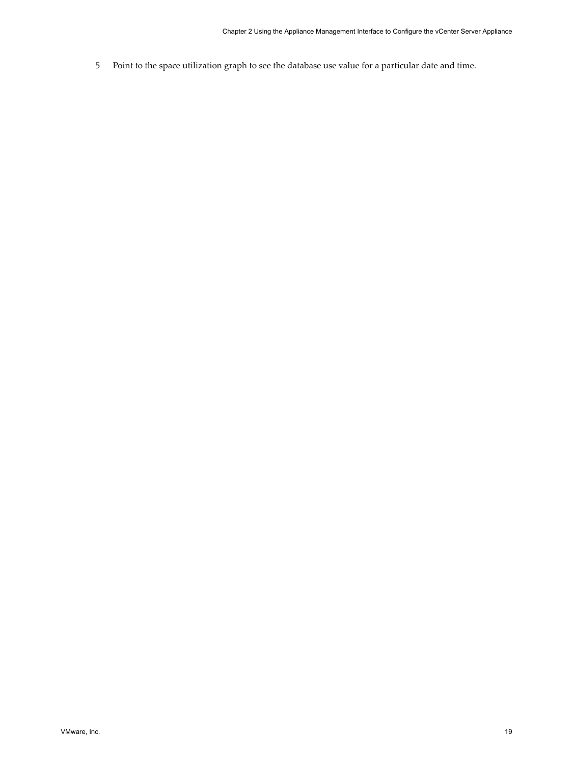5. Point to the space utilization graph to see the database use value for a particular date and time.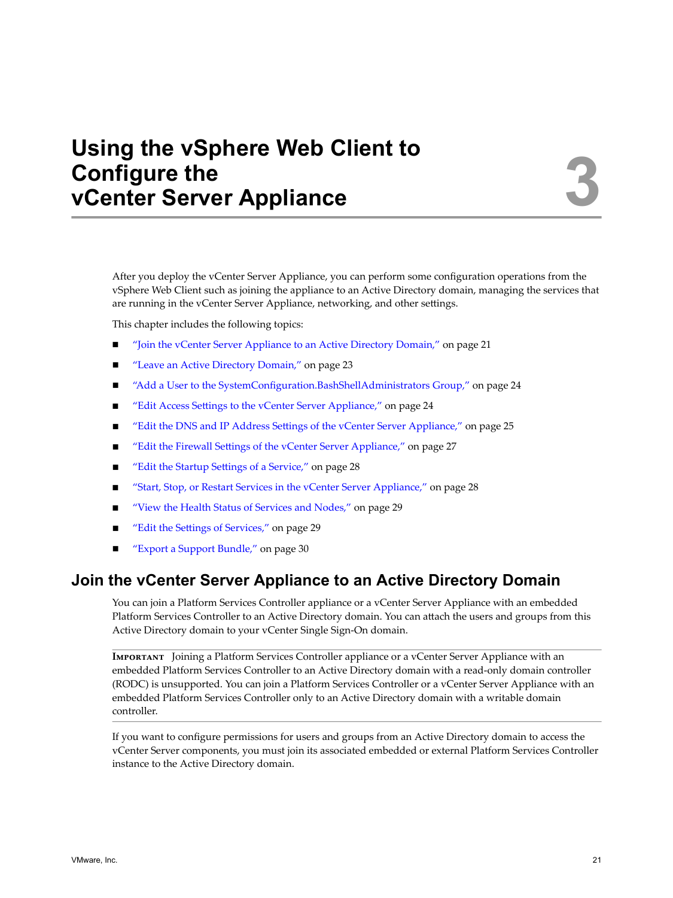# Using the vSphere Web Client to Configure the vCenter Server Appliance 3

After you deploy the vCenter Server Appliance, you can perform some configuration operations from the vSphere Web Client such as joining the appliance to an Active Directory domain, managing the services that are running in the vCenter Server Appliance, networking, and other settings.

This chapter includes the following topics:

- "Join the vCenter Server Appliance to an Active Directory Domain," on page 21
- "Leave an Active Directory Domain," on page 23
- "Add a User to the SystemConfiguration.BashShellAdministrators Group," on page 24
- "Edit Access Settings to the vCenter Server Appliance," on page 24
- "Edit the DNS and IP Address Settings of the vCenter Server Appliance," on page 25
- "Edit the Firewall Settings of the vCenter Server Appliance," on page 27
- "Edit the Startup Settings of a Service," on page 28
- "Start, Stop, or Restart Services in the vCenter Server Appliance," on page 28
- "View the Health Status of Services and Nodes," on page 29
- "Edit the Settings of Services," on page 29
- "Export a Support Bundle," on page 30

## Join the vCenter Server Appliance to an Active Directory Domain

You can join a Platform Services Controller appliance or a vCenter Server Appliance with an embedded Platform Services Controller to an Active Directory domain. You can attach the users and groups from this Active Directory domain to your vCenter Single Sign-On domain.

---

**IMPORTANT** Joining a Platform Services Controller appliance or a vCenter Server Appliance with an embedded Platform Services Controller to an Active Directory domain with a read-only domain controller (RODC) is unsupported. You can join a Platform Services Controller or a vCenter Server Appliance with an embedded Platform Services Controller only to an Active Directory domain with a writable domain controller.

---

If you want to configure permissions for users and groups from an Active Directory domain to access the vCenter Server components, you must join its associated embedded or external Platform Services Controller instance to the Active Directory domain.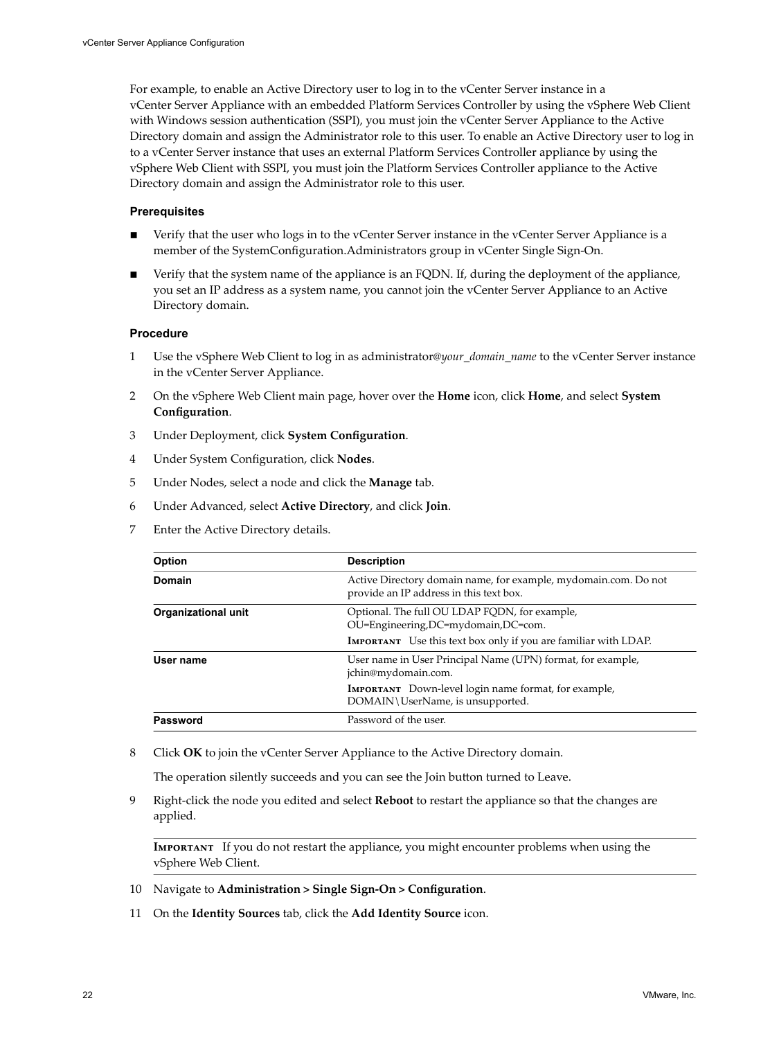For example, to enable an Active Directory user to log in to the vCenter Server instance in a vCenter Server Appliance with an embedded Platform Services Controller by using the vSphere Web Client with Windows session authentication (SSPI), you must join the vCenter Server Appliance to the Active Directory domain and assign the Administrator role to this user. To enable an Active Directory user to log in to a vCenter Server instance that uses an external Platform Services Controller appliance by using the vSphere Web Client with SSPI, you must join the Platform Services Controller appliance to the Active Directory domain and assign the Administrator role to this user.

### Prerequisites

- Verify that the user who logs in to the vCenter Server instance in the vCenter Server Appliance is a member of the SystemConfiguration.Administrators group in vCenter Single Sign-On.
- Verify that the system name of the appliance is an FQDN. If, during the deployment of the appliance, you set an IP address as a system name, you cannot join the vCenter Server Appliance to an Active Directory domain.

### Procedure

1. Use the vSphere Web Client to log in as administrator@*your_domain_name* to the vCenter Server instance in the vCenter Server Appliance.
2. On the vSphere Web Client main page, hover over the **Home** icon, click **Home**, and select **System Configuration**.
3. Under Deployment, click **System Configuration**.
4. Under System Configuration, click **Nodes**.
5. Under Nodes, select a node and click the **Manage** tab.
6. Under Advanced, select **Active Directory**, and click **Join**.
7. Enter the Active Directory details.

| Option | Description |
|---|---|
| **Domain** | Active Directory domain name, for example, mydomain.com. Do not provide an IP address in this text box. |
| **Organizational unit** | Optional. The full OU LDAP FQDN, for example, OU=Engineering,DC=mydomain,DC=com.<br>**IMPORTANT** Use this text box only if you are familiar with LDAP. |
| **User name** | User name in User Principal Name (UPN) format, for example, jchin@mydomain.com.<br>**IMPORTANT** Down-level login name format, for example, DOMAIN\UserName, is unsupported. |
| **Password** | Password of the user. |

8. Click **OK** to join the vCenter Server Appliance to the Active Directory domain.

   The operation silently succeeds and you can see the Join button turned to Leave.

9. Right-click the node you edited and select **Reboot** to restart the appliance so that the changes are applied.

   **IMPORTANT** If you do not restart the appliance, you might encounter problems when using the vSphere Web Client.

10. Navigate to **Administration > Single Sign-On > Configuration**.
11. On the **Identity Sources** tab, click the **Add Identity Source** icon.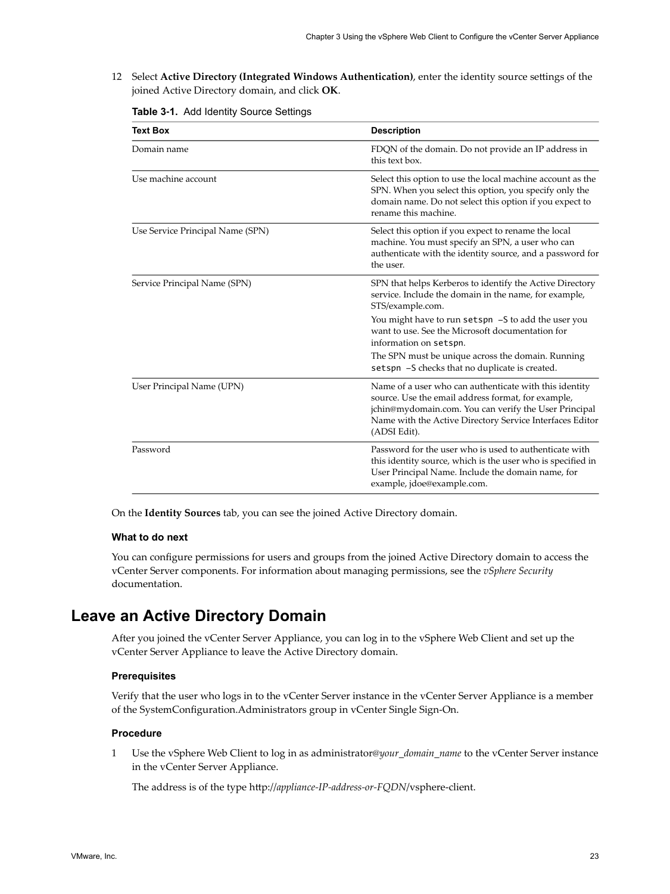12 Select **Active Directory (Integrated Windows Authentication)**, enter the identity source settings of the joined Active Directory domain, and click **OK**.

**Table 3-1.** Add Identity Source Settings

| Text Box | Description |
|---|---|
| Domain name | FDQN of the domain. Do not provide an IP address in this text box. |
| Use machine account | Select this option to use the local machine account as the SPN. When you select this option, you specify only the domain name. Do not select this option if you expect to rename this machine. |
| Use Service Principal Name (SPN) | Select this option if you expect to rename the local machine. You must specify an SPN, a user who can authenticate with the identity source, and a password for the user. |
| Service Principal Name (SPN) | SPN that helps Kerberos to identify the Active Directory service. Include the domain in the name, for example, STS/example.com.<br>You might have to run `setspn -S` to add the user you want to use. See the Microsoft documentation for information on `setspn`.<br>The SPN must be unique across the domain. Running `setspn -S` checks that no duplicate is created. |
| User Principal Name (UPN) | Name of a user who can authenticate with this identity source. Use the email address format, for example, jchin@mydomain.com. You can verify the User Principal Name with the Active Directory Service Interfaces Editor (ADSI Edit). |
| Password | Password for the user who is used to authenticate with this identity source, which is the user who is specified in User Principal Name. Include the domain name, for example, jdoe@example.com. |

On the **Identity Sources** tab, you can see the joined Active Directory domain.

### What to do next

You can configure permissions for users and groups from the joined Active Directory domain to access the vCenter Server components. For information about managing permissions, see the *vSphere Security* documentation.

## Leave an Active Directory Domain

After you joined the vCenter Server Appliance, you can log in to the vSphere Web Client and set up the vCenter Server Appliance to leave the Active Directory domain.

### Prerequisites

Verify that the user who logs in to the vCenter Server instance in the vCenter Server Appliance is a member of the SystemConfiguration.Administrators group in vCenter Single Sign-On.

### Procedure

1 Use the vSphere Web Client to log in as administrator@*your_domain_name* to the vCenter Server instance in the vCenter Server Appliance.

   The address is of the type http://*appliance-IP-address-or-FQDN*/vsphere-client.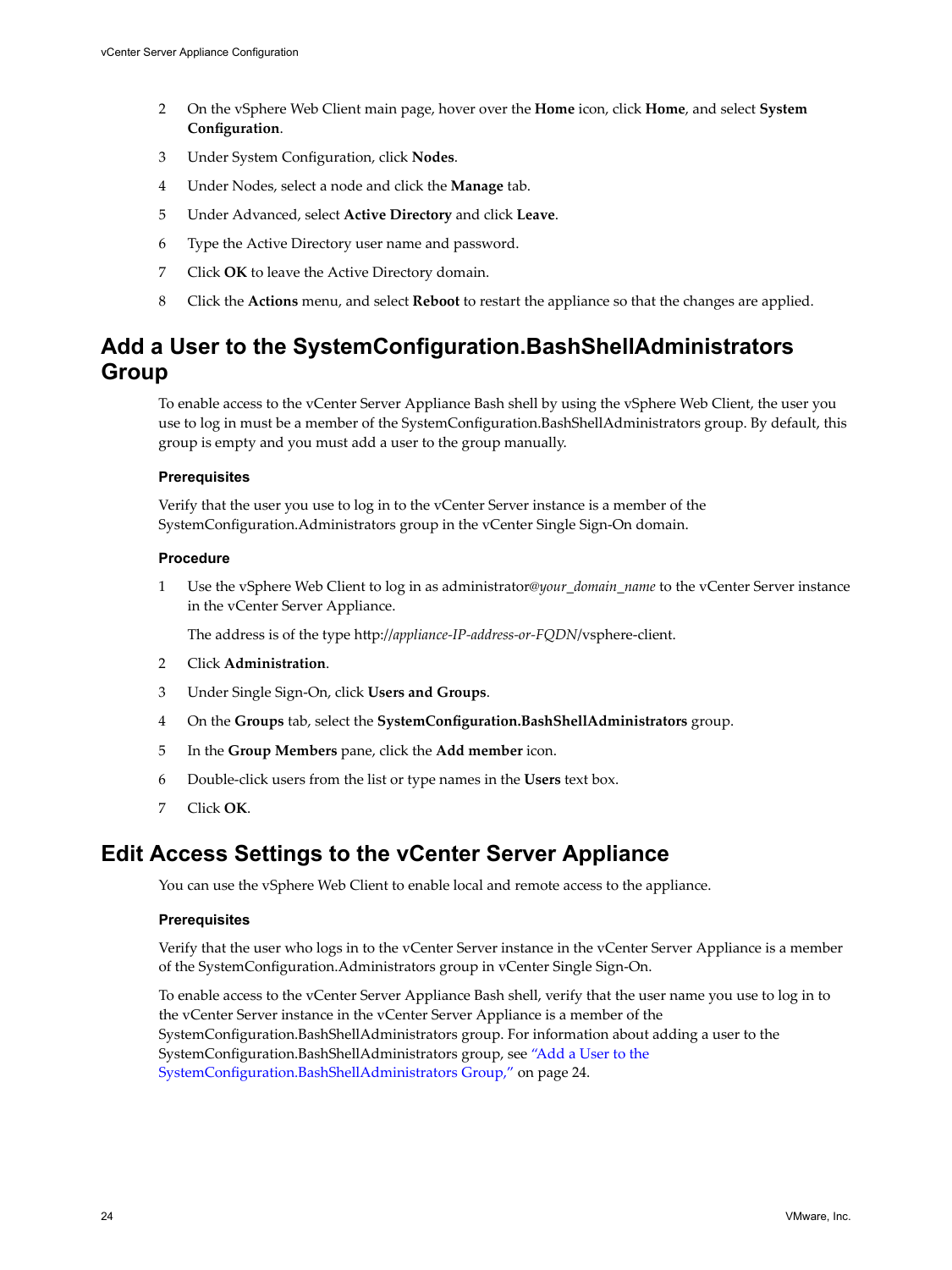2. On the vSphere Web Client main page, hover over the **Home** icon, click **Home**, and select **System Configuration**.
3. Under System Configuration, click **Nodes**.
4. Under Nodes, select a node and click the **Manage** tab.
5. Under Advanced, select **Active Directory** and click **Leave**.
6. Type the Active Directory user name and password.
7. Click **OK** to leave the Active Directory domain.
8. Click the **Actions** menu, and select **Reboot** to restart the appliance so that the changes are applied.

## Add a User to the SystemConfiguration.BashShellAdministrators Group

To enable access to the vCenter Server Appliance Bash shell by using the vSphere Web Client, the user you use to log in must be a member of the SystemConfiguration.BashShellAdministrators group. By default, this group is empty and you must add a user to the group manually.

### Prerequisites

Verify that the user you use to log in to the vCenter Server instance is a member of the SystemConfiguration.Administrators group in the vCenter Single Sign-On domain.

### Procedure

1. Use the vSphere Web Client to log in as administrator@*your_domain_name* to the vCenter Server instance in the vCenter Server Appliance.

   The address is of the type http://*appliance-IP-address-or-FQDN*/vsphere-client.
2. Click **Administration**.
3. Under Single Sign-On, click **Users and Groups**.
4. On the **Groups** tab, select the **SystemConfiguration.BashShellAdministrators** group.
5. In the **Group Members** pane, click the **Add member** icon.
6. Double-click users from the list or type names in the **Users** text box.
7. Click **OK**.

## Edit Access Settings to the vCenter Server Appliance

You can use the vSphere Web Client to enable local and remote access to the appliance.

### Prerequisites

Verify that the user who logs in to the vCenter Server instance in the vCenter Server Appliance is a member of the SystemConfiguration.Administrators group in vCenter Single Sign-On.

To enable access to the vCenter Server Appliance Bash shell, verify that the user name you use to log in to the vCenter Server instance in the vCenter Server Appliance is a member of the SystemConfiguration.BashShellAdministrators group. For information about adding a user to the SystemConfiguration.BashShellAdministrators group, see "Add a User to the SystemConfiguration.BashShellAdministrators Group," on page 24.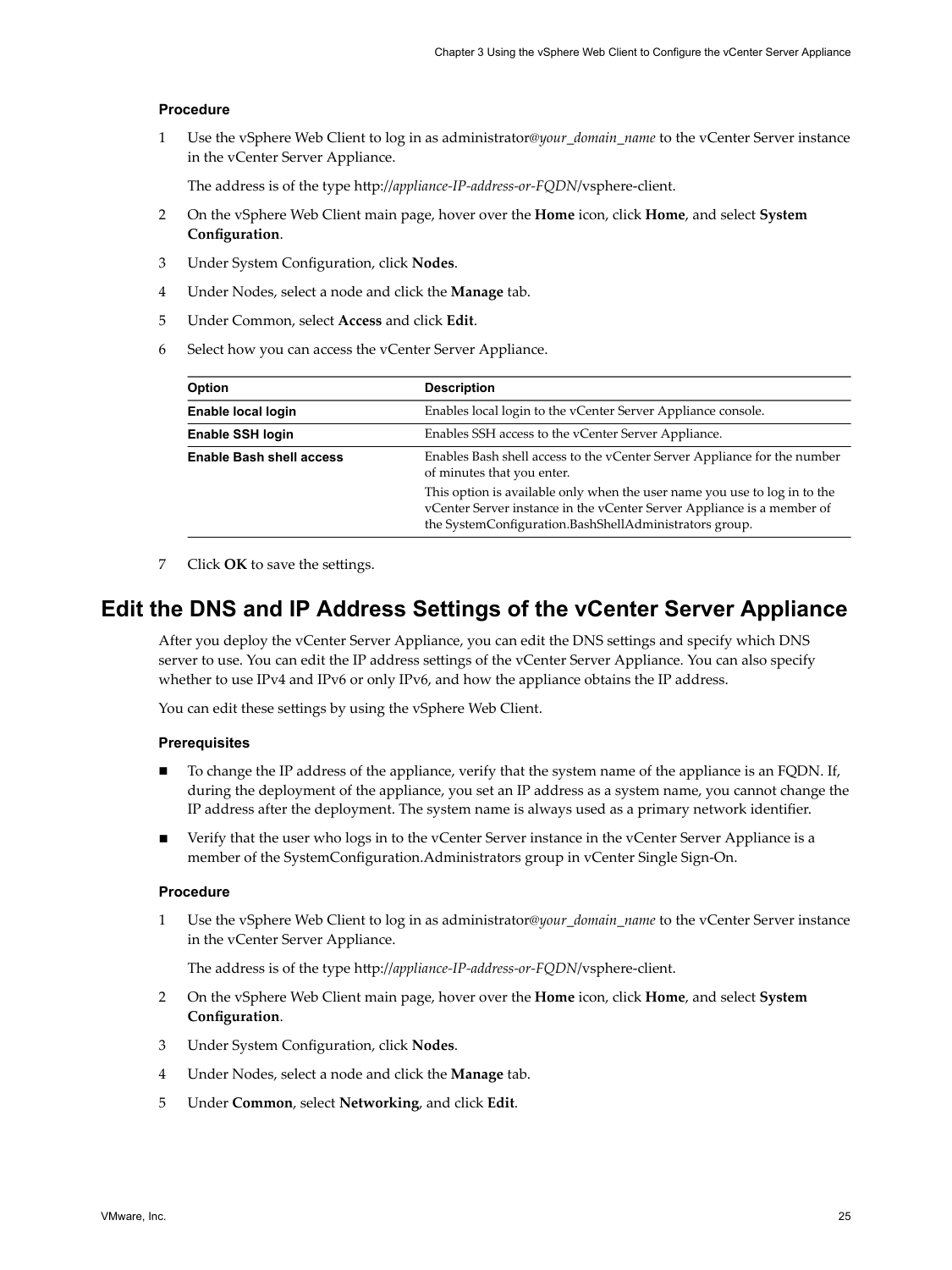### Procedure

1. Use the vSphere Web Client to log in as administrator@*your_domain_name* to the vCenter Server instance in the vCenter Server Appliance.

   The address is of the type http://*appliance-IP-address-or-FQDN*/vsphere-client.

2. On the vSphere Web Client main page, hover over the **Home** icon, click **Home**, and select **System Configuration**.
3. Under System Configuration, click **Nodes**.
4. Under Nodes, select a node and click the **Manage** tab.
5. Under Common, select **Access** and click **Edit**.
6. Select how you can access the vCenter Server Appliance.

| Option | Description |
|---|---|
| **Enable local login** | Enables local login to the vCenter Server Appliance console. |
| **Enable SSH login** | Enables SSH access to the vCenter Server Appliance. |
| **Enable Bash shell access** | Enables Bash shell access to the vCenter Server Appliance for the number of minutes that you enter.<br>This option is available only when the user name you use to log in to the vCenter Server instance in the vCenter Server Appliance is a member of the SystemConfiguration.BashShellAdministrators group. |

7. Click **OK** to save the settings.

## Edit the DNS and IP Address Settings of the vCenter Server Appliance

After you deploy the vCenter Server Appliance, you can edit the DNS settings and specify which DNS server to use. You can edit the IP address settings of the vCenter Server Appliance. You can also specify whether to use IPv4 and IPv6 or only IPv6, and how the appliance obtains the IP address.

You can edit these settings by using the vSphere Web Client.

### Prerequisites

- To change the IP address of the appliance, verify that the system name of the appliance is an FQDN. If, during the deployment of the appliance, you set an IP address as a system name, you cannot change the IP address after the deployment. The system name is always used as a primary network identifier.
- Verify that the user who logs in to the vCenter Server instance in the vCenter Server Appliance is a member of the SystemConfiguration.Administrators group in vCenter Single Sign-On.

### Procedure

1. Use the vSphere Web Client to log in as administrator@*your_domain_name* to the vCenter Server instance in the vCenter Server Appliance.

   The address is of the type http://*appliance-IP-address-or-FQDN*/vsphere-client.

2. On the vSphere Web Client main page, hover over the **Home** icon, click **Home**, and select **System Configuration**.
3. Under System Configuration, click **Nodes**.
4. Under Nodes, select a node and click the **Manage** tab.
5. Under **Common**, select **Networking**, and click **Edit**.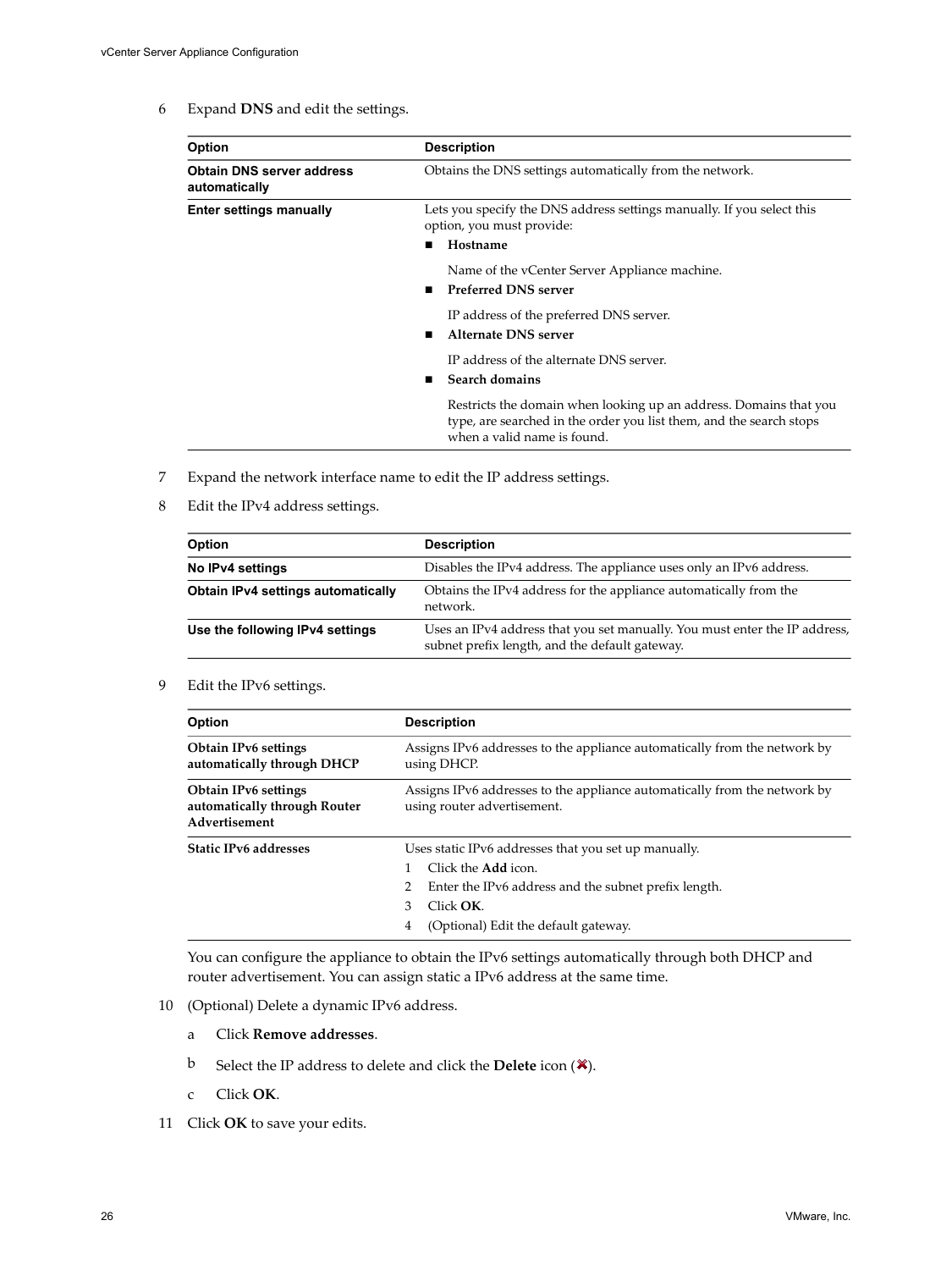6 Expand **DNS** and edit the settings.

| Option | Description |
| --- | --- |
| **Obtain DNS server address automatically** | Obtains the DNS settings automatically from the network. |
| **Enter settings manually** | Lets you specify the DNS address settings manually. If you select this option, you must provide:<br>■ **Hostname**<br>Name of the vCenter Server Appliance machine.<br>■ **Preferred DNS server**<br>IP address of the preferred DNS server.<br>■ **Alternate DNS server**<br>IP address of the alternate DNS server.<br>■ **Search domains**<br>Restricts the domain when looking up an address. Domains that you type, are searched in the order you list them, and the search stops when a valid name is found. |

7 Expand the network interface name to edit the IP address settings.

8 Edit the IPv4 address settings.

| Option | Description |
| --- | --- |
| **No IPv4 settings** | Disables the IPv4 address. The appliance uses only an IPv6 address. |
| **Obtain IPv4 settings automatically** | Obtains the IPv4 address for the appliance automatically from the network. |
| **Use the following IPv4 settings** | Uses an IPv4 address that you set manually. You must enter the IP address, subnet prefix length, and the default gateway. |

9 Edit the IPv6 settings.

| Option | Description |
| --- | --- |
| **Obtain IPv6 settings automatically through DHCP** | Assigns IPv6 addresses to the appliance automatically from the network by using DHCP. |
| **Obtain IPv6 settings automatically through Router Advertisement** | Assigns IPv6 addresses to the appliance automatically from the network by using router advertisement. |
| **Static IPv6 addresses** | Uses static IPv6 addresses that you set up manually.<br>1 Click the **Add** icon.<br>2 Enter the IPv6 address and the subnet prefix length.<br>3 Click **OK**.<br>4 (Optional) Edit the default gateway. |

You can configure the appliance to obtain the IPv6 settings automatically through both DHCP and router advertisement. You can assign static a IPv6 address at the same time.

10 (Optional) Delete a dynamic IPv6 address.

a Click **Remove addresses**.

b Select the IP address to delete and click the **Delete** icon (✖).

c Click **OK**.

11 Click **OK** to save your edits.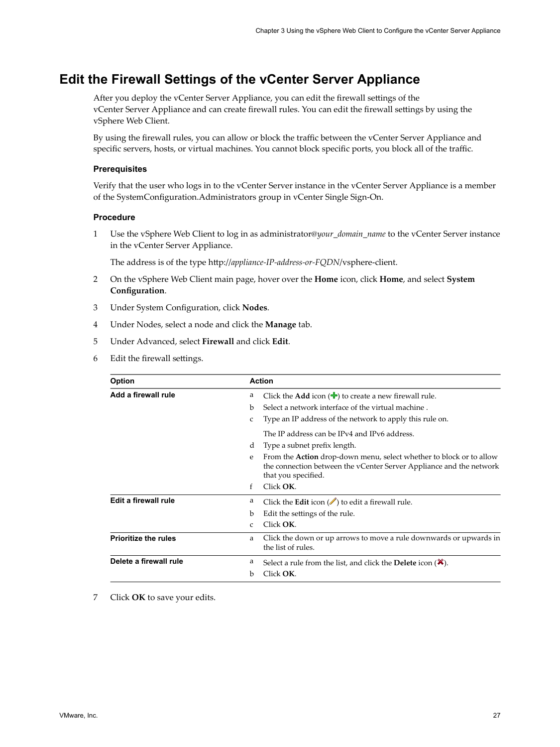## Edit the Firewall Settings of the vCenter Server Appliance

After you deploy the vCenter Server Appliance, you can edit the firewall settings of the vCenter Server Appliance and can create firewall rules. You can edit the firewall settings by using the vSphere Web Client.

By using the firewall rules, you can allow or block the traffic between the vCenter Server Appliance and specific servers, hosts, or virtual machines. You cannot block specific ports, you block all of the traffic.

### Prerequisites

Verify that the user who logs in to the vCenter Server instance in the vCenter Server Appliance is a member of the SystemConfiguration.Administrators group in vCenter Single Sign-On.

### Procedure

1. Use the vSphere Web Client to log in as administrator@*your_domain_name* to the vCenter Server instance in the vCenter Server Appliance.

   The address is of the type http://*appliance-IP-address-or-FQDN*/vsphere-client.

2. On the vSphere Web Client main page, hover over the **Home** icon, click **Home**, and select **System Configuration**.
3. Under System Configuration, click **Nodes**.
4. Under Nodes, select a node and click the **Manage** tab.
5. Under Advanced, select **Firewall** and click **Edit**.
6. Edit the firewall settings.

| Option | Action |
| --- | --- |
| **Add a firewall rule** | a. Click the **Add** icon (+) to create a new firewall rule.<br>b. Select a network interface of the virtual machine .<br>c. Type an IP address of the network to apply this rule on.<br>The IP address can be IPv4 and IPv6 address.<br>d. Type a subnet prefix length.<br>e. From the **Action** drop-down menu, select whether to block or to allow the connection between the vCenter Server Appliance and the network that you specified.<br>f. Click **OK**. |
| **Edit a firewall rule** | a. Click the **Edit** icon to edit a firewall rule.<br>b. Edit the settings of the rule.<br>c. Click **OK**. |
| **Prioritize the rules** | a. Click the down or up arrows to move a rule downwards or upwards in the list of rules. |
| **Delete a firewall rule** | a. Select a rule from the list, and click the **Delete** icon (✖).<br>b. Click **OK**. |

7. Click **OK** to save your edits.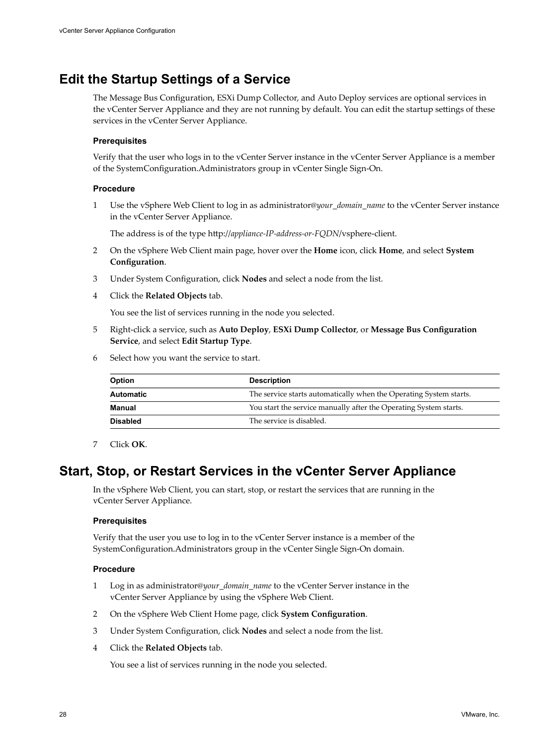## Edit the Startup Settings of a Service

The Message Bus Configuration, ESXi Dump Collector, and Auto Deploy services are optional services in the vCenter Server Appliance and they are not running by default. You can edit the startup settings of these services in the vCenter Server Appliance.

### Prerequisites

Verify that the user who logs in to the vCenter Server instance in the vCenter Server Appliance is a member of the SystemConfiguration.Administrators group in vCenter Single Sign-On.

### Procedure

1. Use the vSphere Web Client to log in as administrator*@your_domain_name* to the vCenter Server instance in the vCenter Server Appliance.

   The address is of the type http://*appliance-IP-address-or-FQDN*/vsphere-client.

2. On the vSphere Web Client main page, hover over the **Home** icon, click **Home**, and select **System Configuration**.
3. Under System Configuration, click **Nodes** and select a node from the list.
4. Click the **Related Objects** tab.

   You see the list of services running in the node you selected.

5. Right-click a service, such as **Auto Deploy**, **ESXi Dump Collector**, or **Message Bus Configuration Service**, and select **Edit Startup Type**.
6. Select how you want the service to start.

   | Option | Description |
   | --- | --- |
   | **Automatic** | The service starts automatically when the Operating System starts. |
   | **Manual** | You start the service manually after the Operating System starts. |
   | **Disabled** | The service is disabled. |

7. Click **OK**.

## Start, Stop, or Restart Services in the vCenter Server Appliance

In the vSphere Web Client, you can start, stop, or restart the services that are running in the vCenter Server Appliance.

### Prerequisites

Verify that the user you use to log in to the vCenter Server instance is a member of the SystemConfiguration.Administrators group in the vCenter Single Sign-On domain.

### Procedure

1. Log in as administrator*@your_domain_name* to the vCenter Server instance in the vCenter Server Appliance by using the vSphere Web Client.
2. On the vSphere Web Client Home page, click **System Configuration**.
3. Under System Configuration, click **Nodes** and select a node from the list.
4. Click the **Related Objects** tab.

   You see a list of services running in the node you selected.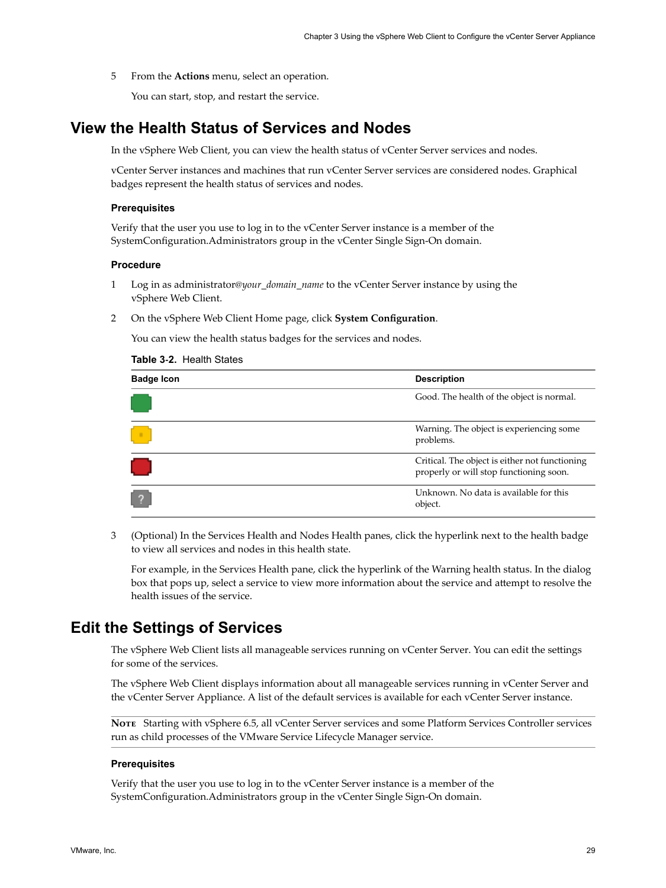5 From the **Actions** menu, select an operation.

   You can start, stop, and restart the service.

## View the Health Status of Services and Nodes

In the vSphere Web Client, you can view the health status of vCenter Server services and nodes.

vCenter Server instances and machines that run vCenter Server services are considered nodes. Graphical badges represent the health status of services and nodes.

### Prerequisites

Verify that the user you use to log in to the vCenter Server instance is a member of the SystemConfiguration.Administrators group in the vCenter Single Sign-On domain.

### Procedure

1 Log in as administrator@*your_domain_name* to the vCenter Server instance by using the vSphere Web Client.

2 On the vSphere Web Client Home page, click **System Configuration**.

   You can view the health status badges for the services and nodes.

**Table 3-2.** Health States

| Badge Icon | Description |
| --- | --- |
| | Good. The health of the object is normal. |
| | Warning. The object is experiencing some problems. |
| | Critical. The object is either not functioning properly or will stop functioning soon. |
| ? | Unknown. No data is available for this object. |

3 (Optional) In the Services Health and Nodes Health panes, click the hyperlink next to the health badge to view all services and nodes in this health state.

   For example, in the Services Health pane, click the hyperlink of the Warning health status. In the dialog box that pops up, select a service to view more information about the service and attempt to resolve the health issues of the service.

## Edit the Settings of Services

The vSphere Web Client lists all manageable services running on vCenter Server. You can edit the settings for some of the services.

The vSphere Web Client displays information about all manageable services running in vCenter Server and the vCenter Server Appliance. A list of the default services is available for each vCenter Server instance.

**NOTE** Starting with vSphere 6.5, all vCenter Server services and some Platform Services Controller services run as child processes of the VMware Service Lifecycle Manager service.

### Prerequisites

Verify that the user you use to log in to the vCenter Server instance is a member of the SystemConfiguration.Administrators group in the vCenter Single Sign-On domain.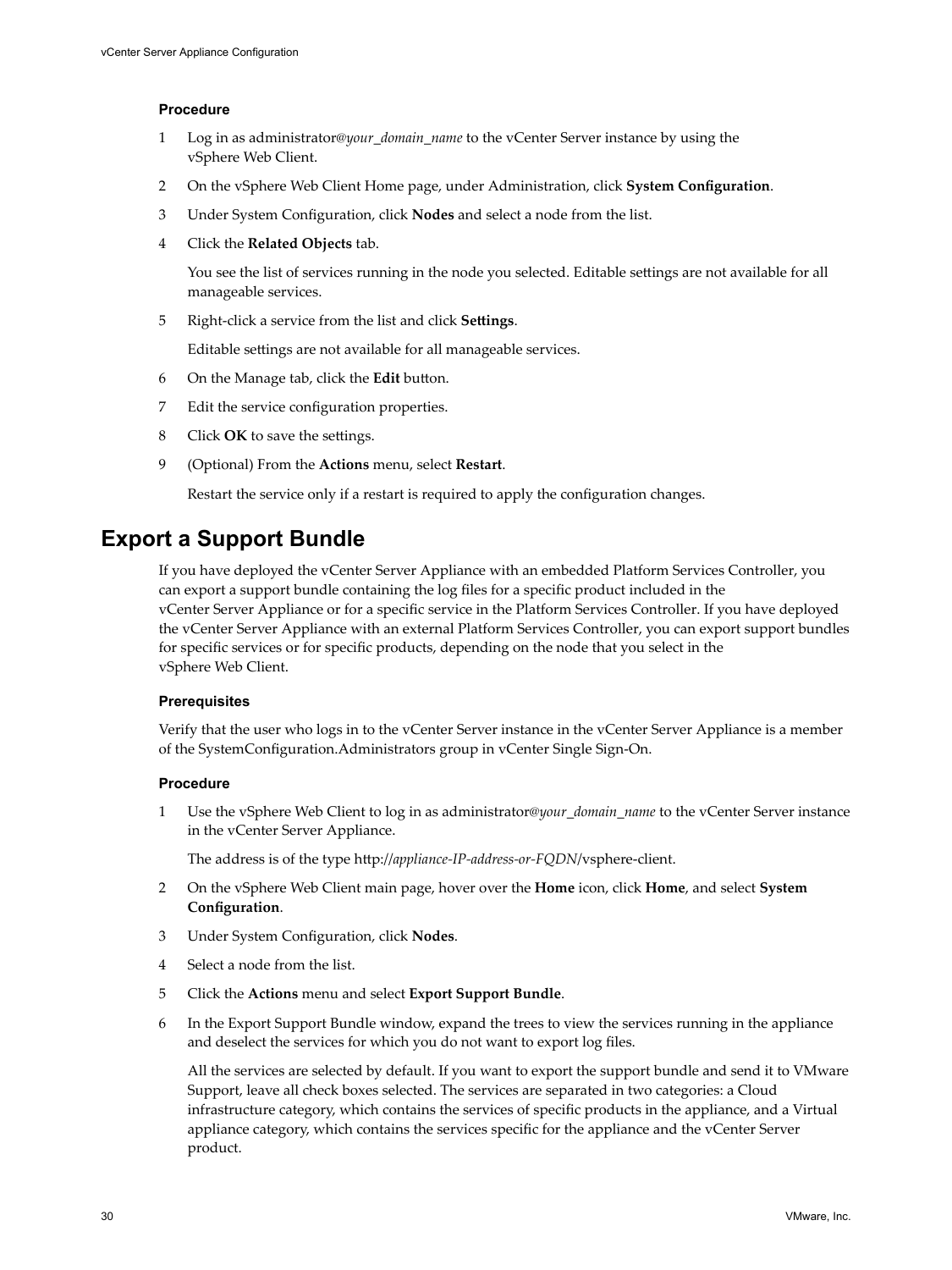### Procedure

1. Log in as administrator@*your_domain_name* to the vCenter Server instance by using the vSphere Web Client.
2. On the vSphere Web Client Home page, under Administration, click **System Configuration**.
3. Under System Configuration, click **Nodes** and select a node from the list.
4. Click the **Related Objects** tab.

   You see the list of services running in the node you selected. Editable settings are not available for all manageable services.
5. Right-click a service from the list and click **Settings**.

   Editable settings are not available for all manageable services.
6. On the Manage tab, click the **Edit** button.
7. Edit the service configuration properties.
8. Click **OK** to save the settings.
9. (Optional) From the **Actions** menu, select **Restart**.

   Restart the service only if a restart is required to apply the configuration changes.

## Export a Support Bundle

If you have deployed the vCenter Server Appliance with an embedded Platform Services Controller, you can export a support bundle containing the log files for a specific product included in the vCenter Server Appliance or for a specific service in the Platform Services Controller. If you have deployed the vCenter Server Appliance with an external Platform Services Controller, you can export support bundles for specific services or for specific products, depending on the node that you select in the vSphere Web Client.

### Prerequisites

Verify that the user who logs in to the vCenter Server instance in the vCenter Server Appliance is a member of the SystemConfiguration.Administrators group in vCenter Single Sign-On.

### Procedure

1. Use the vSphere Web Client to log in as administrator@*your_domain_name* to the vCenter Server instance in the vCenter Server Appliance.

   The address is of the type http://*appliance-IP-address-or-FQDN*/vsphere-client.
2. On the vSphere Web Client main page, hover over the **Home** icon, click **Home**, and select **System Configuration**.
3. Under System Configuration, click **Nodes**.
4. Select a node from the list.
5. Click the **Actions** menu and select **Export Support Bundle**.
6. In the Export Support Bundle window, expand the trees to view the services running in the appliance and deselect the services for which you do not want to export log files.

   All the services are selected by default. If you want to export the support bundle and send it to VMware Support, leave all check boxes selected. The services are separated in two categories: a Cloud infrastructure category, which contains the services of specific products in the appliance, and a Virtual appliance category, which contains the services specific for the appliance and the vCenter Server product.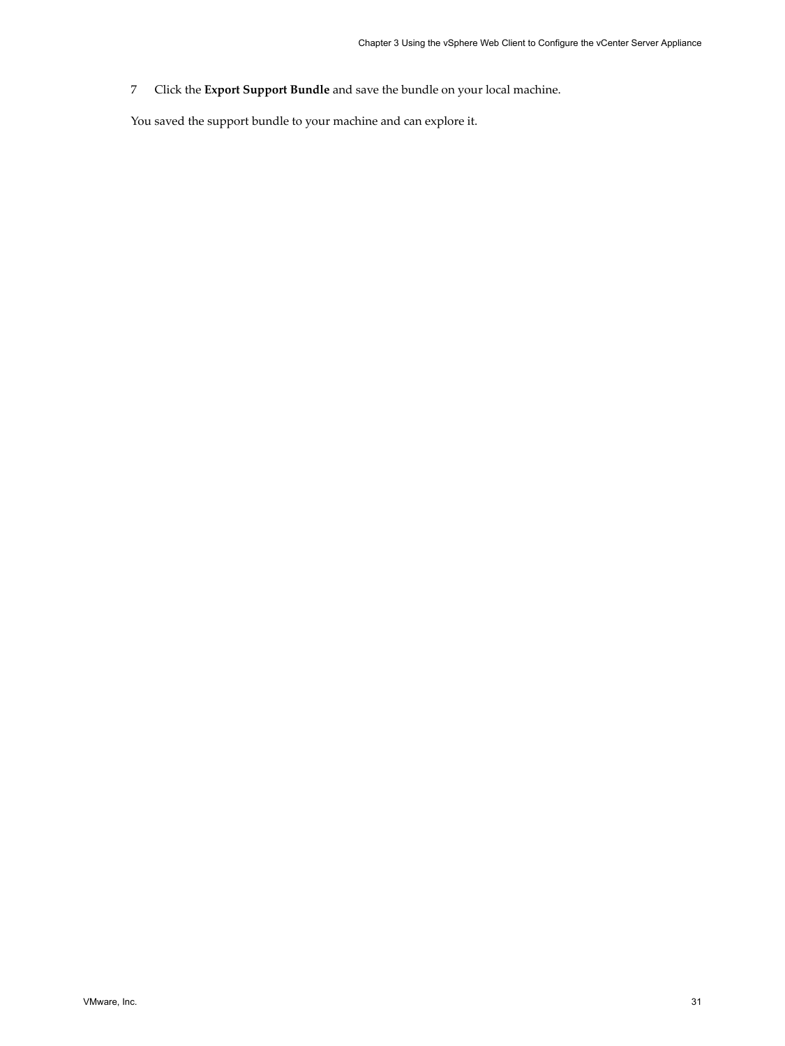7 Click the **Export Support Bundle** and save the bundle on your local machine.

You saved the support bundle to your machine and can explore it.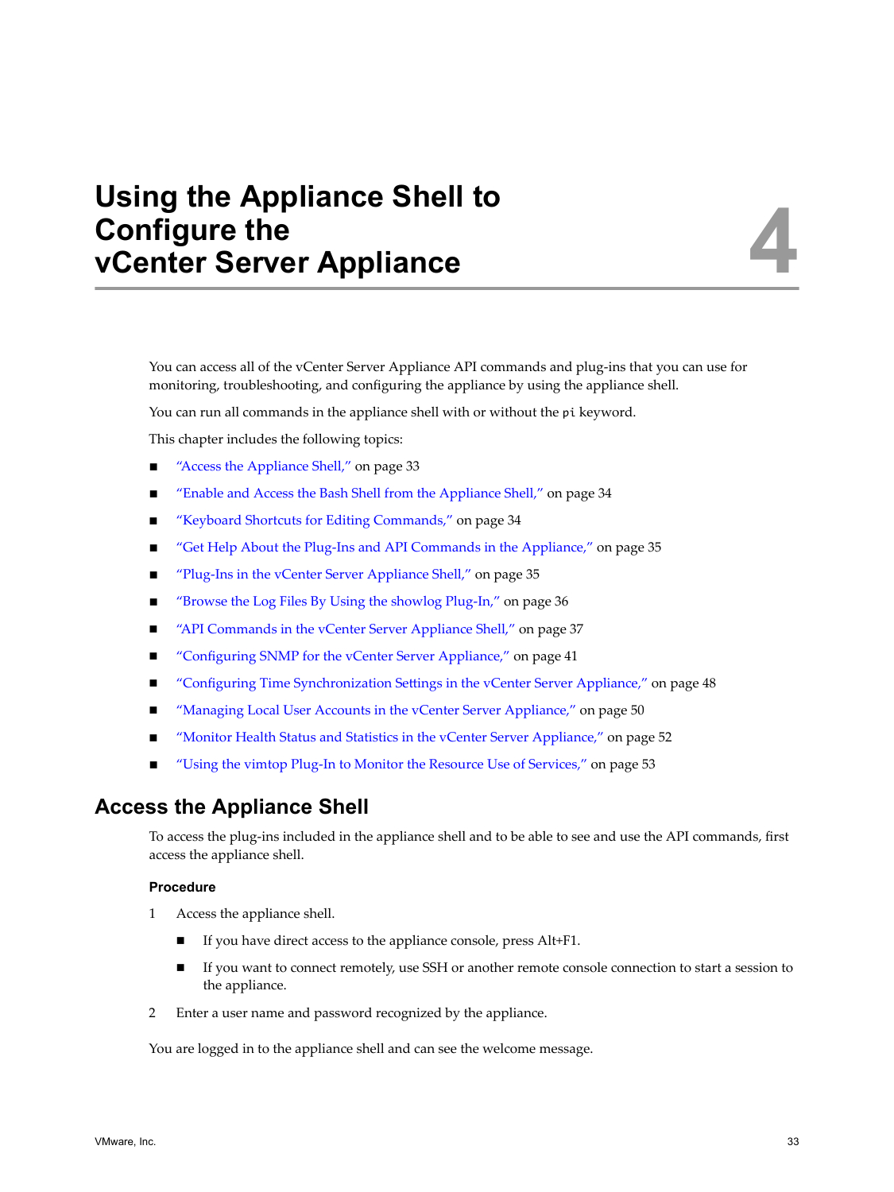# Using the Appliance Shell to Configure the vCenter Server Appliance

4

You can access all of the vCenter Server Appliance API commands and plug-ins that you can use for monitoring, troubleshooting, and configuring the appliance by using the appliance shell.

You can run all commands in the appliance shell with or without the `pi` keyword.

This chapter includes the following topics:

- "Access the Appliance Shell," on page 33
- "Enable and Access the Bash Shell from the Appliance Shell," on page 34
- "Keyboard Shortcuts for Editing Commands," on page 34
- "Get Help About the Plug-Ins and API Commands in the Appliance," on page 35
- "Plug-Ins in the vCenter Server Appliance Shell," on page 35
- "Browse the Log Files By Using the showlog Plug-In," on page 36
- "API Commands in the vCenter Server Appliance Shell," on page 37
- "Configuring SNMP for the vCenter Server Appliance," on page 41
- "Configuring Time Synchronization Settings in the vCenter Server Appliance," on page 48
- "Managing Local User Accounts in the vCenter Server Appliance," on page 50
- "Monitor Health Status and Statistics in the vCenter Server Appliance," on page 52
- "Using the vimtop Plug-In to Monitor the Resource Use of Services," on page 53

## Access the Appliance Shell

To access the plug-ins included in the appliance shell and to be able to see and use the API commands, first access the appliance shell.

### Procedure

1. Access the appliance shell.
   - If you have direct access to the appliance console, press Alt+F1.
   - If you want to connect remotely, use SSH or another remote console connection to start a session to the appliance.
2. Enter a user name and password recognized by the appliance.

You are logged in to the appliance shell and can see the welcome message.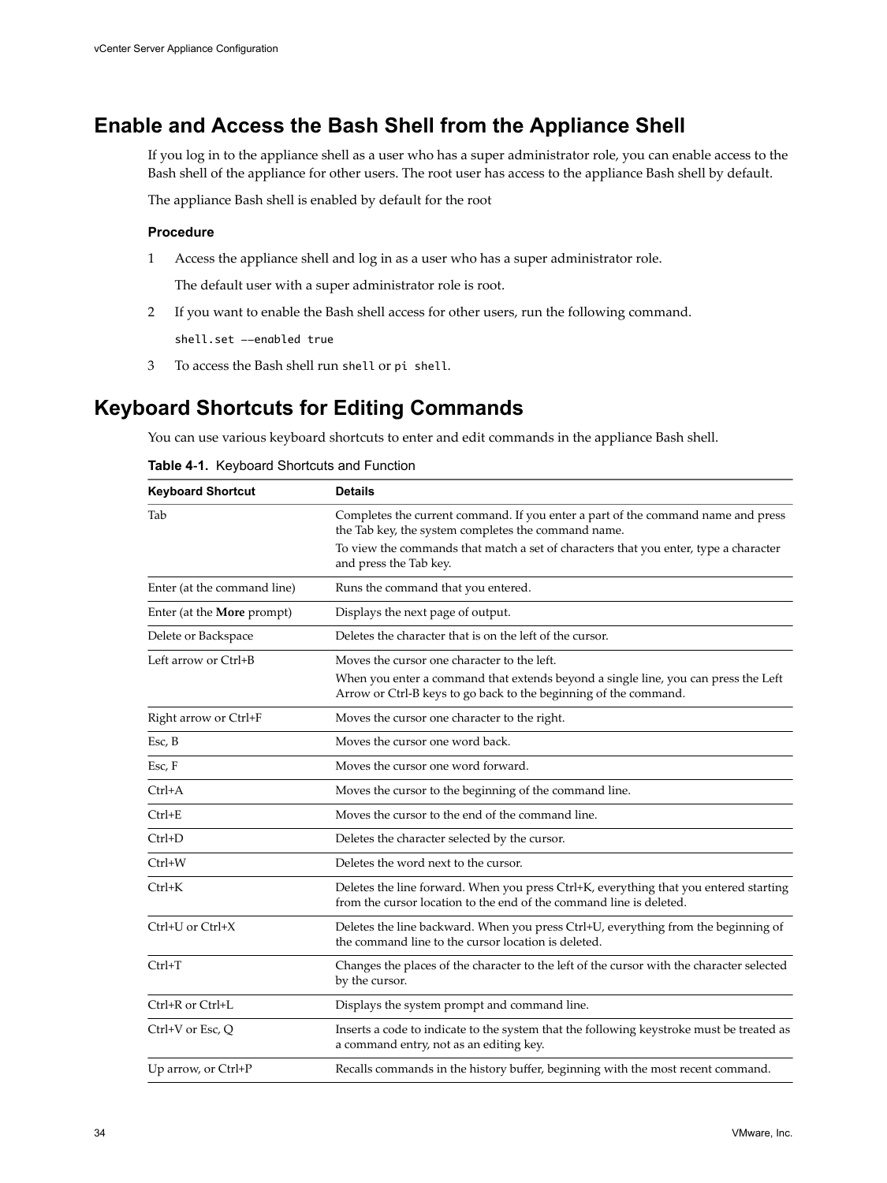## Enable and Access the Bash Shell from the Appliance Shell

If you log in to the appliance shell as a user who has a super administrator role, you can enable access to the Bash shell of the appliance for other users. The root user has access to the appliance Bash shell by default.

The appliance Bash shell is enabled by default for the root

#### Procedure

1. Access the appliance shell and log in as a user who has a super administrator role.

   The default user with a super administrator role is root.

2. If you want to enable the Bash shell access for other users, run the following command.

   ```
   shell.set ––enabled true
   ```

3. To access the Bash shell run `shell` or `pi shell`.

## Keyboard Shortcuts for Editing Commands

You can use various keyboard shortcuts to enter and edit commands in the appliance Bash shell.

**Table 4-1.** Keyboard Shortcuts and Function

| Keyboard Shortcut | Details |
|---|---|
| Tab | Completes the current command. If you enter a part of the command name and press the Tab key, the system completes the command name.<br>To view the commands that match a set of characters that you enter, type a character and press the Tab key. |
| Enter (at the command line) | Runs the command that you entered. |
| Enter (at the **More** prompt) | Displays the next page of output. |
| Delete or Backspace | Deletes the character that is on the left of the cursor. |
| Left arrow or Ctrl+B | Moves the cursor one character to the left.<br>When you enter a command that extends beyond a single line, you can press the Left Arrow or Ctrl-B keys to go back to the beginning of the command. |
| Right arrow or Ctrl+F | Moves the cursor one character to the right. |
| Esc, B | Moves the cursor one word back. |
| Esc, F | Moves the cursor one word forward. |
| Ctrl+A | Moves the cursor to the beginning of the command line. |
| Ctrl+E | Moves the cursor to the end of the command line. |
| Ctrl+D | Deletes the character selected by the cursor. |
| Ctrl+W | Deletes the word next to the cursor. |
| Ctrl+K | Deletes the line forward. When you press Ctrl+K, everything that you entered starting from the cursor location to the end of the command line is deleted. |
| Ctrl+U or Ctrl+X | Deletes the line backward. When you press Ctrl+U, everything from the beginning of the command line to the cursor location is deleted. |
| Ctrl+T | Changes the places of the character to the left of the cursor with the character selected by the cursor. |
| Ctrl+R or Ctrl+L | Displays the system prompt and command line. |
| Ctrl+V or Esc, Q | Inserts a code to indicate to the system that the following keystroke must be treated as a command entry, not as an editing key. |
| Up arrow, or Ctrl+P | Recalls commands in the history buffer, beginning with the most recent command. |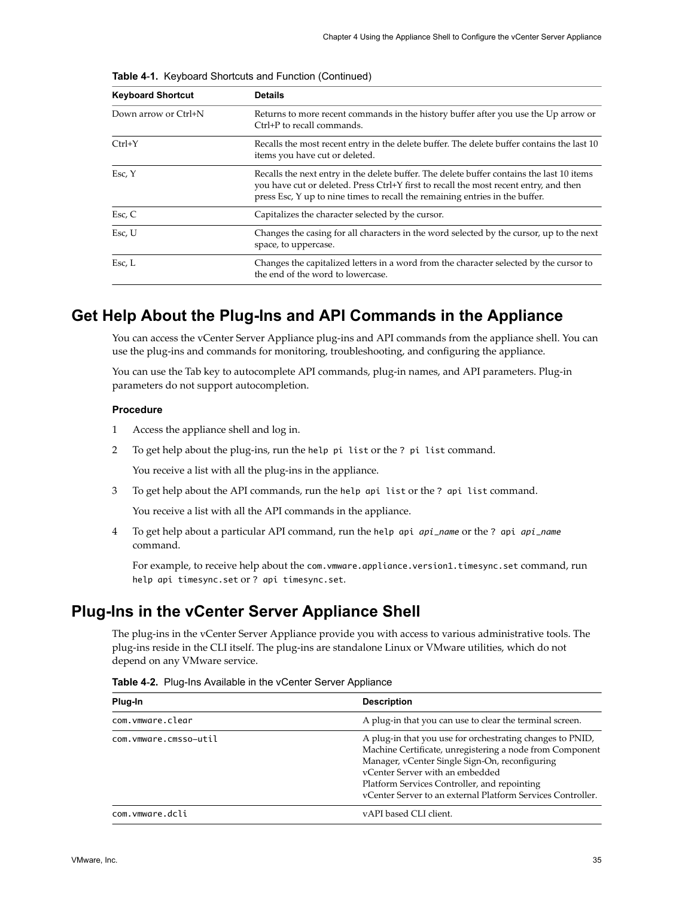**Table 4-1.** Keyboard Shortcuts and Function (Continued)

| Keyboard Shortcut | Details |
| --- | --- |
| Down arrow or Ctrl+N | Returns to more recent commands in the history buffer after you use the Up arrow or Ctrl+P to recall commands. |
| Ctrl+Y | Recalls the most recent entry in the delete buffer. The delete buffer contains the last 10 items you have cut or deleted. |
| Esc, Y | Recalls the next entry in the delete buffer. The delete buffer contains the last 10 items you have cut or deleted. Press Ctrl+Y first to recall the most recent entry, and then press Esc, Y up to nine times to recall the remaining entries in the buffer. |
| Esc, C | Capitalizes the character selected by the cursor. |
| Esc, U | Changes the casing for all characters in the word selected by the cursor, up to the next space, to uppercase. |
| Esc, L | Changes the capitalized letters in a word from the character selected by the cursor to the end of the word to lowercase. |

## Get Help About the Plug-Ins and API Commands in the Appliance

You can access the vCenter Server Appliance plug-ins and API commands from the appliance shell. You can use the plug-ins and commands for monitoring, troubleshooting, and configuring the appliance.

You can use the Tab key to autocomplete API commands, plug-in names, and API parameters. Plug-in parameters do not support autocompletion.

### Procedure

1. Access the appliance shell and log in.
2. To get help about the plug-ins, run the `help pi list` or the `? pi list` command.

   You receive a list with all the plug-ins in the appliance.
3. To get help about the API commands, run the `help api list` or the `? api list` command.

   You receive a list with all the API commands in the appliance.
4. To get help about a particular API command, run the `help api` *`api_name`* or the `? api` *`api_name`* command.

   For example, to receive help about the `com.vmware.appliance.version1.timesync.set` command, run `help api timesync.set` or `? api timesync.set`.

## Plug-Ins in the vCenter Server Appliance Shell

The plug-ins in the vCenter Server Appliance provide you with access to various administrative tools. The plug-ins reside in the CLI itself. The plug-ins are standalone Linux or VMware utilities, which do not depend on any VMware service.

**Table 4-2.** Plug-Ins Available in the vCenter Server Appliance

| Plug-In | Description |
| --- | --- |
| `com.vmware.clear` | A plug-in that you can use to clear the terminal screen. |
| `com.vmware.cmsso-util` | A plug-in that you use for orchestrating changes to PNID, Machine Certificate, unregistering a node from Component Manager, vCenter Single Sign-On, reconfiguring vCenter Server with an embedded Platform Services Controller, and repointing vCenter Server to an external Platform Services Controller. |
| `com.vmware.dcli` | vAPI based CLI client. |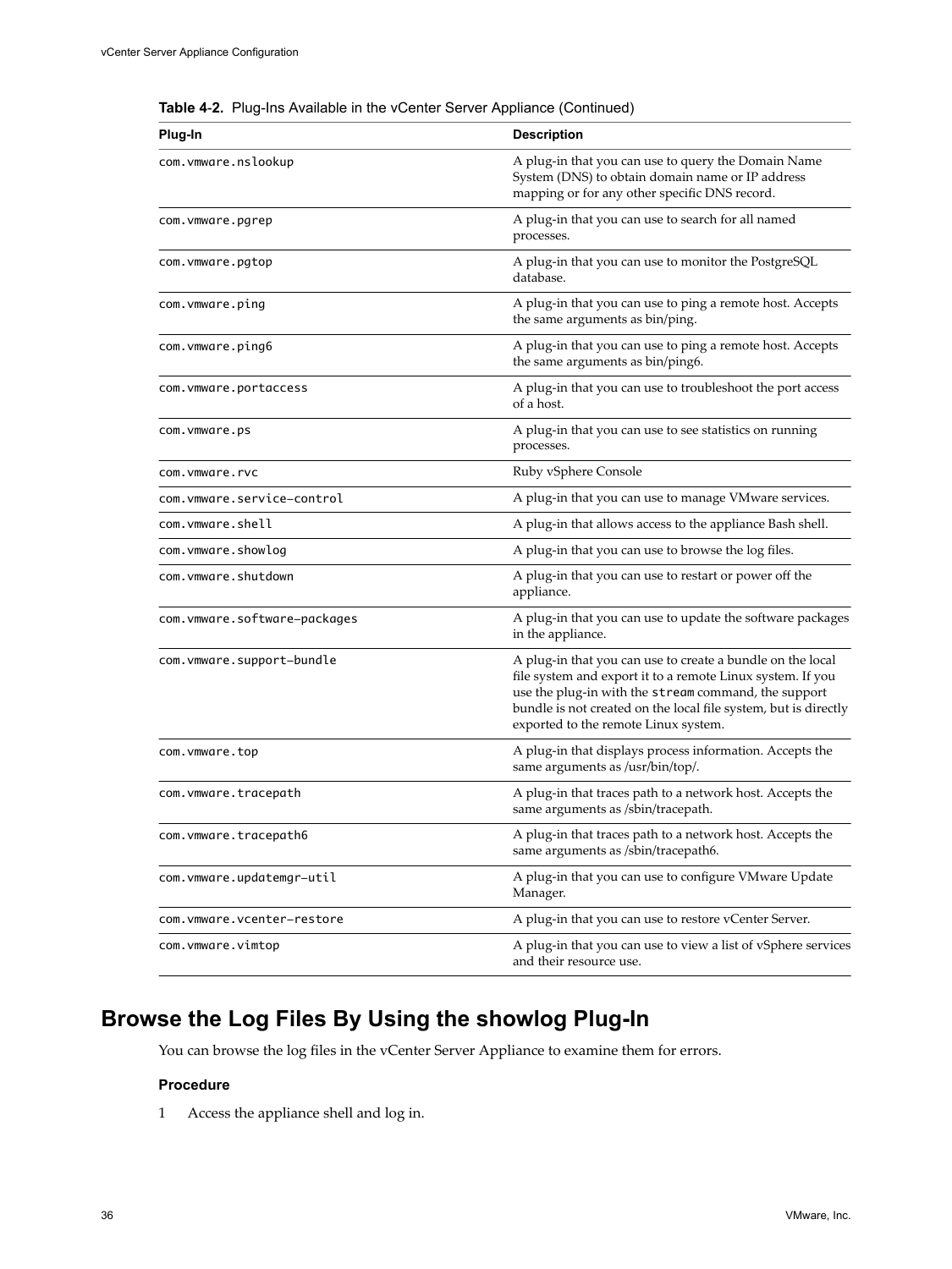**Table 4-2.** Plug-Ins Available in the vCenter Server Appliance (Continued)

| Plug-In | Description |
|---|---|
| `com.vmware.nslookup` | A plug-in that you can use to query the Domain Name System (DNS) to obtain domain name or IP address mapping or for any other specific DNS record. |
| `com.vmware.pgrep` | A plug-in that you can use to search for all named processes. |
| `com.vmware.pgtop` | A plug-in that you can use to monitor the PostgreSQL database. |
| `com.vmware.ping` | A plug-in that you can use to ping a remote host. Accepts the same arguments as bin/ping. |
| `com.vmware.ping6` | A plug-in that you can use to ping a remote host. Accepts the same arguments as bin/ping6. |
| `com.vmware.portaccess` | A plug-in that you can use to troubleshoot the port access of a host. |
| `com.vmware.ps` | A plug-in that you can use to see statistics on running processes. |
| `com.vmware.rvc` | Ruby vSphere Console |
| `com.vmware.service-control` | A plug-in that you can use to manage VMware services. |
| `com.vmware.shell` | A plug-in that allows access to the appliance Bash shell. |
| `com.vmware.showlog` | A plug-in that you can use to browse the log files. |
| `com.vmware.shutdown` | A plug-in that you can use to restart or power off the appliance. |
| `com.vmware.software-packages` | A plug-in that you can use to update the software packages in the appliance. |
| `com.vmware.support-bundle` | A plug-in that you can use to create a bundle on the local file system and export it to a remote Linux system. If you use the plug-in with the `stream` command, the support bundle is not created on the local file system, but is directly exported to the remote Linux system. |
| `com.vmware.top` | A plug-in that displays process information. Accepts the same arguments as /usr/bin/top/. |
| `com.vmware.tracepath` | A plug-in that traces path to a network host. Accepts the same arguments as /sbin/tracepath. |
| `com.vmware.tracepath6` | A plug-in that traces path to a network host. Accepts the same arguments as /sbin/tracepath6. |
| `com.vmware.updatemgr-util` | A plug-in that you can use to configure VMware Update Manager. |
| `com.vmware.vcenter-restore` | A plug-in that you can use to restore vCenter Server. |
| `com.vmware.vimtop` | A plug-in that you can use to view a list of vSphere services and their resource use. |

## Browse the Log Files By Using the showlog Plug-In

You can browse the log files in the vCenter Server Appliance to examine them for errors.

### Procedure

1 Access the appliance shell and log in.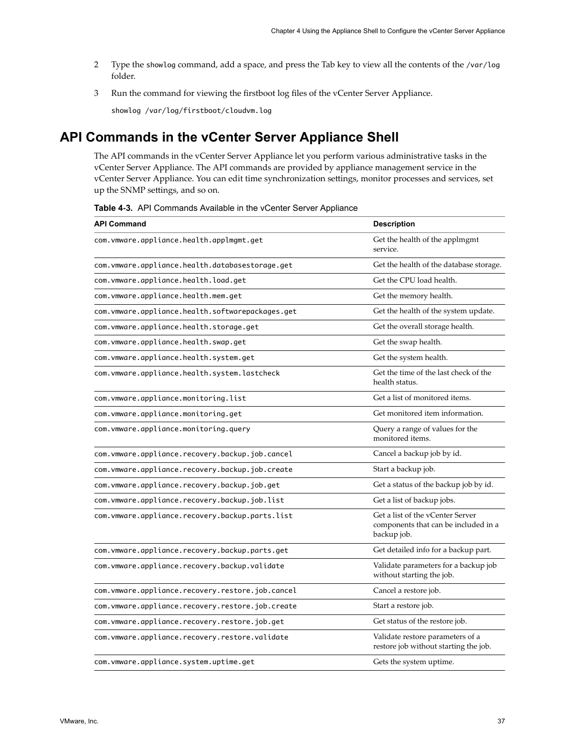2. Type the `showlog` command, add a space, and press the Tab key to view all the contents of the `/var/log` folder.
3. Run the command for viewing the firstboot log files of the vCenter Server Appliance.

   ```
   showlog /var/log/firstboot/cloudvm.log
   ```

## API Commands in the vCenter Server Appliance Shell

The API commands in the vCenter Server Appliance let you perform various administrative tasks in the vCenter Server Appliance. The API commands are provided by appliance management service in the vCenter Server Appliance. You can edit time synchronization settings, monitor processes and services, set up the SNMP settings, and so on.

**Table 4-3.** API Commands Available in the vCenter Server Appliance

| API Command | Description |
| --- | --- |
| `com.vmware.appliance.health.applmgmt.get` | Get the health of the applmgmt service. |
| `com.vmware.appliance.health.databasestorage.get` | Get the health of the database storage. |
| `com.vmware.appliance.health.load.get` | Get the CPU load health. |
| `com.vmware.appliance.health.mem.get` | Get the memory health. |
| `com.vmware.appliance.health.softwarepackages.get` | Get the health of the system update. |
| `com.vmware.appliance.health.storage.get` | Get the overall storage health. |
| `com.vmware.appliance.health.swap.get` | Get the swap health. |
| `com.vmware.appliance.health.system.get` | Get the system health. |
| `com.vmware.appliance.health.system.lastcheck` | Get the time of the last check of the health status. |
| `com.vmware.appliance.monitoring.list` | Get a list of monitored items. |
| `com.vmware.appliance.monitoring.get` | Get monitored item information. |
| `com.vmware.appliance.monitoring.query` | Query a range of values for the monitored items. |
| `com.vmware.appliance.recovery.backup.job.cancel` | Cancel a backup job by id. |
| `com.vmware.appliance.recovery.backup.job.create` | Start a backup job. |
| `com.vmware.appliance.recovery.backup.job.get` | Get a status of the backup job by id. |
| `com.vmware.appliance.recovery.backup.job.list` | Get a list of backup jobs. |
| `com.vmware.appliance.recovery.backup.parts.list` | Get a list of the vCenter Server components that can be included in a backup job. |
| `com.vmware.appliance.recovery.backup.parts.get` | Get detailed info for a backup part. |
| `com.vmware.appliance.recovery.backup.validate` | Validate parameters for a backup job without starting the job. |
| `com.vmware.appliance.recovery.restore.job.cancel` | Cancel a restore job. |
| `com.vmware.appliance.recovery.restore.job.create` | Start a restore job. |
| `com.vmware.appliance.recovery.restore.job.get` | Get status of the restore job. |
| `com.vmware.appliance.recovery.restore.validate` | Validate restore parameters of a restore job without starting the job. |
| `com.vmware.appliance.system.uptime.get` | Gets the system uptime. |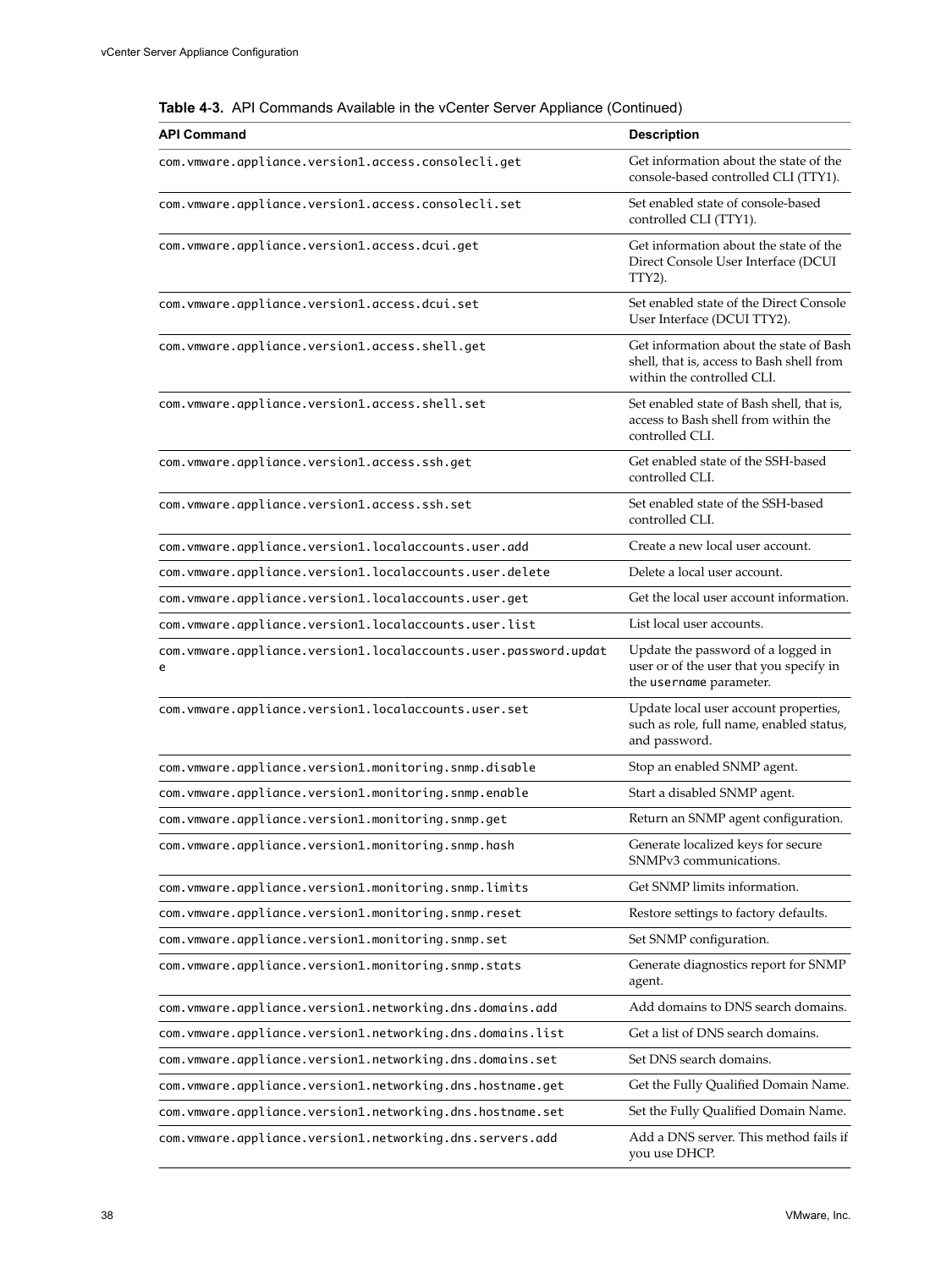**Table 4-3.** API Commands Available in the vCenter Server Appliance (Continued)

| API Command | Description |
|---|---|
| com.vmware.appliance.version1.access.consolecli.get | Get information about the state of the console-based controlled CLI (TTY1). |
| com.vmware.appliance.version1.access.consolecli.set | Set enabled state of console-based controlled CLI (TTY1). |
| com.vmware.appliance.version1.access.dcui.get | Get information about the state of the Direct Console User Interface (DCUI TTY2). |
| com.vmware.appliance.version1.access.dcui.set | Set enabled state of the Direct Console User Interface (DCUI TTY2). |
| com.vmware.appliance.version1.access.shell.get | Get information about the state of Bash shell, that is, access to Bash shell from within the controlled CLI. |
| com.vmware.appliance.version1.access.shell.set | Set enabled state of Bash shell, that is, access to Bash shell from within the controlled CLI. |
| com.vmware.appliance.version1.access.ssh.get | Get enabled state of the SSH-based controlled CLI. |
| com.vmware.appliance.version1.access.ssh.set | Set enabled state of the SSH-based controlled CLI. |
| com.vmware.appliance.version1.localaccounts.user.add | Create a new local user account. |
| com.vmware.appliance.version1.localaccounts.user.delete | Delete a local user account. |
| com.vmware.appliance.version1.localaccounts.user.get | Get the local user account information. |
| com.vmware.appliance.version1.localaccounts.user.list | List local user accounts. |
| com.vmware.appliance.version1.localaccounts.user.password.update | Update the password of a logged in user or of the user that you specify in the `username` parameter. |
| com.vmware.appliance.version1.localaccounts.user.set | Update local user account properties, such as role, full name, enabled status, and password. |
| com.vmware.appliance.version1.monitoring.snmp.disable | Stop an enabled SNMP agent. |
| com.vmware.appliance.version1.monitoring.snmp.enable | Start a disabled SNMP agent. |
| com.vmware.appliance.version1.monitoring.snmp.get | Return an SNMP agent configuration. |
| com.vmware.appliance.version1.monitoring.snmp.hash | Generate localized keys for secure SNMPv3 communications. |
| com.vmware.appliance.version1.monitoring.snmp.limits | Get SNMP limits information. |
| com.vmware.appliance.version1.monitoring.snmp.reset | Restore settings to factory defaults. |
| com.vmware.appliance.version1.monitoring.snmp.set | Set SNMP configuration. |
| com.vmware.appliance.version1.monitoring.snmp.stats | Generate diagnostics report for SNMP agent. |
| com.vmware.appliance.version1.networking.dns.domains.add | Add domains to DNS search domains. |
| com.vmware.appliance.version1.networking.dns.domains.list | Get a list of DNS search domains. |
| com.vmware.appliance.version1.networking.dns.domains.set | Set DNS search domains. |
| com.vmware.appliance.version1.networking.dns.hostname.get | Get the Fully Qualified Domain Name. |
| com.vmware.appliance.version1.networking.dns.hostname.set | Set the Fully Qualified Domain Name. |
| com.vmware.appliance.version1.networking.dns.servers.add | Add a DNS server. This method fails if you use DHCP. |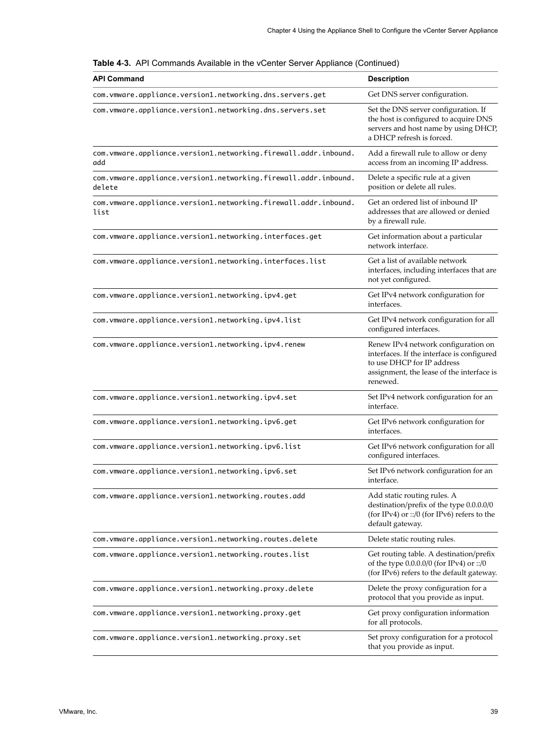**Table 4-3.** API Commands Available in the vCenter Server Appliance (Continued)

| API Command | Description |
|---|---|
| com.vmware.appliance.version1.networking.dns.servers.get | Get DNS server configuration. |
| com.vmware.appliance.version1.networking.dns.servers.set | Set the DNS server configuration. If the host is configured to acquire DNS servers and host name by using DHCP, a DHCP refresh is forced. |
| com.vmware.appliance.version1.networking.firewall.addr.inbound.add | Add a firewall rule to allow or deny access from an incoming IP address. |
| com.vmware.appliance.version1.networking.firewall.addr.inbound.delete | Delete a specific rule at a given position or delete all rules. |
| com.vmware.appliance.version1.networking.firewall.addr.inbound.list | Get an ordered list of inbound IP addresses that are allowed or denied by a firewall rule. |
| com.vmware.appliance.version1.networking.interfaces.get | Get information about a particular network interface. |
| com.vmware.appliance.version1.networking.interfaces.list | Get a list of available network interfaces, including interfaces that are not yet configured. |
| com.vmware.appliance.version1.networking.ipv4.get | Get IPv4 network configuration for interfaces. |
| com.vmware.appliance.version1.networking.ipv4.list | Get IPv4 network configuration for all configured interfaces. |
| com.vmware.appliance.version1.networking.ipv4.renew | Renew IPv4 network configuration on interfaces. If the interface is configured to use DHCP for IP address assignment, the lease of the interface is renewed. |
| com.vmware.appliance.version1.networking.ipv4.set | Set IPv4 network configuration for an interface. |
| com.vmware.appliance.version1.networking.ipv6.get | Get IPv6 network configuration for interfaces. |
| com.vmware.appliance.version1.networking.ipv6.list | Get IPv6 network configuration for all configured interfaces. |
| com.vmware.appliance.version1.networking.ipv6.set | Set IPv6 network configuration for an interface. |
| com.vmware.appliance.version1.networking.routes.add | Add static routing rules. A destination/prefix of the type 0.0.0.0/0 (for IPv4) or ::/0 (for IPv6) refers to the default gateway. |
| com.vmware.appliance.version1.networking.routes.delete | Delete static routing rules. |
| com.vmware.appliance.version1.networking.routes.list | Get routing table. A destination/prefix of the type 0.0.0.0/0 (for IPv4) or ::/0 (for IPv6) refers to the default gateway. |
| com.vmware.appliance.version1.networking.proxy.delete | Delete the proxy configuration for a protocol that you provide as input. |
| com.vmware.appliance.version1.networking.proxy.get | Get proxy configuration information for all protocols. |
| com.vmware.appliance.version1.networking.proxy.set | Set proxy configuration for a protocol that you provide as input. |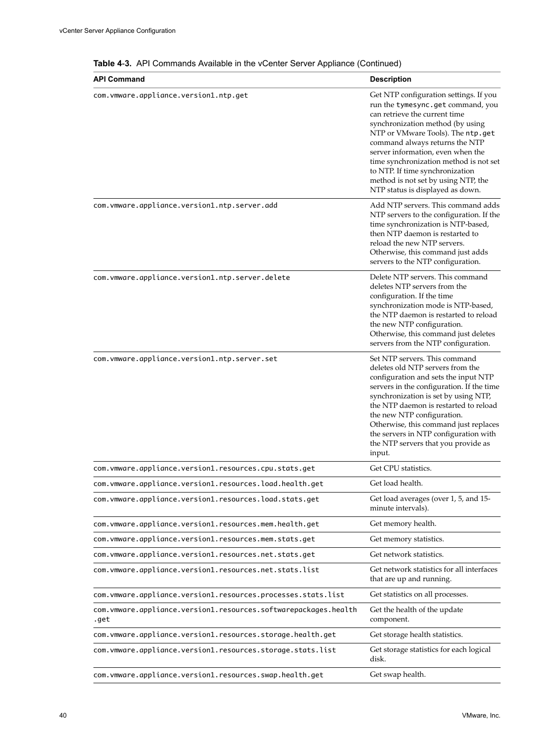**Table 4-3.** API Commands Available in the vCenter Server Appliance (Continued)

| API Command | Description |
|---|---|
| `com.vmware.appliance.version1.ntp.get` | Get NTP configuration settings. If you run the `tymesync.get` command, you can retrieve the current time synchronization method (by using NTP or VMware Tools). The `ntp.get` command always returns the NTP server information, even when the time synchronization method is not set to NTP. If time synchronization method is not set by using NTP, the NTP status is displayed as down. |
| `com.vmware.appliance.version1.ntp.server.add` | Add NTP servers. This command adds NTP servers to the configuration. If the time synchronization is NTP-based, then NTP daemon is restarted to reload the new NTP servers. Otherwise, this command just adds servers to the NTP configuration. |
| `com.vmware.appliance.version1.ntp.server.delete` | Delete NTP servers. This command deletes NTP servers from the configuration. If the time synchronization mode is NTP-based, the NTP daemon is restarted to reload the new NTP configuration. Otherwise, this command just deletes servers from the NTP configuration. |
| `com.vmware.appliance.version1.ntp.server.set` | Set NTP servers. This command deletes old NTP servers from the configuration and sets the input NTP servers in the configuration. If the time synchronization is set by using NTP, the NTP daemon is restarted to reload the new NTP configuration. Otherwise, this command just replaces the servers in NTP configuration with the NTP servers that you provide as input. |
| `com.vmware.appliance.version1.resources.cpu.stats.get` | Get CPU statistics. |
| `com.vmware.appliance.version1.resources.load.health.get` | Get load health. |
| `com.vmware.appliance.version1.resources.load.stats.get` | Get load averages (over 1, 5, and 15-minute intervals). |
| `com.vmware.appliance.version1.resources.mem.health.get` | Get memory health. |
| `com.vmware.appliance.version1.resources.mem.stats.get` | Get memory statistics. |
| `com.vmware.appliance.version1.resources.net.stats.get` | Get network statistics. |
| `com.vmware.appliance.version1.resources.net.stats.list` | Get network statistics for all interfaces that are up and running. |
| `com.vmware.appliance.version1.resources.processes.stats.list` | Get statistics on all processes. |
| `com.vmware.appliance.version1.resources.softwarepackages.health.get` | Get the health of the update component. |
| `com.vmware.appliance.version1.resources.storage.health.get` | Get storage health statistics. |
| `com.vmware.appliance.version1.resources.storage.stats.list` | Get storage statistics for each logical disk. |
| `com.vmware.appliance.version1.resources.swap.health.get` | Get swap health. |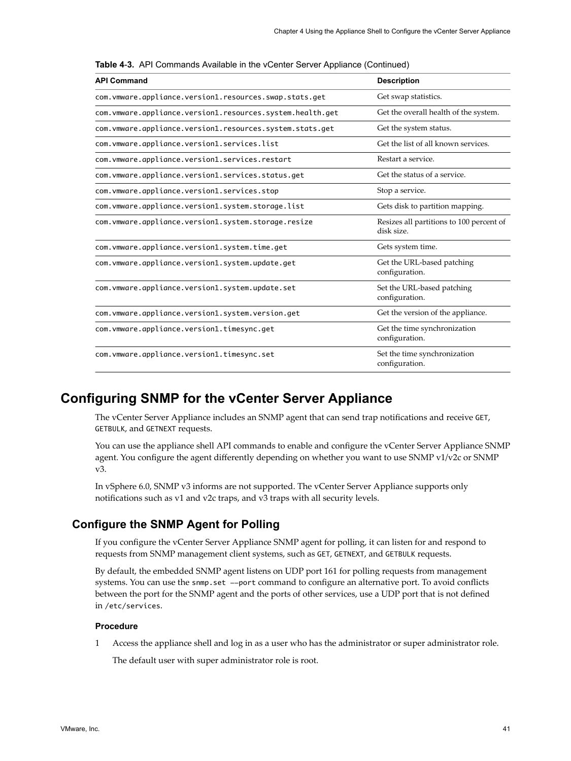**Table 4-3.** API Commands Available in the vCenter Server Appliance (Continued)

| API Command | Description |
| --- | --- |
| `com.vmware.appliance.version1.resources.swap.stats.get` | Get swap statistics. |
| `com.vmware.appliance.version1.resources.system.health.get` | Get the overall health of the system. |
| `com.vmware.appliance.version1.resources.system.stats.get` | Get the system status. |
| `com.vmware.appliance.version1.services.list` | Get the list of all known services. |
| `com.vmware.appliance.version1.services.restart` | Restart a service. |
| `com.vmware.appliance.version1.services.status.get` | Get the status of a service. |
| `com.vmware.appliance.version1.services.stop` | Stop a service. |
| `com.vmware.appliance.version1.system.storage.list` | Gets disk to partition mapping. |
| `com.vmware.appliance.version1.system.storage.resize` | Resizes all partitions to 100 percent of disk size. |
| `com.vmware.appliance.version1.system.time.get` | Gets system time. |
| `com.vmware.appliance.version1.system.update.get` | Get the URL-based patching configuration. |
| `com.vmware.appliance.version1.system.update.set` | Set the URL-based patching configuration. |
| `com.vmware.appliance.version1.system.version.get` | Get the version of the appliance. |
| `com.vmware.appliance.version1.timesync.get` | Get the time synchronization configuration. |
| `com.vmware.appliance.version1.timesync.set` | Set the time synchronization configuration. |

# Configuring SNMP for the vCenter Server Appliance

The vCenter Server Appliance includes an SNMP agent that can send trap notifications and receive `GET`, `GETBULK`, and `GETNEXT` requests.

You can use the appliance shell API commands to enable and configure the vCenter Server Appliance SNMP agent. You configure the agent differently depending on whether you want to use SNMP v1/v2c or SNMP v3.

In vSphere 6.0, SNMP v3 informs are not supported. The vCenter Server Appliance supports only notifications such as v1 and v2c traps, and v3 traps with all security levels.

## Configure the SNMP Agent for Polling

If you configure the vCenter Server Appliance SNMP agent for polling, it can listen for and respond to requests from SNMP management client systems, such as `GET`, `GETNEXT`, and `GETBULK` requests.

By default, the embedded SNMP agent listens on UDP port 161 for polling requests from management systems. You can use the `snmp.set --port` command to configure an alternative port. To avoid conflicts between the port for the SNMP agent and the ports of other services, use a UDP port that is not defined in `/etc/services`.

### Procedure

1. Access the appliance shell and log in as a user who has the administrator or super administrator role.

   The default user with super administrator role is root.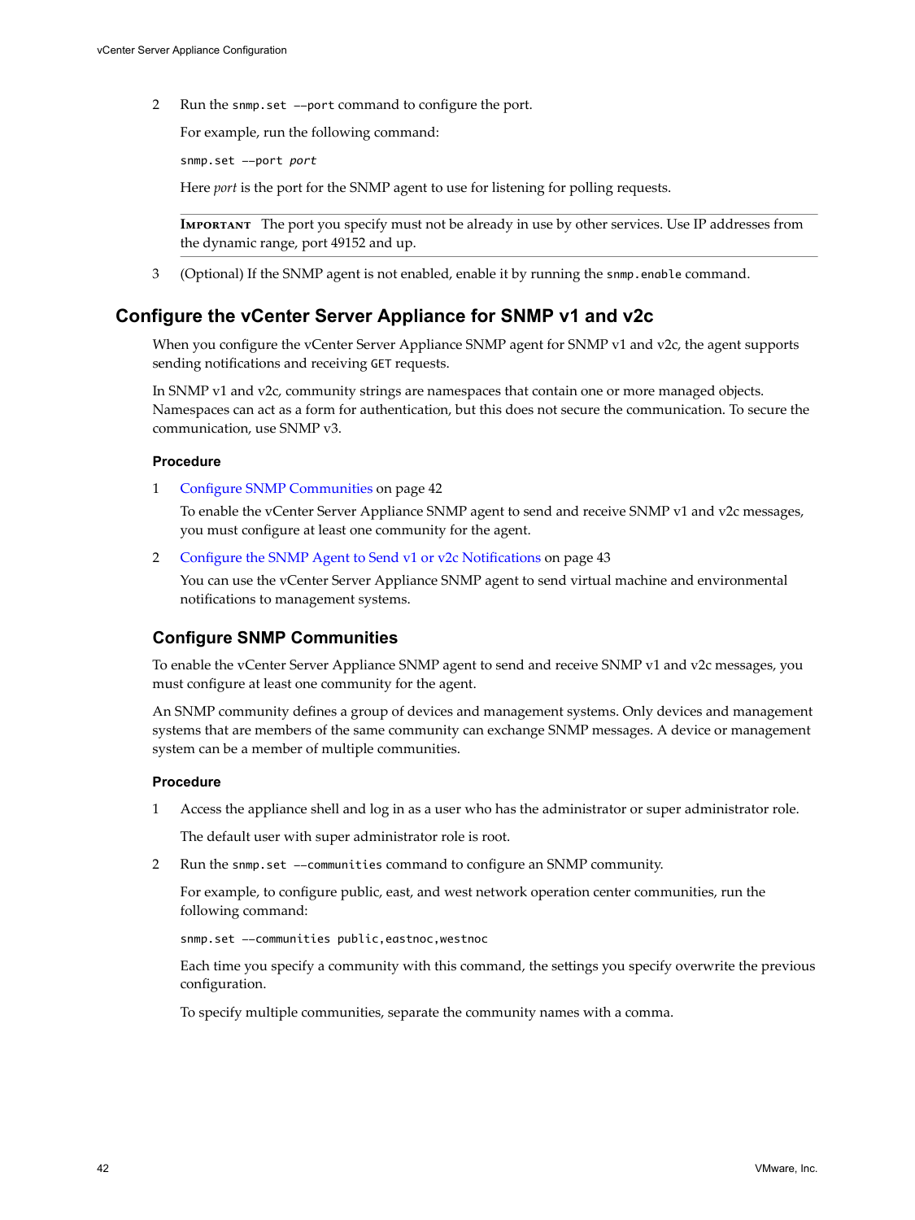2. Run the `snmp.set --port` command to configure the port.

   For example, run the following command:

   ```
   snmp.set --port port
   ```

   Here *port* is the port for the SNMP agent to use for listening for polling requests.

   **IMPORTANT** The port you specify must not be already in use by other services. Use IP addresses from the dynamic range, port 49152 and up.

3. (Optional) If the SNMP agent is not enabled, enable it by running the `snmp.enable` command.

## Configure the vCenter Server Appliance for SNMP v1 and v2c

When you configure the vCenter Server Appliance SNMP agent for SNMP v1 and v2c, the agent supports sending notifications and receiving `GET` requests.

In SNMP v1 and v2c, community strings are namespaces that contain one or more managed objects. Namespaces can act as a form for authentication, but this does not secure the communication. To secure the communication, use SNMP v3.

**Procedure**

1. Configure SNMP Communities on page 42

   To enable the vCenter Server Appliance SNMP agent to send and receive SNMP v1 and v2c messages, you must configure at least one community for the agent.

2. Configure the SNMP Agent to Send v1 or v2c Notifications on page 43

   You can use the vCenter Server Appliance SNMP agent to send virtual machine and environmental notifications to management systems.

### Configure SNMP Communities

To enable the vCenter Server Appliance SNMP agent to send and receive SNMP v1 and v2c messages, you must configure at least one community for the agent.

An SNMP community defines a group of devices and management systems. Only devices and management systems that are members of the same community can exchange SNMP messages. A device or management system can be a member of multiple communities.

**Procedure**

1. Access the appliance shell and log in as a user who has the administrator or super administrator role.

   The default user with super administrator role is root.

2. Run the `snmp.set --communities` command to configure an SNMP community.

   For example, to configure public, east, and west network operation center communities, run the following command:

   ```
   snmp.set --communities public,eastnoc,westnoc
   ```

   Each time you specify a community with this command, the settings you specify overwrite the previous configuration.

   To specify multiple communities, separate the community names with a comma.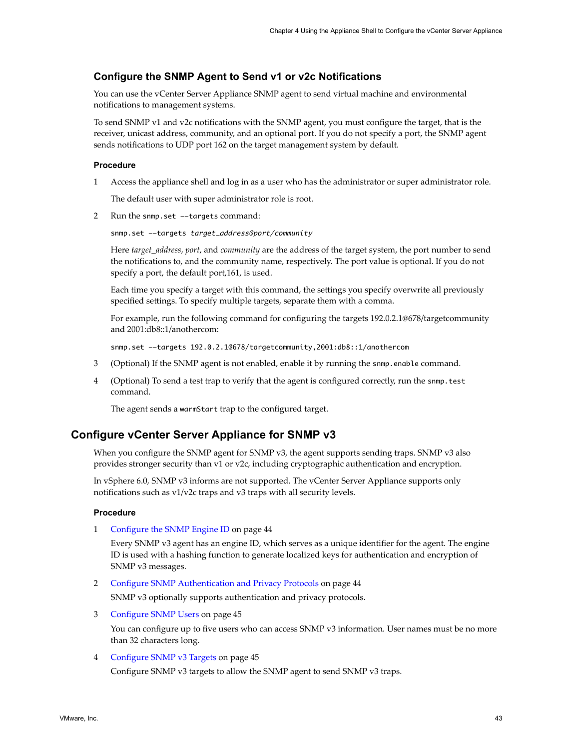### Configure the SNMP Agent to Send v1 or v2c Notifications

You can use the vCenter Server Appliance SNMP agent to send virtual machine and environmental notifications to management systems.

To send SNMP v1 and v2c notifications with the SNMP agent, you must configure the target, that is the receiver, unicast address, community, and an optional port. If you do not specify a port, the SNMP agent sends notifications to UDP port 162 on the target management system by default.

#### Procedure

1. Access the appliance shell and log in as a user who has the administrator or super administrator role.

   The default user with super administrator role is root.

2. Run the `snmp.set --targets` command:

   ```
   snmp.set --targets target_address@port/community
   ```

   Here *target_address*, *port*, and *community* are the address of the target system, the port number to send the notifications to, and the community name, respectively. The port value is optional. If you do not specify a port, the default port,161, is used.

   Each time you specify a target with this command, the settings you specify overwrite all previously specified settings. To specify multiple targets, separate them with a comma.

   For example, run the following command for configuring the targets 192.0.2.1@678/targetcommunity and 2001:db8::1/anothercom:

   ```
   snmp.set --targets 192.0.2.1@678/targetcommunity,2001:db8::1/anothercom
   ```

3. (Optional) If the SNMP agent is not enabled, enable it by running the `snmp.enable` command.

4. (Optional) To send a test trap to verify that the agent is configured correctly, run the `snmp.test` command.

   The agent sends a `warmStart` trap to the configured target.

## Configure vCenter Server Appliance for SNMP v3

When you configure the SNMP agent for SNMP v3, the agent supports sending traps. SNMP v3 also provides stronger security than v1 or v2c, including cryptographic authentication and encryption.

In vSphere 6.0, SNMP v3 informs are not supported. The vCenter Server Appliance supports only notifications such as v1/v2c traps and v3 traps with all security levels.

#### Procedure

1. Configure the SNMP Engine ID on page 44

   Every SNMP v3 agent has an engine ID, which serves as a unique identifier for the agent. The engine ID is used with a hashing function to generate localized keys for authentication and encryption of SNMP v3 messages.

2. Configure SNMP Authentication and Privacy Protocols on page 44

   SNMP v3 optionally supports authentication and privacy protocols.

3. Configure SNMP Users on page 45

   You can configure up to five users who can access SNMP v3 information. User names must be no more than 32 characters long.

4. Configure SNMP v3 Targets on page 45

   Configure SNMP v3 targets to allow the SNMP agent to send SNMP v3 traps.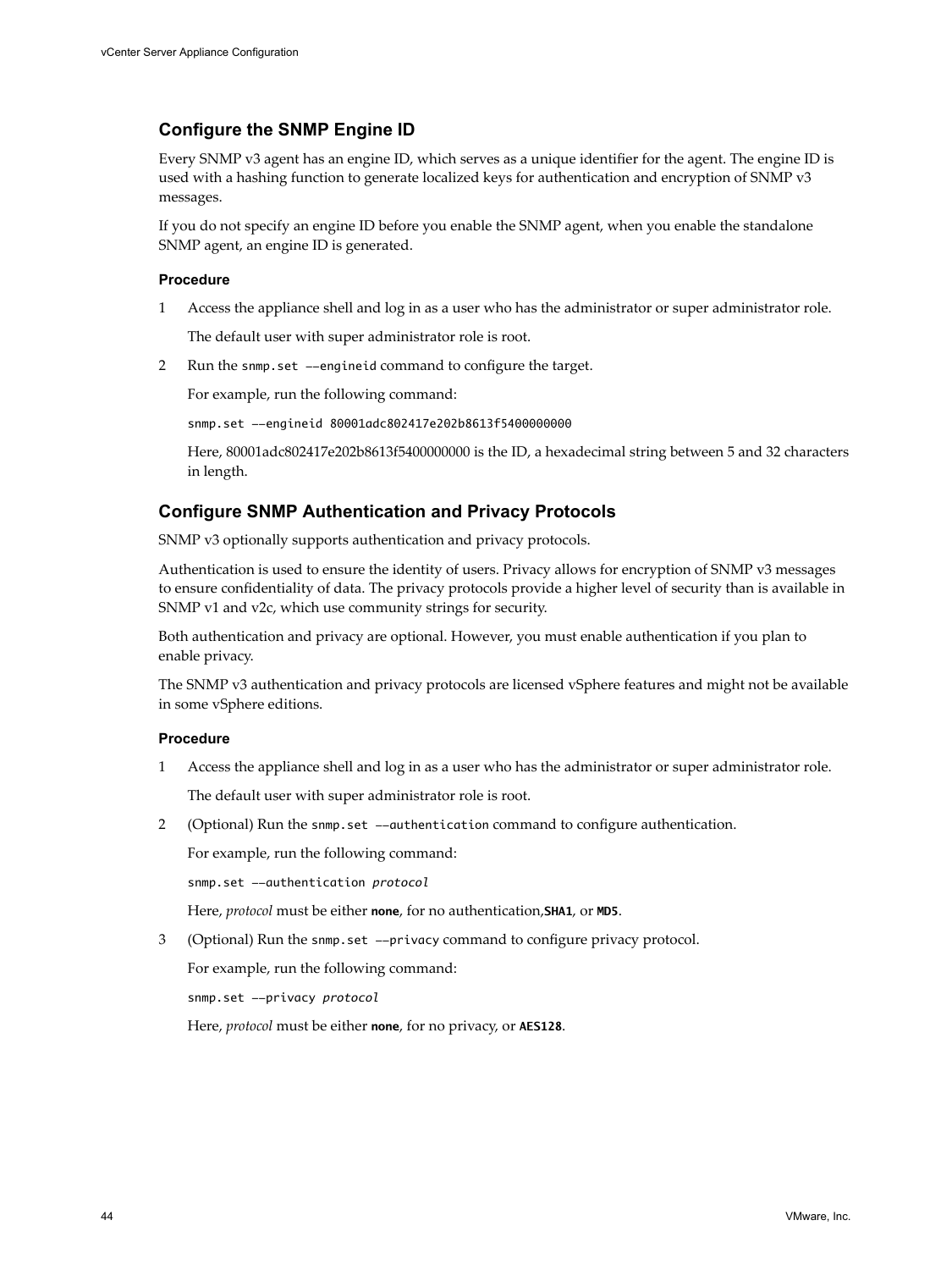## Configure the SNMP Engine ID

Every SNMP v3 agent has an engine ID, which serves as a unique identifier for the agent. The engine ID is used with a hashing function to generate localized keys for authentication and encryption of SNMP v3 messages.

If you do not specify an engine ID before you enable the SNMP agent, when you enable the standalone SNMP agent, an engine ID is generated.

### Procedure

1. Access the appliance shell and log in as a user who has the administrator or super administrator role.

   The default user with super administrator role is root.

2. Run the `snmp.set ––engineid` command to configure the target.

   For example, run the following command:

   ```
   snmp.set ––engineid 80001adc802417e202b8613f5400000000
   ```

   Here, 80001adc802417e202b8613f5400000000 is the ID, a hexadecimal string between 5 and 32 characters in length.

## Configure SNMP Authentication and Privacy Protocols

SNMP v3 optionally supports authentication and privacy protocols.

Authentication is used to ensure the identity of users. Privacy allows for encryption of SNMP v3 messages to ensure confidentiality of data. The privacy protocols provide a higher level of security than is available in SNMP v1 and v2c, which use community strings for security.

Both authentication and privacy are optional. However, you must enable authentication if you plan to enable privacy.

The SNMP v3 authentication and privacy protocols are licensed vSphere features and might not be available in some vSphere editions.

### Procedure

1. Access the appliance shell and log in as a user who has the administrator or super administrator role.

   The default user with super administrator role is root.

2. (Optional) Run the `snmp.set ––authentication` command to configure authentication.

   For example, run the following command:

   ```
   snmp.set ––authentication protocol
   ```

   Here, *protocol* must be either **none**, for no authentication,**SHA1**, or **MD5**.

3. (Optional) Run the `snmp.set ––privacy` command to configure privacy protocol.

   For example, run the following command:

   ```
   snmp.set ––privacy protocol
   ```

   Here, *protocol* must be either **none**, for no privacy, or **AES128**.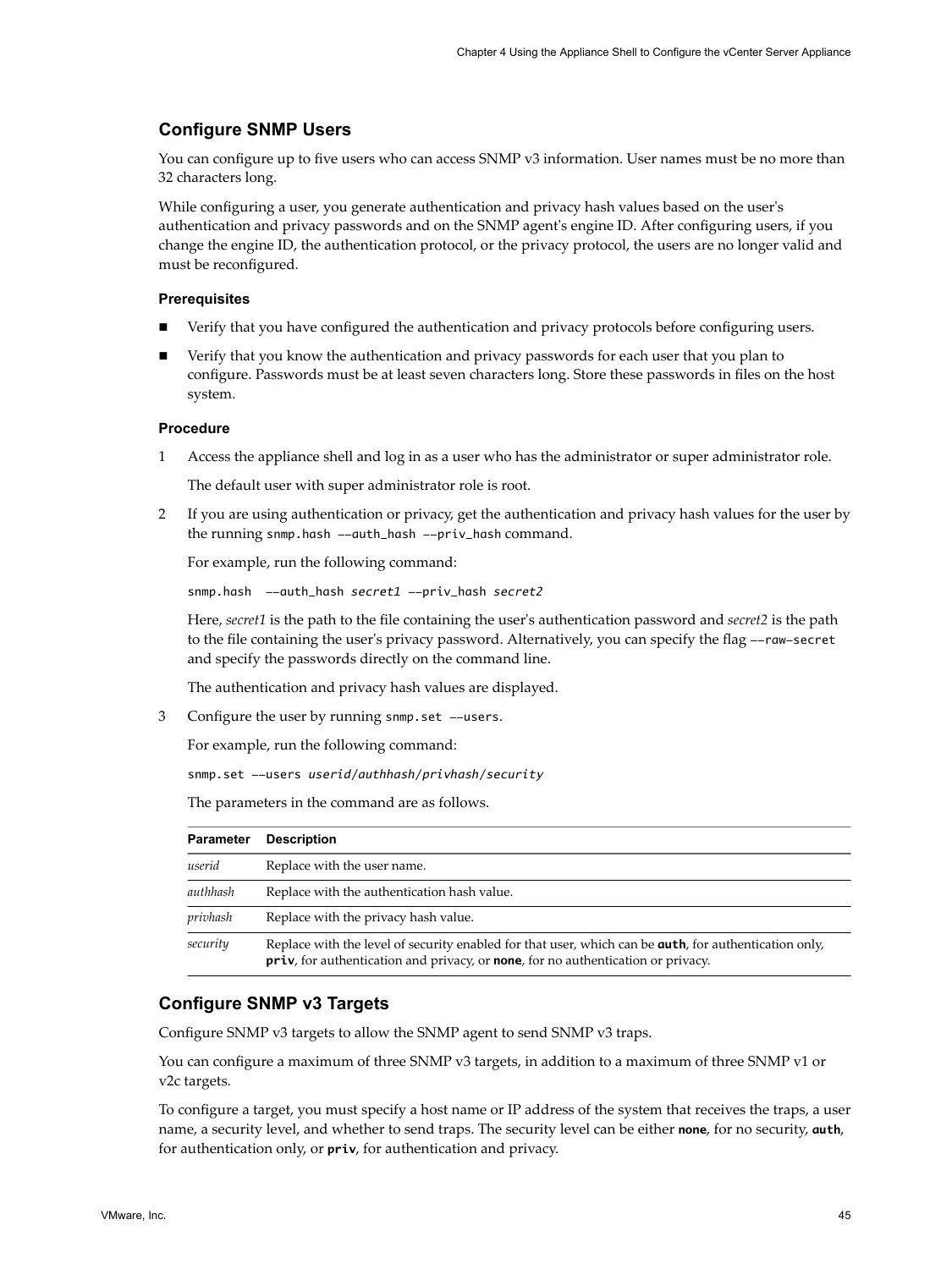## Configure SNMP Users

You can configure up to five users who can access SNMP v3 information. User names must be no more than 32 characters long.

While configuring a user, you generate authentication and privacy hash values based on the user's authentication and privacy passwords and on the SNMP agent's engine ID. After configuring users, if you change the engine ID, the authentication protocol, or the privacy protocol, the users are no longer valid and must be reconfigured.

#### Prerequisites

- Verify that you have configured the authentication and privacy protocols before configuring users.
- Verify that you know the authentication and privacy passwords for each user that you plan to configure. Passwords must be at least seven characters long. Store these passwords in files on the host system.

#### Procedure

1. Access the appliance shell and log in as a user who has the administrator or super administrator role.

   The default user with super administrator role is root.

2. If you are using authentication or privacy, get the authentication and privacy hash values for the user by the running `snmp.hash --auth_hash --priv_hash` command.

   For example, run the following command:

   ```
   snmp.hash  --auth_hash secret1 --priv_hash secret2
   ```

   Here, *secret1* is the path to the file containing the user's authentication password and *secret2* is the path to the file containing the user's privacy password. Alternatively, you can specify the flag `--raw-secret` and specify the passwords directly on the command line.

   The authentication and privacy hash values are displayed.

3. Configure the user by running `snmp.set --users`.

   For example, run the following command:

   ```
   snmp.set --users userid/authhash/privhash/security
   ```

   The parameters in the command are as follows.

| Parameter | Description |
| --- | --- |
| *userid* | Replace with the user name. |
| *authhash* | Replace with the authentication hash value. |
| *privhash* | Replace with the privacy hash value. |
| *security* | Replace with the level of security enabled for that user, which can be **auth**, for authentication only, **priv**, for authentication and privacy, or **none**, for no authentication or privacy. |

## Configure SNMP v3 Targets

Configure SNMP v3 targets to allow the SNMP agent to send SNMP v3 traps.

You can configure a maximum of three SNMP v3 targets, in addition to a maximum of three SNMP v1 or v2c targets.

To configure a target, you must specify a host name or IP address of the system that receives the traps, a user name, a security level, and whether to send traps. The security level can be either **none**, for no security, **auth**, for authentication only, or **priv**, for authentication and privacy.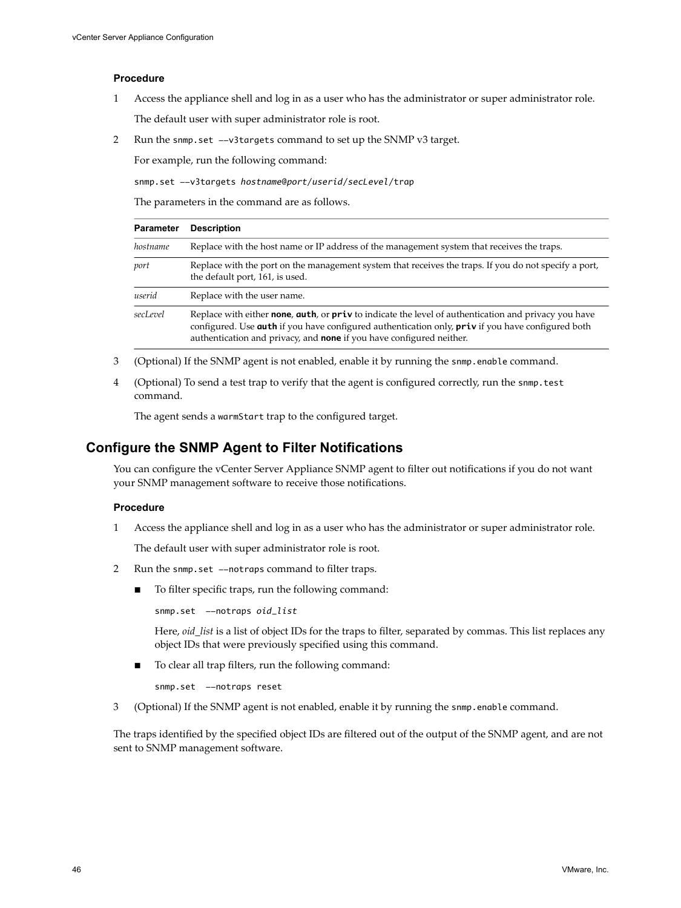### Procedure

1. Access the appliance shell and log in as a user who has the administrator or super administrator role.

   The default user with super administrator role is root.

2. Run the `snmp.set --v3targets` command to set up the SNMP v3 target.

   For example, run the following command:

   ```
   snmp.set --v3targets hostname@port/userid/secLevel/trap
   ```

   The parameters in the command are as follows.

   | Parameter | Description |
   | --- | --- |
   | *hostname* | Replace with the host name or IP address of the management system that receives the traps. |
   | *port* | Replace with the port on the management system that receives the traps. If you do not specify a port, the default port, 161, is used. |
   | *userid* | Replace with the user name. |
   | *secLevel* | Replace with either **none**, **auth**, or **priv** to indicate the level of authentication and privacy you have configured. Use **auth** if you have configured authentication only, **priv** if you have configured both authentication and privacy, and **none** if you have configured neither. |

3. (Optional) If the SNMP agent is not enabled, enable it by running the `snmp.enable` command.

4. (Optional) To send a test trap to verify that the agent is configured correctly, run the `snmp.test` command.

   The agent sends a `warmStart` trap to the configured target.

## Configure the SNMP Agent to Filter Notifications

You can configure the vCenter Server Appliance SNMP agent to filter out notifications if you do not want your SNMP management software to receive those notifications.

### Procedure

1. Access the appliance shell and log in as a user who has the administrator or super administrator role.

   The default user with super administrator role is root.

2. Run the `snmp.set --notraps` command to filter traps.

   - To filter specific traps, run the following command:

     ```
     snmp.set  --notraps oid_list
     ```

     Here, *oid_list* is a list of object IDs for the traps to filter, separated by commas. This list replaces any object IDs that were previously specified using this command.

   - To clear all trap filters, run the following command:

     ```
     snmp.set  --notraps reset
     ```

3. (Optional) If the SNMP agent is not enabled, enable it by running the `snmp.enable` command.

The traps identified by the specified object IDs are filtered out of the output of the SNMP agent, and are not sent to SNMP management software.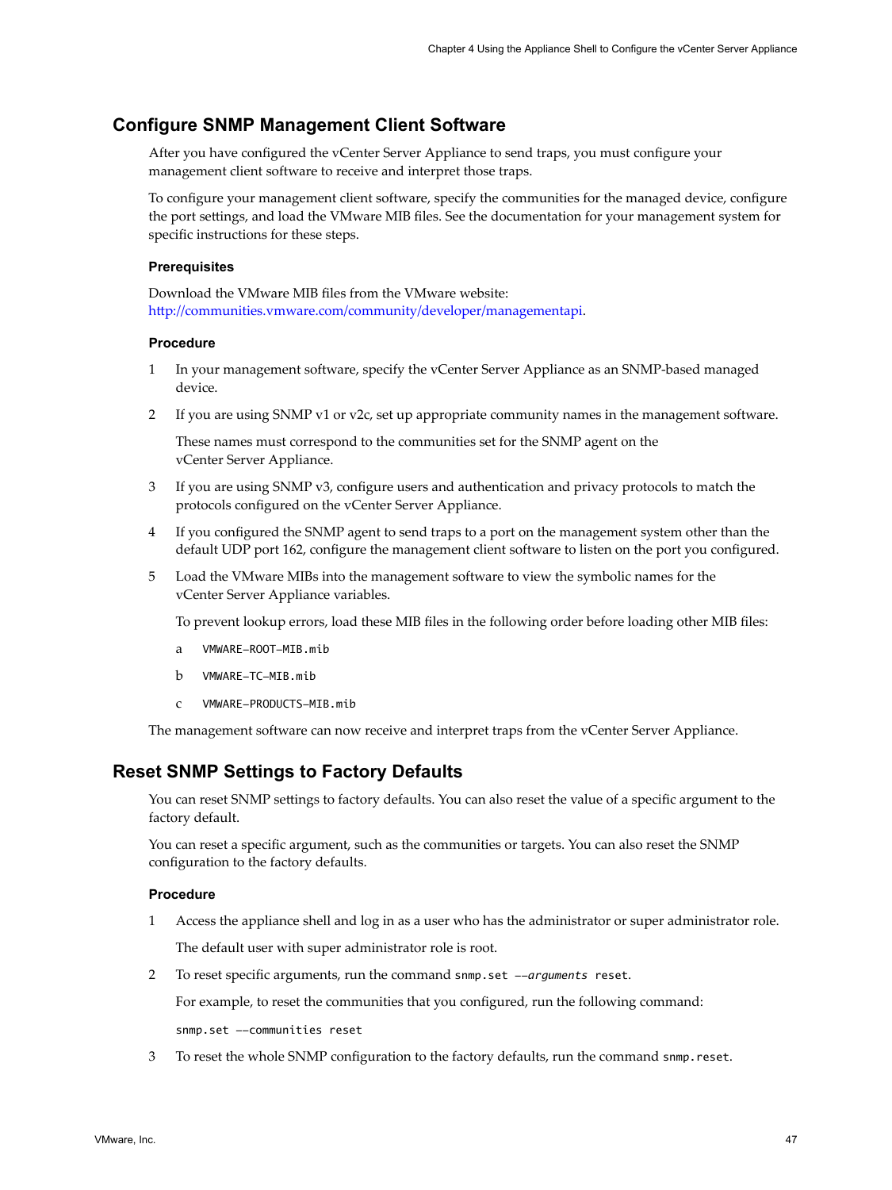## Configure SNMP Management Client Software

After you have configured the vCenter Server Appliance to send traps, you must configure your management client software to receive and interpret those traps.

To configure your management client software, specify the communities for the managed device, configure the port settings, and load the VMware MIB files. See the documentation for your management system for specific instructions for these steps.

### Prerequisites

Download the VMware MIB files from the VMware website: http://communities.vmware.com/community/developer/managementapi.

### Procedure

1. In your management software, specify the vCenter Server Appliance as an SNMP-based managed device.
2. If you are using SNMP v1 or v2c, set up appropriate community names in the management software.

   These names must correspond to the communities set for the SNMP agent on the vCenter Server Appliance.
3. If you are using SNMP v3, configure users and authentication and privacy protocols to match the protocols configured on the vCenter Server Appliance.
4. If you configured the SNMP agent to send traps to a port on the management system other than the default UDP port 162, configure the management client software to listen on the port you configured.
5. Load the VMware MIBs into the management software to view the symbolic names for the vCenter Server Appliance variables.

   To prevent lookup errors, load these MIB files in the following order before loading other MIB files:

   a. `VMWARE-ROOT-MIB.mib`
   b. `VMWARE-TC-MIB.mib`
   c. `VMWARE-PRODUCTS-MIB.mib`

The management software can now receive and interpret traps from the vCenter Server Appliance.

## Reset SNMP Settings to Factory Defaults

You can reset SNMP settings to factory defaults. You can also reset the value of a specific argument to the factory default.

You can reset a specific argument, such as the communities or targets. You can also reset the SNMP configuration to the factory defaults.

### Procedure

1. Access the appliance shell and log in as a user who has the administrator or super administrator role.

   The default user with super administrator role is root.
2. To reset specific arguments, run the command `snmp.set --`*`arguments`*` reset`.

   For example, to reset the communities that you configured, run the following command:

   ```
   snmp.set --communities reset
   ```
3. To reset the whole SNMP configuration to the factory defaults, run the command `snmp.reset`.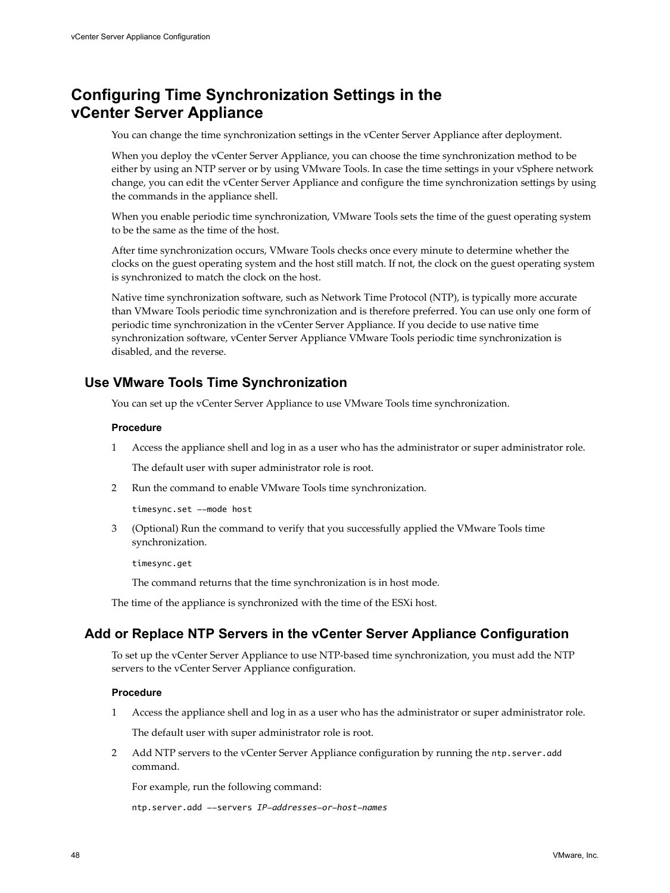# Configuring Time Synchronization Settings in the vCenter Server Appliance

You can change the time synchronization settings in the vCenter Server Appliance after deployment.

When you deploy the vCenter Server Appliance, you can choose the time synchronization method to be either by using an NTP server or by using VMware Tools. In case the time settings in your vSphere network change, you can edit the vCenter Server Appliance and configure the time synchronization settings by using the commands in the appliance shell.

When you enable periodic time synchronization, VMware Tools sets the time of the guest operating system to be the same as the time of the host.

After time synchronization occurs, VMware Tools checks once every minute to determine whether the clocks on the guest operating system and the host still match. If not, the clock on the guest operating system is synchronized to match the clock on the host.

Native time synchronization software, such as Network Time Protocol (NTP), is typically more accurate than VMware Tools periodic time synchronization and is therefore preferred. You can use only one form of periodic time synchronization in the vCenter Server Appliance. If you decide to use native time synchronization software, vCenter Server Appliance VMware Tools periodic time synchronization is disabled, and the reverse.

## Use VMware Tools Time Synchronization

You can set up the vCenter Server Appliance to use VMware Tools time synchronization.

#### Procedure

1. Access the appliance shell and log in as a user who has the administrator or super administrator role.

   The default user with super administrator role is root.

2. Run the command to enable VMware Tools time synchronization.

   ```
   timesync.set --mode host
   ```

3. (Optional) Run the command to verify that you successfully applied the VMware Tools time synchronization.

   ```
   timesync.get
   ```

   The command returns that the time synchronization is in host mode.

The time of the appliance is synchronized with the time of the ESXi host.

## Add or Replace NTP Servers in the vCenter Server Appliance Configuration

To set up the vCenter Server Appliance to use NTP-based time synchronization, you must add the NTP servers to the vCenter Server Appliance configuration.

#### Procedure

1. Access the appliance shell and log in as a user who has the administrator or super administrator role.

   The default user with super administrator role is root.

2. Add NTP servers to the vCenter Server Appliance configuration by running the `ntp.server.add` command.

   For example, run the following command:

   ```
   ntp.server.add --servers IP-addresses-or-host-names
   ```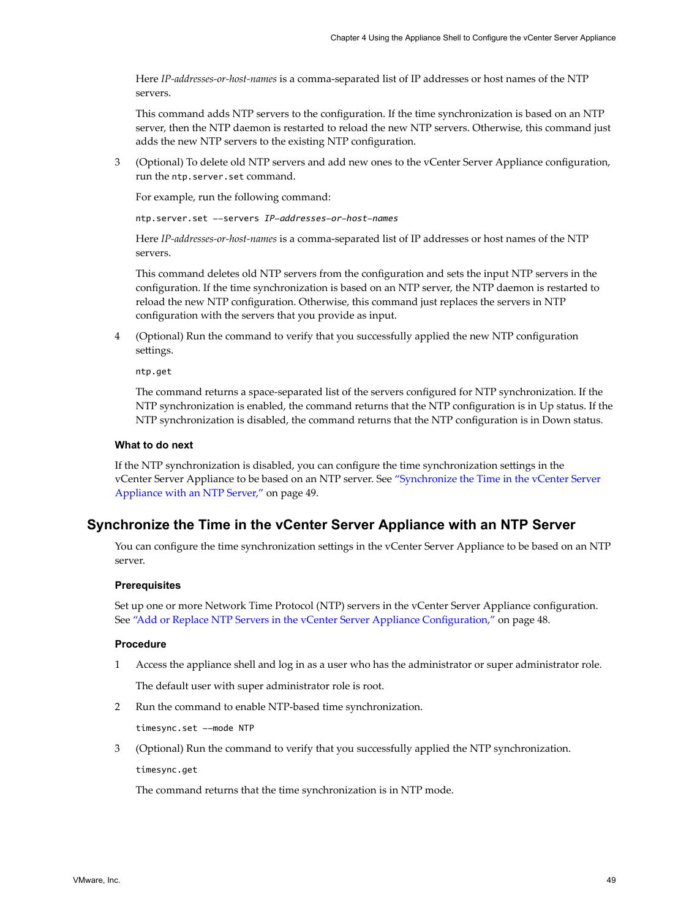Here *IP-addresses-or-host-names* is a comma-separated list of IP addresses or host names of the NTP servers.

This command adds NTP servers to the configuration. If the time synchronization is based on an NTP server, then the NTP daemon is restarted to reload the new NTP servers. Otherwise, this command just adds the new NTP servers to the existing NTP configuration.

3 (Optional) To delete old NTP servers and add new ones to the vCenter Server Appliance configuration, run the `ntp.server.set` command.

   For example, run the following command:

   ```
   ntp.server.set --servers IP-addresses-or-host-names
   ```

   Here *IP-addresses-or-host-names* is a comma-separated list of IP addresses or host names of the NTP servers.

   This command deletes old NTP servers from the configuration and sets the input NTP servers in the configuration. If the time synchronization is based on an NTP server, the NTP daemon is restarted to reload the new NTP configuration. Otherwise, this command just replaces the servers in NTP configuration with the servers that you provide as input.

4 (Optional) Run the command to verify that you successfully applied the new NTP configuration settings.

   ```
   ntp.get
   ```

   The command returns a space-separated list of the servers configured for NTP synchronization. If the NTP synchronization is enabled, the command returns that the NTP configuration is in Up status. If the NTP synchronization is disabled, the command returns that the NTP configuration is in Down status.

#### What to do next

If the NTP synchronization is disabled, you can configure the time synchronization settings in the vCenter Server Appliance to be based on an NTP server. See "Synchronize the Time in the vCenter Server Appliance with an NTP Server," on page 49.

## Synchronize the Time in the vCenter Server Appliance with an NTP Server

You can configure the time synchronization settings in the vCenter Server Appliance to be based on an NTP server.

#### Prerequisites

Set up one or more Network Time Protocol (NTP) servers in the vCenter Server Appliance configuration. See "Add or Replace NTP Servers in the vCenter Server Appliance Configuration," on page 48.

#### Procedure

1 Access the appliance shell and log in as a user who has the administrator or super administrator role.

   The default user with super administrator role is root.

2 Run the command to enable NTP-based time synchronization.

   ```
   timesync.set --mode NTP
   ```

3 (Optional) Run the command to verify that you successfully applied the NTP synchronization.

   ```
   timesync.get
   ```

   The command returns that the time synchronization is in NTP mode.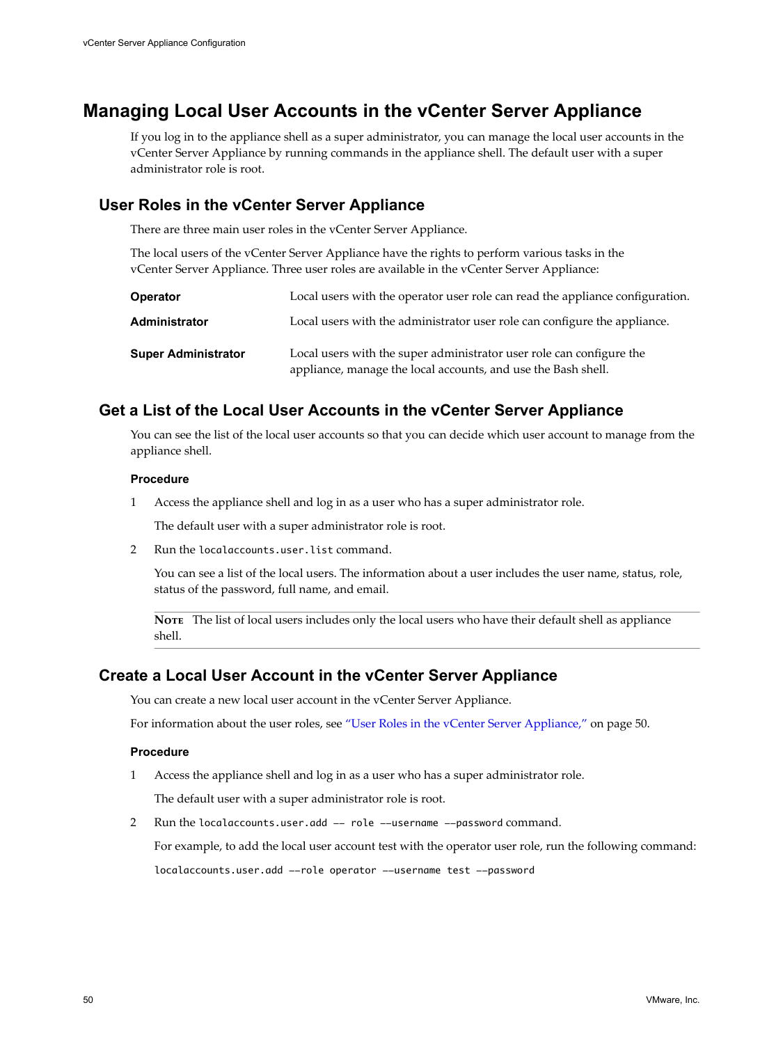# Managing Local User Accounts in the vCenter Server Appliance

If you log in to the appliance shell as a super administrator, you can manage the local user accounts in the vCenter Server Appliance by running commands in the appliance shell. The default user with a super administrator role is root.

## User Roles in the vCenter Server Appliance

There are three main user roles in the vCenter Server Appliance.

The local users of the vCenter Server Appliance have the rights to perform various tasks in the vCenter Server Appliance. Three user roles are available in the vCenter Server Appliance:

| | |
|---|---|
| **Operator** | Local users with the operator user role can read the appliance configuration. |
| **Administrator** | Local users with the administrator user role can configure the appliance. |
| **Super Administrator** | Local users with the super administrator user role can configure the appliance, manage the local accounts, and use the Bash shell. |

## Get a List of the Local User Accounts in the vCenter Server Appliance

You can see the list of the local user accounts so that you can decide which user account to manage from the appliance shell.

### Procedure

1. Access the appliance shell and log in as a user who has a super administrator role.

   The default user with a super administrator role is root.

2. Run the `localaccounts.user.list` command.

   You can see a list of the local users. The information about a user includes the user name, status, role, status of the password, full name, and email.

   **Note** The list of local users includes only the local users who have their default shell as appliance shell.

## Create a Local User Account in the vCenter Server Appliance

You can create a new local user account in the vCenter Server Appliance.

For information about the user roles, see "User Roles in the vCenter Server Appliance," on page 50.

### Procedure

1. Access the appliance shell and log in as a user who has a super administrator role.

   The default user with a super administrator role is root.

2. Run the `localaccounts.user.add -- role --username --password` command.

   For example, to add the local user account test with the operator user role, run the following command:

   ```
   localaccounts.user.add --role operator --username test --password
   ```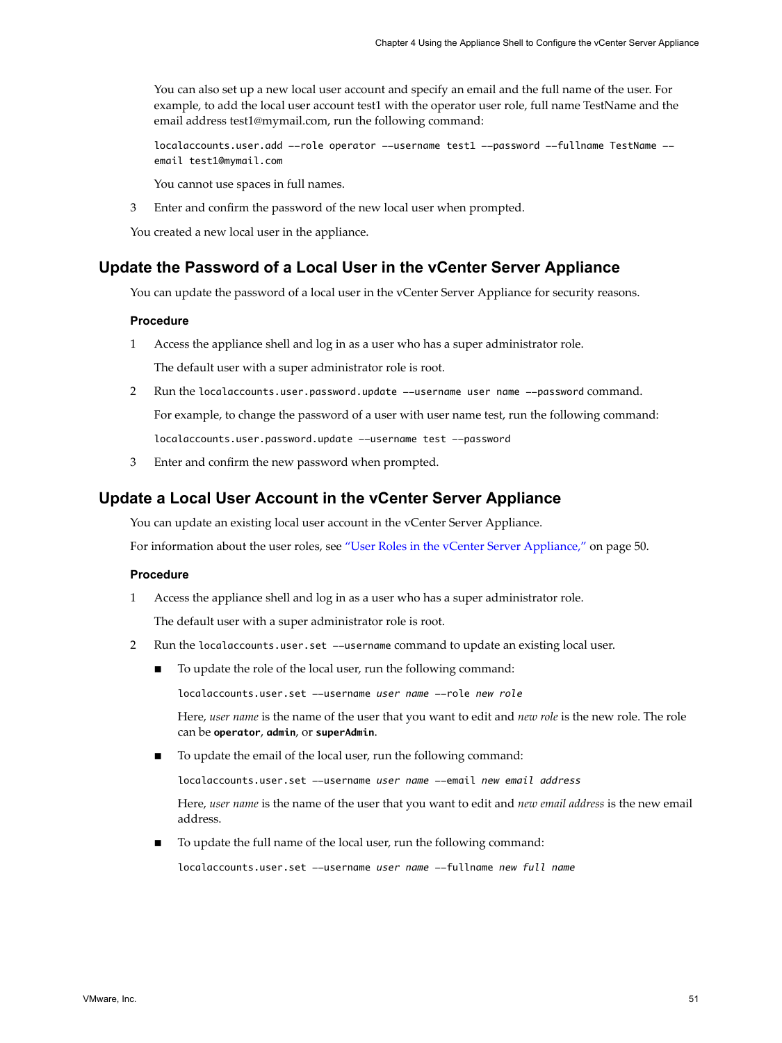You can also set up a new local user account and specify an email and the full name of the user. For example, to add the local user account test1 with the operator user role, full name TestName and the email address test1@mymail.com, run the following command:

```
localaccounts.user.add --role operator --username test1 --password --fullname TestName --
email test1@mymail.com
```

You cannot use spaces in full names.

3 Enter and confirm the password of the new local user when prompted.

You created a new local user in the appliance.

## Update the Password of a Local User in the vCenter Server Appliance

You can update the password of a local user in the vCenter Server Appliance for security reasons.

### Procedure

1 Access the appliance shell and log in as a user who has a super administrator role.

The default user with a super administrator role is root.

2 Run the `localaccounts.user.password.update --username user name --password` command.

For example, to change the password of a user with user name test, run the following command:

```
localaccounts.user.password.update --username test --password
```

3 Enter and confirm the new password when prompted.

## Update a Local User Account in the vCenter Server Appliance

You can update an existing local user account in the vCenter Server Appliance.

For information about the user roles, see "User Roles in the vCenter Server Appliance," on page 50.

### Procedure

1 Access the appliance shell and log in as a user who has a super administrator role.

The default user with a super administrator role is root.

2 Run the `localaccounts.user.set --username` command to update an existing local user.

- To update the role of the local user, run the following command:

  ```
  localaccounts.user.set --username user name --role new role
  ```

  Here, *user name* is the name of the user that you want to edit and *new role* is the new role. The role can be **operator**, **admin**, or **superAdmin**.

- To update the email of the local user, run the following command:

  ```
  localaccounts.user.set --username user name --email new email address
  ```

  Here, *user name* is the name of the user that you want to edit and *new email address* is the new email address.

- To update the full name of the local user, run the following command:

  ```
  localaccounts.user.set --username user name --fullname new full name
  ```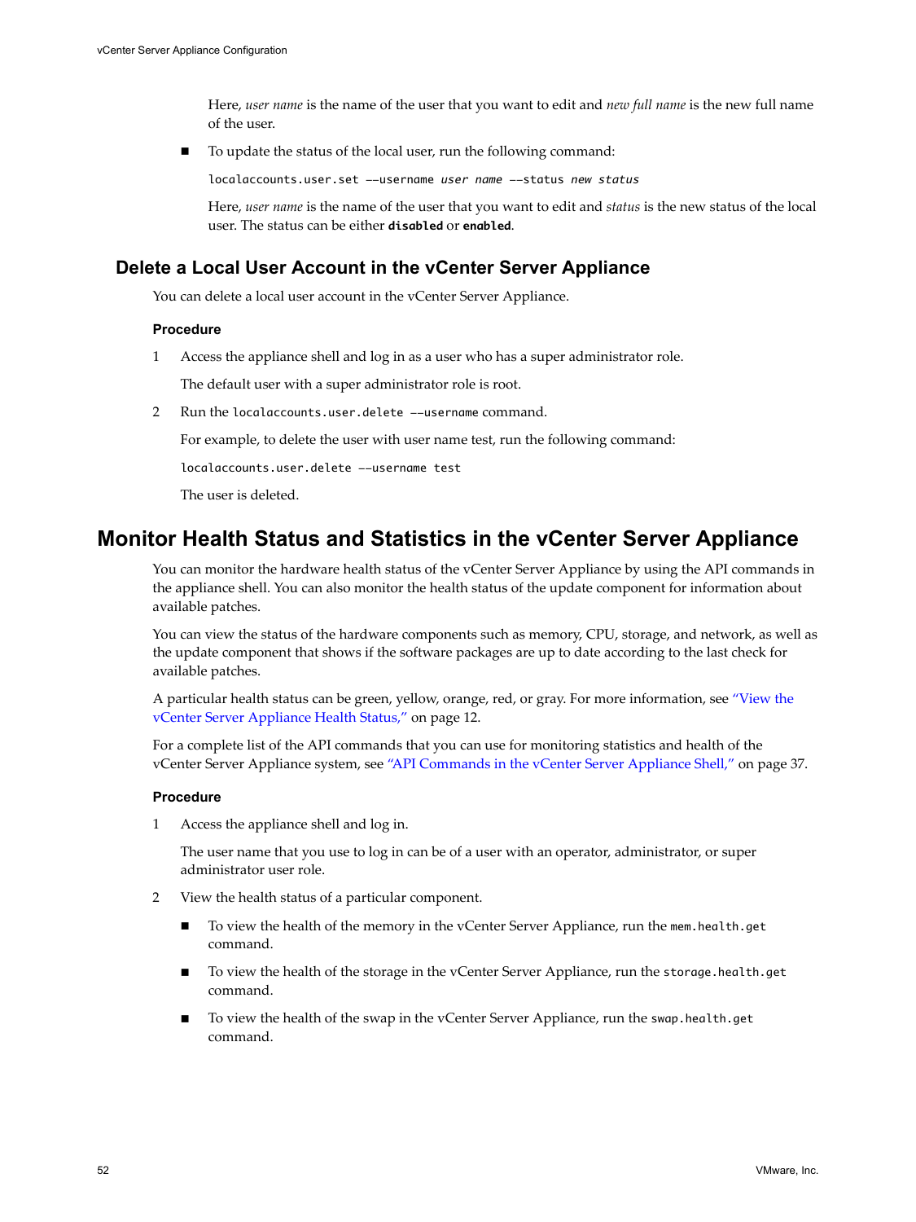Here, *user name* is the name of the user that you want to edit and *new full name* is the new full name of the user.

- To update the status of the local user, run the following command:

  ```
  localaccounts.user.set --username user name --status new status
  ```

  Here, *user name* is the name of the user that you want to edit and *status* is the new status of the local user. The status can be either **disabled** or **enabled**.

## Delete a Local User Account in the vCenter Server Appliance

You can delete a local user account in the vCenter Server Appliance.

### Procedure

1. Access the appliance shell and log in as a user who has a super administrator role.

   The default user with a super administrator role is root.

2. Run the `localaccounts.user.delete --username` command.

   For example, to delete the user with user name test, run the following command:

   ```
   localaccounts.user.delete --username test
   ```

   The user is deleted.

# Monitor Health Status and Statistics in the vCenter Server Appliance

You can monitor the hardware health status of the vCenter Server Appliance by using the API commands in the appliance shell. You can also monitor the health status of the update component for information about available patches.

You can view the status of the hardware components such as memory, CPU, storage, and network, as well as the update component that shows if the software packages are up to date according to the last check for available patches.

A particular health status can be green, yellow, orange, red, or gray. For more information, see "View the vCenter Server Appliance Health Status," on page 12.

For a complete list of the API commands that you can use for monitoring statistics and health of the vCenter Server Appliance system, see "API Commands in the vCenter Server Appliance Shell," on page 37.

### Procedure

1. Access the appliance shell and log in.

   The user name that you use to log in can be of a user with an operator, administrator, or super administrator user role.

2. View the health status of a particular component.

   - To view the health of the memory in the vCenter Server Appliance, run the `mem.health.get` command.
   - To view the health of the storage in the vCenter Server Appliance, run the `storage.health.get` command.
   - To view the health of the swap in the vCenter Server Appliance, run the `swap.health.get` command.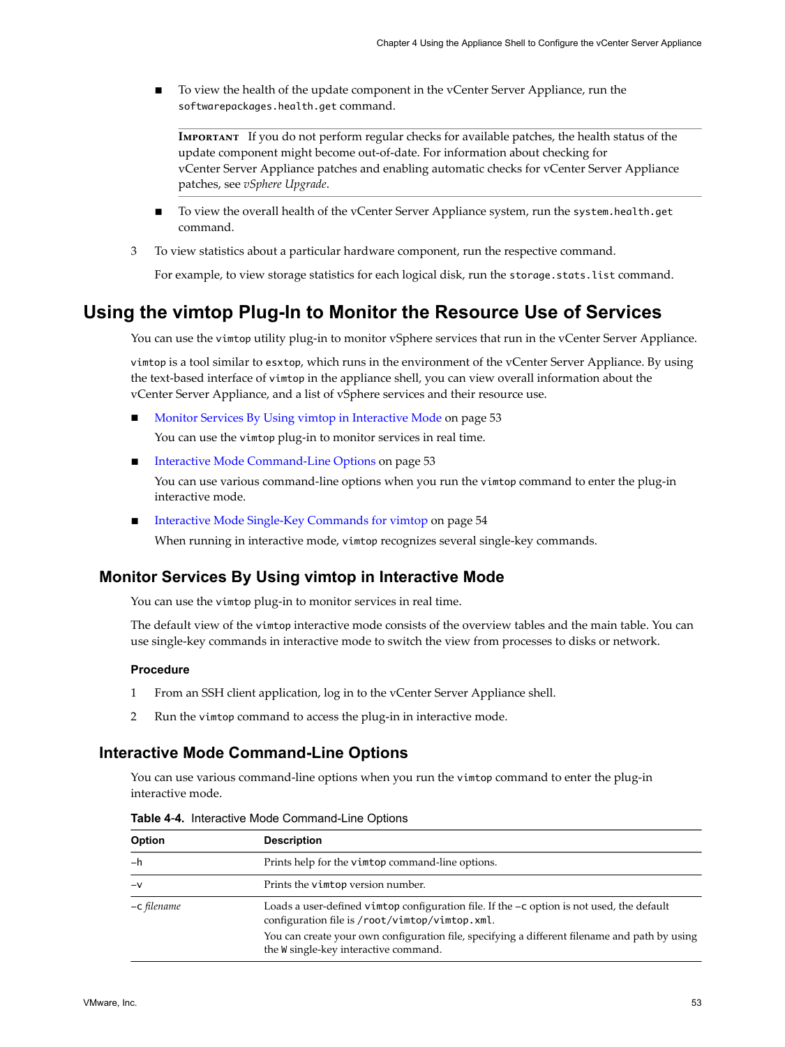- To view the health of the update component in the vCenter Server Appliance, run the `softwarepackages.health.get` command.

  **IMPORTANT** If you do not perform regular checks for available patches, the health status of the update component might become out-of-date. For information about checking for vCenter Server Appliance patches and enabling automatic checks for vCenter Server Appliance patches, see *vSphere Upgrade*.

- To view the overall health of the vCenter Server Appliance system, run the `system.health.get` command.

3. To view statistics about a particular hardware component, run the respective command.

   For example, to view storage statistics for each logical disk, run the `storage.stats.list` command.

## Using the vimtop Plug-In to Monitor the Resource Use of Services

You can use the `vimtop` utility plug-in to monitor vSphere services that run in the vCenter Server Appliance.

`vimtop` is a tool similar to `esxtop`, which runs in the environment of the vCenter Server Appliance. By using the text-based interface of `vimtop` in the appliance shell, you can view overall information about the vCenter Server Appliance, and a list of vSphere services and their resource use.

- Monitor Services By Using vimtop in Interactive Mode on page 53

  You can use the `vimtop` plug-in to monitor services in real time.

- Interactive Mode Command-Line Options on page 53

  You can use various command-line options when you run the `vimtop` command to enter the plug-in interactive mode.

- Interactive Mode Single-Key Commands for vimtop on page 54

  When running in interactive mode, `vimtop` recognizes several single-key commands.

### Monitor Services By Using vimtop in Interactive Mode

You can use the `vimtop` plug-in to monitor services in real time.

The default view of the `vimtop` interactive mode consists of the overview tables and the main table. You can use single-key commands in interactive mode to switch the view from processes to disks or network.

#### Procedure

1. From an SSH client application, log in to the vCenter Server Appliance shell.
2. Run the `vimtop` command to access the plug-in in interactive mode.

### Interactive Mode Command-Line Options

You can use various command-line options when you run the `vimtop` command to enter the plug-in interactive mode.

**Table 4-4.** Interactive Mode Command-Line Options

| Option | Description |
| --- | --- |
| `-h` | Prints help for the `vimtop` command-line options. |
| `-v` | Prints the `vimtop` version number. |
| `-c` *filename* | Loads a user-defined `vimtop` configuration file. If the `-c` option is not used, the default configuration file is `/root/vimtop/vimtop.xml`.<br>You can create your own configuration file, specifying a different filename and path by using the `W` single-key interactive command. |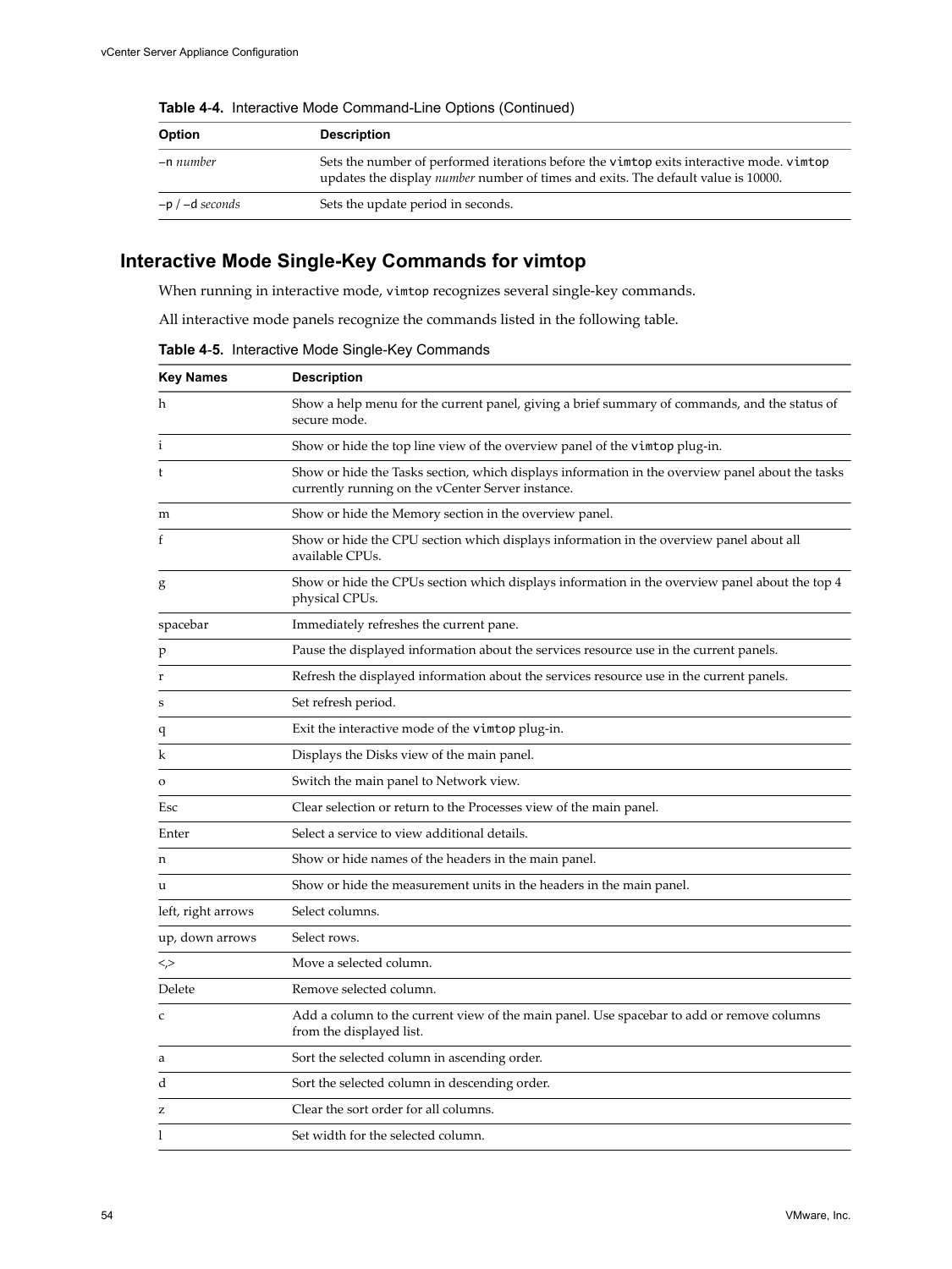**Table 4-4.** Interactive Mode Command-Line Options (Continued)

| Option | Description |
|---|---|
| `-n` *number* | Sets the number of performed iterations before the `vimtop` exits interactive mode. `vimtop` updates the display *number* number of times and exits. The default value is 10000. |
| `-p` / `-d` *seconds* | Sets the update period in seconds. |

## Interactive Mode Single-Key Commands for vimtop

When running in interactive mode, `vimtop` recognizes several single-key commands.

All interactive mode panels recognize the commands listed in the following table.

**Table 4-5.** Interactive Mode Single-Key Commands

| Key Names | Description |
|---|---|
| h | Show a help menu for the current panel, giving a brief summary of commands, and the status of secure mode. |
| i | Show or hide the top line view of the overview panel of the `vimtop` plug-in. |
| t | Show or hide the Tasks section, which displays information in the overview panel about the tasks currently running on the vCenter Server instance. |
| m | Show or hide the Memory section in the overview panel. |
| f | Show or hide the CPU section which displays information in the overview panel about all available CPUs. |
| g | Show or hide the CPUs section which displays information in the overview panel about the top 4 physical CPUs. |
| spacebar | Immediately refreshes the current pane. |
| p | Pause the displayed information about the services resource use in the current panels. |
| r | Refresh the displayed information about the services resource use in the current panels. |
| s | Set refresh period. |
| q | Exit the interactive mode of the `vimtop` plug-in. |
| k | Displays the Disks view of the main panel. |
| o | Switch the main panel to Network view. |
| Esc | Clear selection or return to the Processes view of the main panel. |
| Enter | Select a service to view additional details. |
| n | Show or hide names of the headers in the main panel. |
| u | Show or hide the measurement units in the headers in the main panel. |
| left, right arrows | Select columns. |
| up, down arrows | Select rows. |
| <,> | Move a selected column. |
| Delete | Remove selected column. |
| c | Add a column to the current view of the main panel. Use spacebar to add or remove columns from the displayed list. |
| a | Sort the selected column in ascending order. |
| d | Sort the selected column in descending order. |
| z | Clear the sort order for all columns. |
| l | Set width for the selected column. |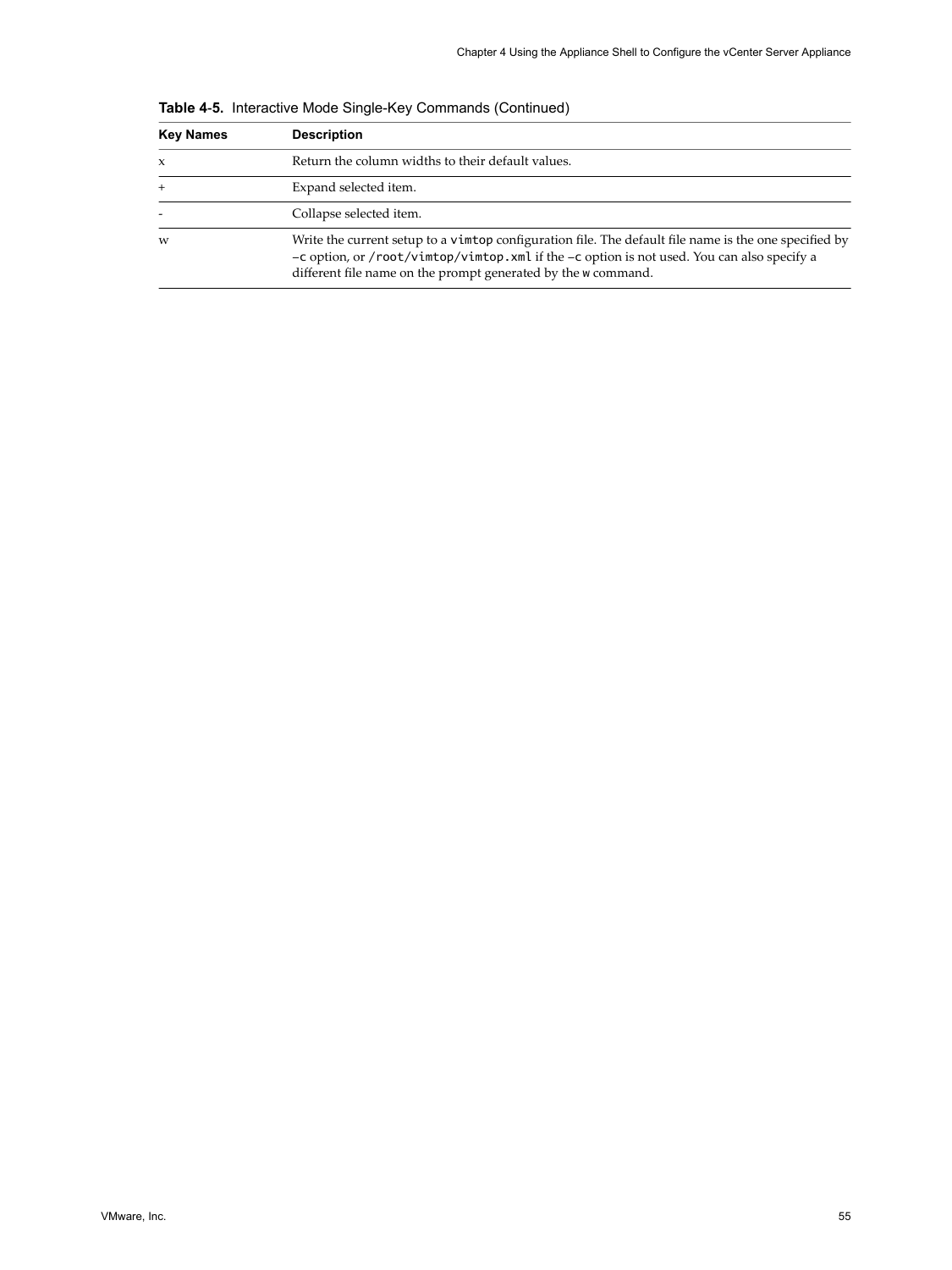**Table 4-5.** Interactive Mode Single-Key Commands (Continued)

| Key Names | Description |
|---|---|
| x | Return the column widths to their default values. |
| + | Expand selected item. |
| - | Collapse selected item. |
| w | Write the current setup to a `vimtop` configuration file. The default file name is the one specified by `–c` option, or `/root/vimtop/vimtop.xml` if the `–c` option is not used. You can also specify a different file name on the prompt generated by the `w` command. |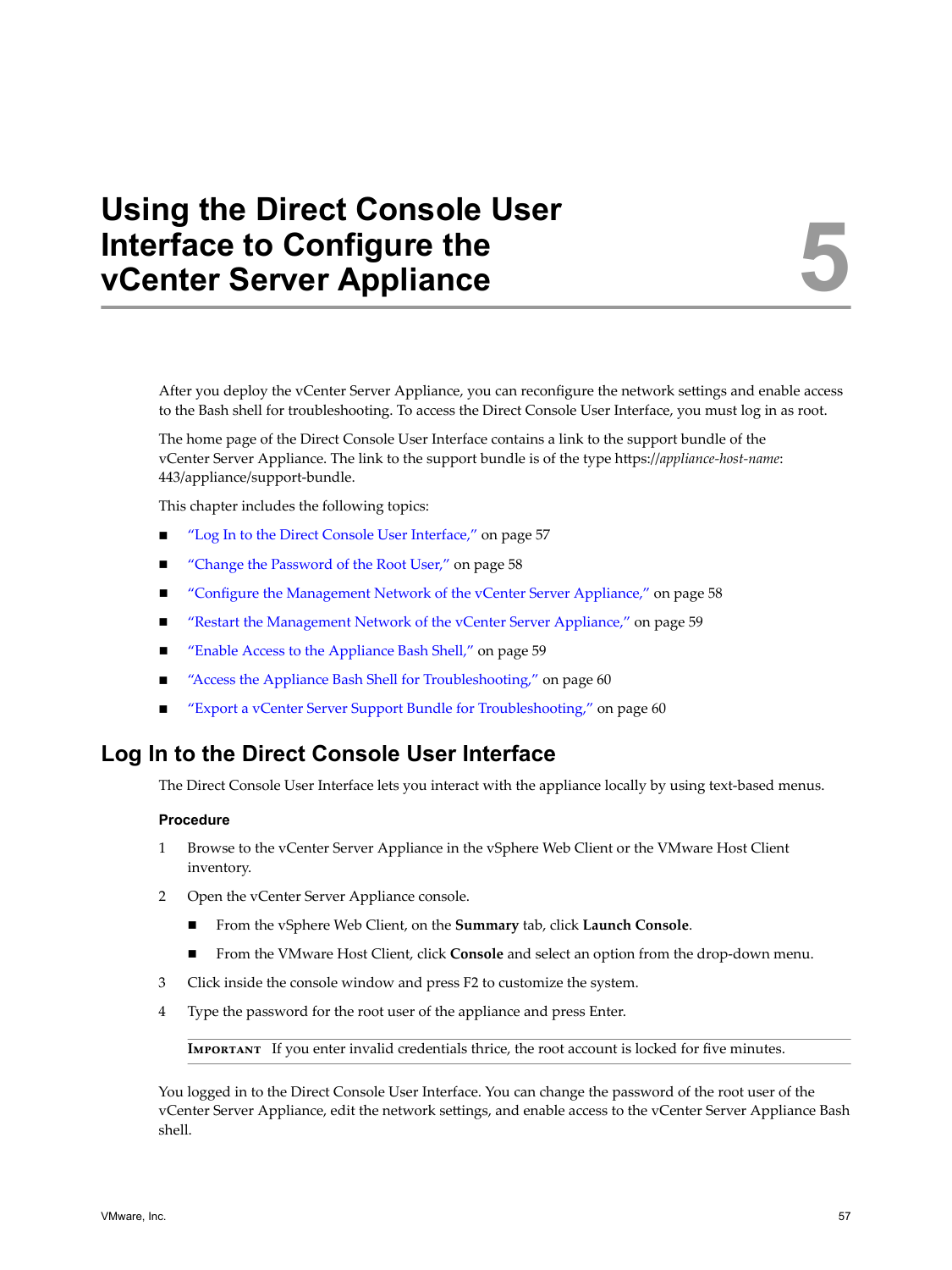// Chapter 5

# Using the Direct Console User Interface to Configure the vCenter Server Appliance

After you deploy the vCenter Server Appliance, you can reconfigure the network settings and enable access to the Bash shell for troubleshooting. To access the Direct Console User Interface, you must log in as root.

The home page of the Direct Console User Interface contains a link to the support bundle of the vCenter Server Appliance. The link to the support bundle is of the type https://*appliance-host-name*:443/appliance/support-bundle.

This chapter includes the following topics:

- "Log In to the Direct Console User Interface," on page 57
- "Change the Password of the Root User," on page 58
- "Configure the Management Network of the vCenter Server Appliance," on page 58
- "Restart the Management Network of the vCenter Server Appliance," on page 59
- "Enable Access to the Appliance Bash Shell," on page 59
- "Access the Appliance Bash Shell for Troubleshooting," on page 60
- "Export a vCenter Server Support Bundle for Troubleshooting," on page 60

## Log In to the Direct Console User Interface

The Direct Console User Interface lets you interact with the appliance locally by using text-based menus.

### Procedure

1. Browse to the vCenter Server Appliance in the vSphere Web Client or the VMware Host Client inventory.
2. Open the vCenter Server Appliance console.
   - From the vSphere Web Client, on the **Summary** tab, click **Launch Console**.
   - From the VMware Host Client, click **Console** and select an option from the drop-down menu.
3. Click inside the console window and press F2 to customize the system.
4. Type the password for the root user of the appliance and press Enter.

   **IMPORTANT** If you enter invalid credentials thrice, the root account is locked for five minutes.

You logged in to the Direct Console User Interface. You can change the password of the root user of the vCenter Server Appliance, edit the network settings, and enable access to the vCenter Server Appliance Bash shell.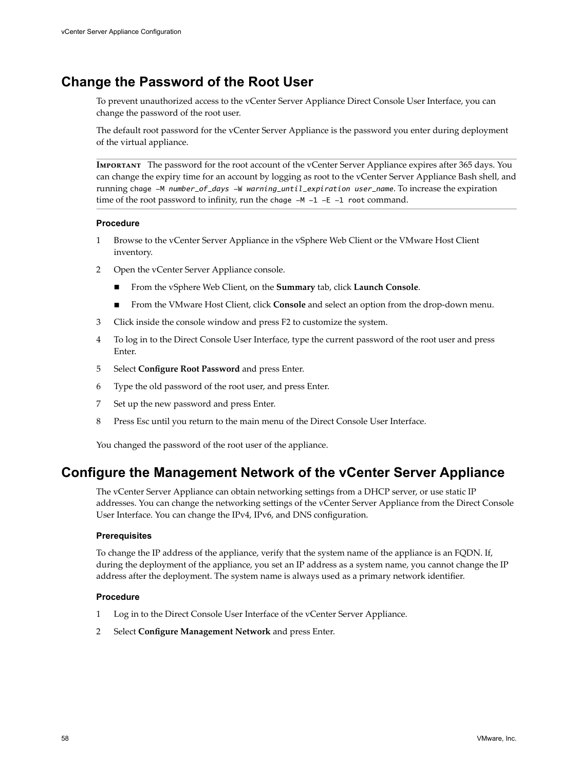## Change the Password of the Root User

To prevent unauthorized access to the vCenter Server Appliance Direct Console User Interface, you can change the password of the root user.

The default root password for the vCenter Server Appliance is the password you enter during deployment of the virtual appliance.

---

**IMPORTANT** The password for the root account of the vCenter Server Appliance expires after 365 days. You can change the expiry time for an account by logging as root to the vCenter Server Appliance Bash shell, and running `chage -M` *`number_of_days`* `-W` *`warning_until_expiration user_name`*. To increase the expiration time of the root password to infinity, run the `chage -M -1 -E -1 root` command.

---

### Procedure

1. Browse to the vCenter Server Appliance in the vSphere Web Client or the VMware Host Client inventory.
2. Open the vCenter Server Appliance console.
   - From the vSphere Web Client, on the **Summary** tab, click **Launch Console**.
   - From the VMware Host Client, click **Console** and select an option from the drop-down menu.
3. Click inside the console window and press F2 to customize the system.
4. To log in to the Direct Console User Interface, type the current password of the root user and press Enter.
5. Select **Configure Root Password** and press Enter.
6. Type the old password of the root user, and press Enter.
7. Set up the new password and press Enter.
8. Press Esc until you return to the main menu of the Direct Console User Interface.

You changed the password of the root user of the appliance.

## Configure the Management Network of the vCenter Server Appliance

The vCenter Server Appliance can obtain networking settings from a DHCP server, or use static IP addresses. You can change the networking settings of the vCenter Server Appliance from the Direct Console User Interface. You can change the IPv4, IPv6, and DNS configuration.

### Prerequisites

To change the IP address of the appliance, verify that the system name of the appliance is an FQDN. If, during the deployment of the appliance, you set an IP address as a system name, you cannot change the IP address after the deployment. The system name is always used as a primary network identifier.

### Procedure

1. Log in to the Direct Console User Interface of the vCenter Server Appliance.
2. Select **Configure Management Network** and press Enter.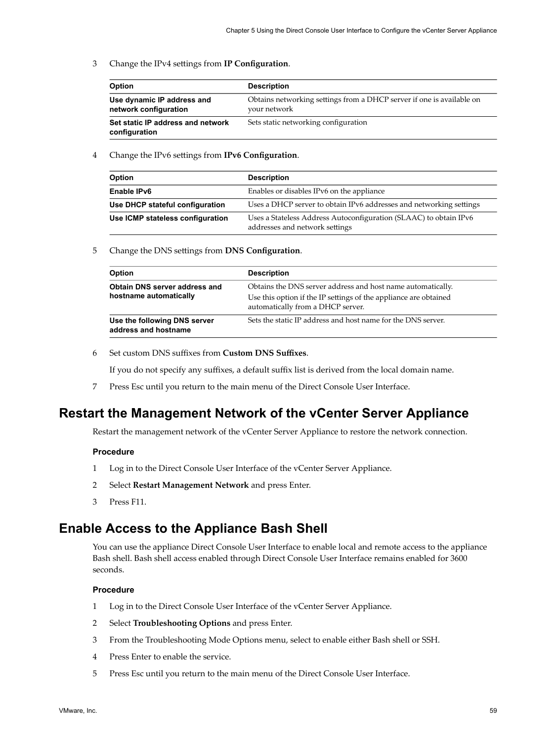3 Change the IPv4 settings from **IP Configuration**.

| Option | Description |
|---|---|
| **Use dynamic IP address and network configuration** | Obtains networking settings from a DHCP server if one is available on your network |
| **Set static IP address and network configuration** | Sets static networking configuration |

4 Change the IPv6 settings from **IPv6 Configuration**.

| Option | Description |
|---|---|
| **Enable IPv6** | Enables or disables IPv6 on the appliance |
| **Use DHCP stateful configuration** | Uses a DHCP server to obtain IPv6 addresses and networking settings |
| **Use ICMP stateless configuration** | Uses a Stateless Address Autoconfiguration (SLAAC) to obtain IPv6 addresses and network settings |

5 Change the DNS settings from **DNS Configuration**.

| Option | Description |
|---|---|
| **Obtain DNS server address and hostname automatically** | Obtains the DNS server address and host name automatically. Use this option if the IP settings of the appliance are obtained automatically from a DHCP server. |
| **Use the following DNS server address and hostname** | Sets the static IP address and host name for the DNS server. |

6 Set custom DNS suffixes from **Custom DNS Suffixes**.

If you do not specify any suffixes, a default suffix list is derived from the local domain name.

7 Press Esc until you return to the main menu of the Direct Console User Interface.

## Restart the Management Network of the vCenter Server Appliance

Restart the management network of the vCenter Server Appliance to restore the network connection.

### Procedure

1 Log in to the Direct Console User Interface of the vCenter Server Appliance.

2 Select **Restart Management Network** and press Enter.

3 Press F11.

## Enable Access to the Appliance Bash Shell

You can use the appliance Direct Console User Interface to enable local and remote access to the appliance Bash shell. Bash shell access enabled through Direct Console User Interface remains enabled for 3600 seconds.

### Procedure

1 Log in to the Direct Console User Interface of the vCenter Server Appliance.

2 Select **Troubleshooting Options** and press Enter.

3 From the Troubleshooting Mode Options menu, select to enable either Bash shell or SSH.

4 Press Enter to enable the service.

5 Press Esc until you return to the main menu of the Direct Console User Interface.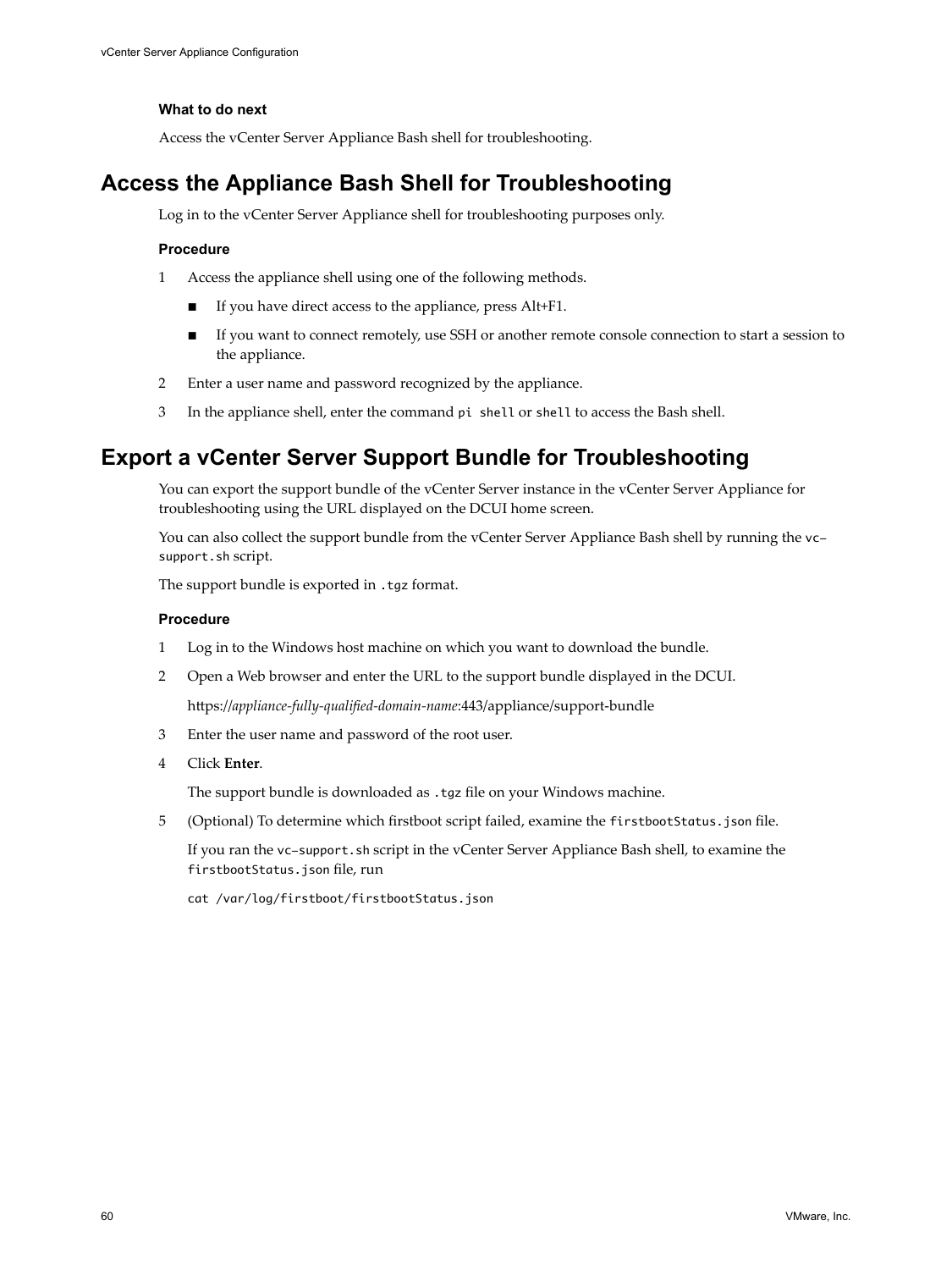**What to do next**

Access the vCenter Server Appliance Bash shell for troubleshooting.

## Access the Appliance Bash Shell for Troubleshooting

Log in to the vCenter Server Appliance shell for troubleshooting purposes only.

**Procedure**

1. Access the appliance shell using one of the following methods.
   - If you have direct access to the appliance, press Alt+F1.
   - If you want to connect remotely, use SSH or another remote console connection to start a session to the appliance.
2. Enter a user name and password recognized by the appliance.
3. In the appliance shell, enter the command `pi shell` or `shell` to access the Bash shell.

## Export a vCenter Server Support Bundle for Troubleshooting

You can export the support bundle of the vCenter Server instance in the vCenter Server Appliance for troubleshooting using the URL displayed on the DCUI home screen.

You can also collect the support bundle from the vCenter Server Appliance Bash shell by running the `vc-support.sh` script.

The support bundle is exported in `.tgz` format.

**Procedure**

1. Log in to the Windows host machine on which you want to download the bundle.
2. Open a Web browser and enter the URL to the support bundle displayed in the DCUI.

   https://*appliance-fully-qualified-domain-name*:443/appliance/support-bundle
3. Enter the user name and password of the root user.
4. Click **Enter**.

   The support bundle is downloaded as `.tgz` file on your Windows machine.
5. (Optional) To determine which firstboot script failed, examine the `firstbootStatus.json` file.

   If you ran the `vc-support.sh` script in the vCenter Server Appliance Bash shell, to examine the `firstbootStatus.json` file, run

   ```
   cat /var/log/firstboot/firstbootStatus.json
   ```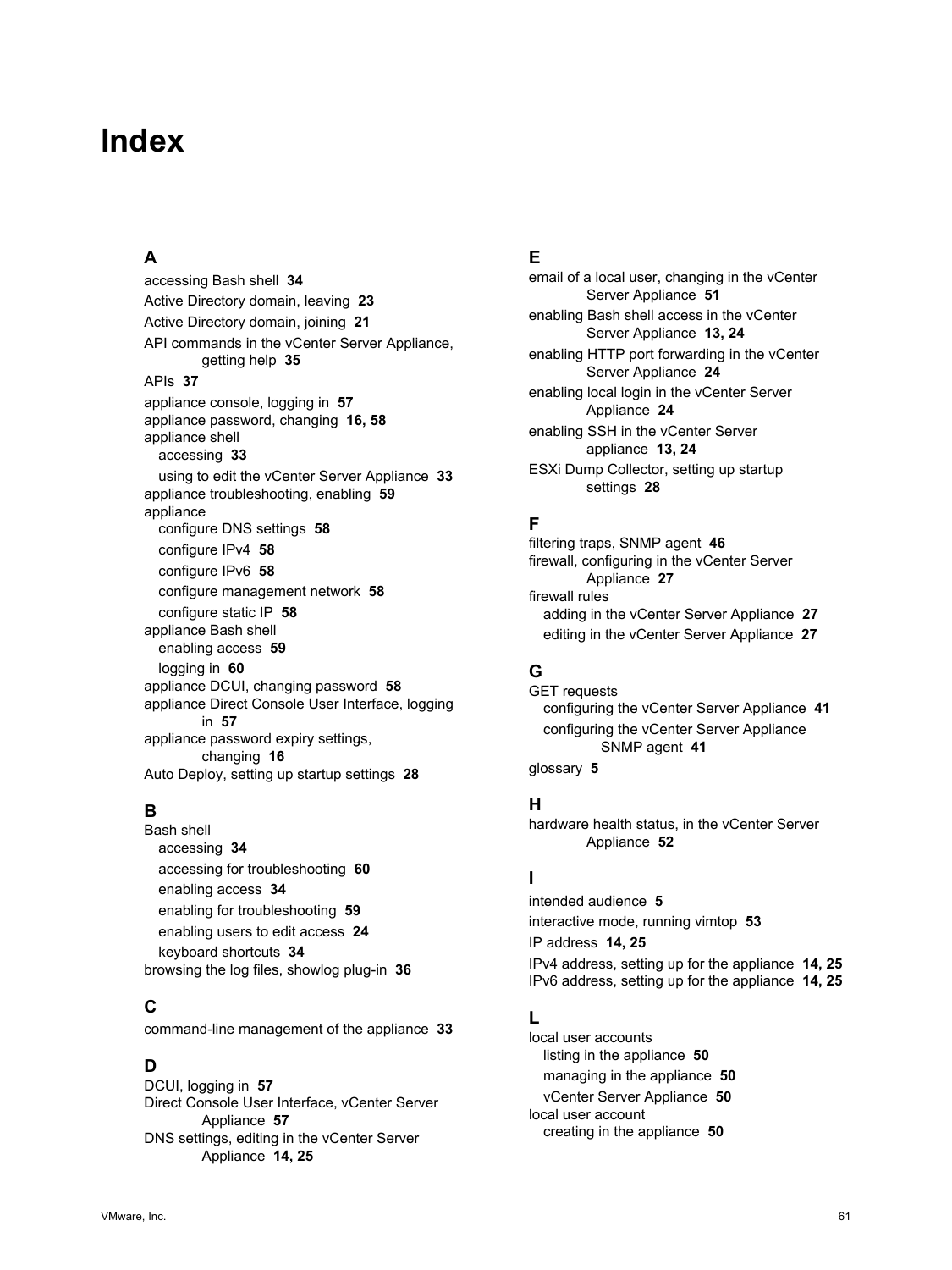# Index

## A

accessing Bash shell **34**
Active Directory domain, leaving **23**
Active Directory domain, joining **21**
API commands in the vCenter Server Appliance, getting help **35**
APIs **37**
appliance console, logging in **57**
appliance password, changing **16, 58**
appliance shell
- accessing **33**
- using to edit the vCenter Server Appliance **33**

appliance troubleshooting, enabling **59**
appliance
- configure DNS settings **58**
- configure IPv4 **58**
- configure IPv6 **58**
- configure management network **58**
- configure static IP **58**

appliance Bash shell
- enabling access **59**
- logging in **60**

appliance DCUI, changing password **58**
appliance Direct Console User Interface, logging in **57**
appliance password expiry settings, changing **16**
Auto Deploy, setting up startup settings **28**

## B

Bash shell
- accessing **34**
- accessing for troubleshooting **60**
- enabling access **34**
- enabling for troubleshooting **59**
- enabling users to edit access **24**
- keyboard shortcuts **34**

browsing the log files, showlog plug-in **36**

## C

command-line management of the appliance **33**

## D

DCUI, logging in **57**
Direct Console User Interface, vCenter Server Appliance **57**
DNS settings, editing in the vCenter Server Appliance **14, 25**

## E

email of a local user, changing in the vCenter Server Appliance **51**
enabling Bash shell access in the vCenter Server Appliance **13, 24**
enabling HTTP port forwarding in the vCenter Server Appliance **24**
enabling local login in the vCenter Server Appliance **24**
enabling SSH in the vCenter Server appliance **13, 24**
ESXi Dump Collector, setting up startup settings **28**

## F

filtering traps, SNMP agent **46**
firewall, configuring in the vCenter Server Appliance **27**
firewall rules
- adding in the vCenter Server Appliance **27**
- editing in the vCenter Server Appliance **27**

## G

GET requests
- configuring the vCenter Server Appliance **41**
- configuring the vCenter Server Appliance SNMP agent **41**

glossary **5**

## H

hardware health status, in the vCenter Server Appliance **52**

## I

intended audience **5**
interactive mode, running vimtop **53**
IP address **14, 25**
IPv4 address, setting up for the appliance **14, 25**
IPv6 address, setting up for the appliance **14, 25**

## L

local user accounts
- listing in the appliance **50**
- managing in the appliance **50**
- vCenter Server Appliance **50**

local user account
- creating in the appliance **50**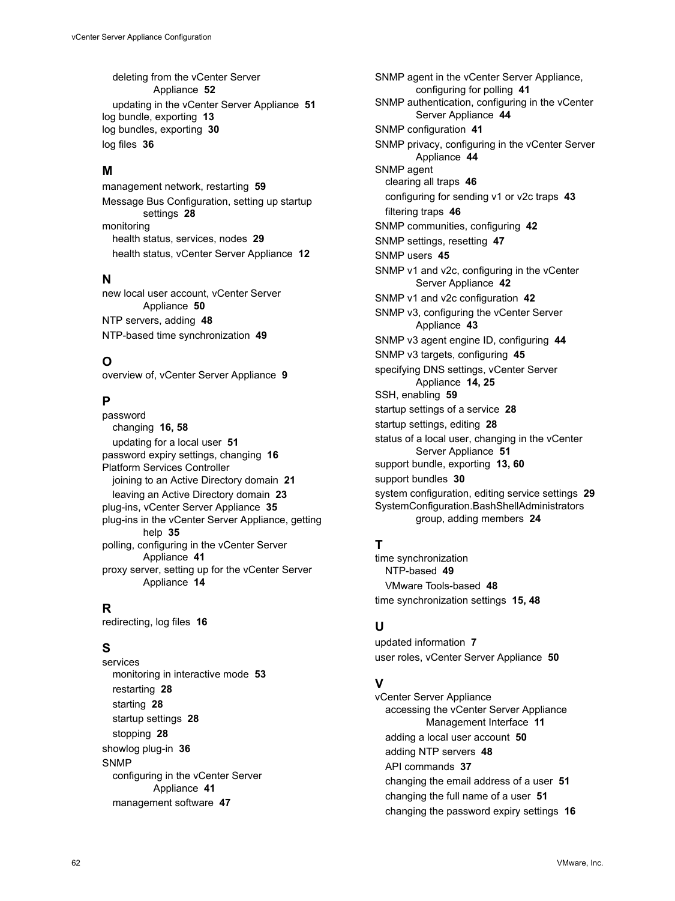- deleting from the vCenter Server Appliance **52**
- updating in the vCenter Server Appliance **51**

log bundle, exporting **13**
log bundles, exporting **30**
log files **36**

## M

management network, restarting **59**
Message Bus Configuration, setting up startup settings **28**
monitoring
- health status, services, nodes **29**
- health status, vCenter Server Appliance **12**

## N

new local user account, vCenter Server Appliance **50**
NTP servers, adding **48**
NTP-based time synchronization **49**

## O

overview of, vCenter Server Appliance **9**

## P

password
- changing **16, 58**
- updating for a local user **51**

password expiry settings, changing **16**
Platform Services Controller
- joining to an Active Directory domain **21**
- leaving an Active Directory domain **23**

plug-ins, vCenter Server Appliance **35**
plug-ins in the vCenter Server Appliance, getting help **35**
polling, configuring in the vCenter Server Appliance **41**
proxy server, setting up for the vCenter Server Appliance **14**

## R

redirecting, log files **16**

## S

services
- monitoring in interactive mode **53**
- restarting **28**
- starting **28**
- startup settings **28**
- stopping **28**

showlog plug-in **36**
SNMP
- configuring in the vCenter Server Appliance **41**
- management software **47**

SNMP agent in the vCenter Server Appliance, configuring for polling **41**
SNMP authentication, configuring in the vCenter Server Appliance **44**
SNMP configuration **41**
SNMP privacy, configuring in the vCenter Server Appliance **44**
SNMP agent
- clearing all traps **46**
- configuring for sending v1 or v2c traps **43**
- filtering traps **46**

SNMP communities, configuring **42**
SNMP settings, resetting **47**
SNMP users **45**
SNMP v1 and v2c, configuring in the vCenter Server Appliance **42**
SNMP v1 and v2c configuration **42**
SNMP v3, configuring the vCenter Server Appliance **43**
SNMP v3 agent engine ID, configuring **44**
SNMP v3 targets, configuring **45**
specifying DNS settings, vCenter Server Appliance **14, 25**
SSH, enabling **59**
startup settings of a service **28**
startup settings, editing **28**
status of a local user, changing in the vCenter Server Appliance **51**
support bundle, exporting **13, 60**
support bundles **30**
system configuration, editing service settings **29**
SystemConfiguration.BashShellAdministrators group, adding members **24**

## T

time synchronization
- NTP-based **49**
- VMware Tools-based **48**

time synchronization settings **15, 48**

## U

updated information **7**
user roles, vCenter Server Appliance **50**

## V

vCenter Server Appliance
- accessing the vCenter Server Appliance Management Interface **11**
- adding a local user account **50**
- adding NTP servers **48**
- API commands **37**
- changing the email address of a user **51**
- changing the full name of a user **51**
- changing the password expiry settings **16**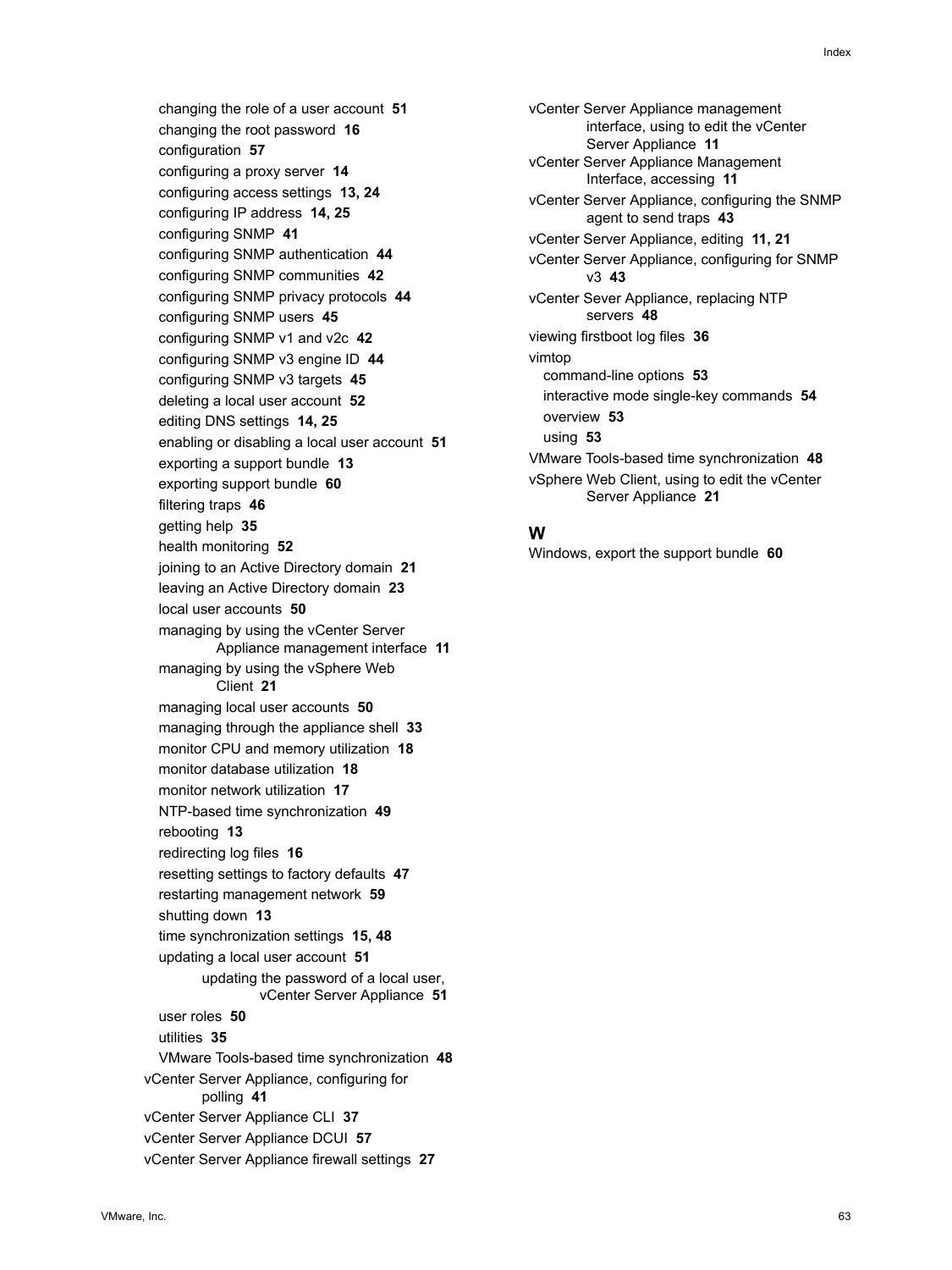changing the role of a user account **51**
changing the root password **16**
configuration **57**
configuring a proxy server **14**
configuring access settings **13, 24**
configuring IP address **14, 25**
configuring SNMP **41**
configuring SNMP authentication **44**
configuring SNMP communities **42**
configuring SNMP privacy protocols **44**
configuring SNMP users **45**
configuring SNMP v1 and v2c **42**
configuring SNMP v3 engine ID **44**
configuring SNMP v3 targets **45**
deleting a local user account **52**
editing DNS settings **14, 25**
enabling or disabling a local user account **51**
exporting a support bundle **13**
exporting support bundle **60**
filtering traps **46**
getting help **35**
health monitoring **52**
joining to an Active Directory domain **21**
leaving an Active Directory domain **23**
local user accounts **50**
managing by using the vCenter Server Appliance management interface **11**
managing by using the vSphere Web Client **21**
managing local user accounts **50**
managing through the appliance shell **33**
monitor CPU and memory utilization **18**
monitor database utilization **18**
monitor network utilization **17**
NTP-based time synchronization **49**
rebooting **13**
redirecting log files **16**
resetting settings to factory defaults **47**
restarting management network **59**
shutting down **13**
time synchronization settings **15, 48**
updating a local user account **51**
updating the password of a local user, vCenter Server Appliance **51**
user roles **50**
utilities **35**
VMware Tools-based time synchronization **48**

vCenter Server Appliance, configuring for polling **41**
vCenter Server Appliance CLI **37**
vCenter Server Appliance DCUI **57**
vCenter Server Appliance firewall settings **27**
vCenter Server Appliance management interface, using to edit the vCenter Server Appliance **11**
vCenter Server Appliance Management Interface, accessing **11**
vCenter Server Appliance, configuring the SNMP agent to send traps **43**
vCenter Server Appliance, editing **11, 21**
vCenter Server Appliance, configuring for SNMP v3 **43**
vCenter Sever Appliance, replacing NTP servers **48**
viewing firstboot log files **36**
vimtop
command-line options **53**
interactive mode single-key commands **54**
overview **53**
using **53**
VMware Tools-based time synchronization **48**
vSphere Web Client, using to edit the vCenter Server Appliance **21**

## W

Windows, export the support bundle **60**